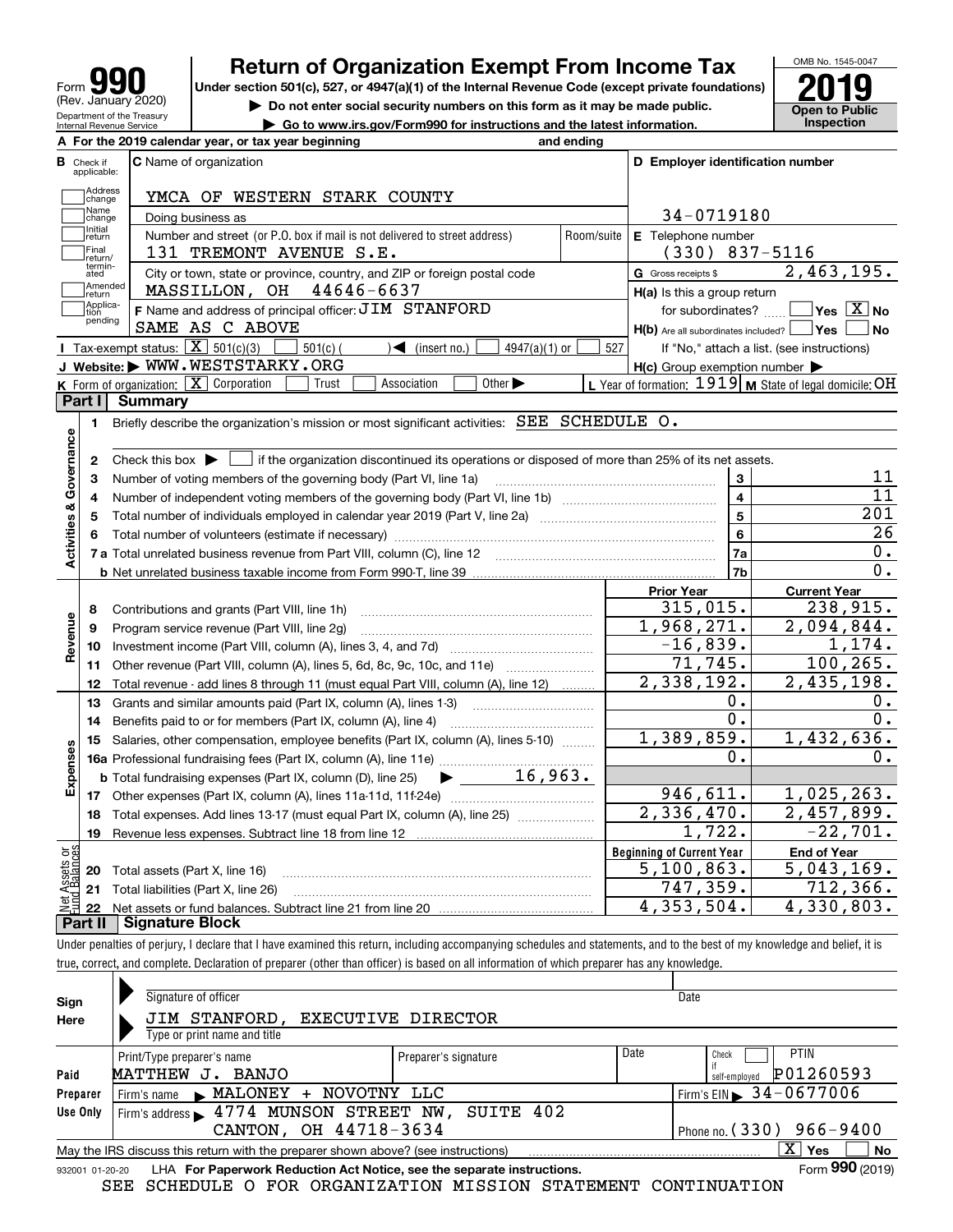Form **990** (Rev. January 2020)
Department of the Treasury
Internal Revenue Service

# Return of Organization Exempt From Income Tax

**Under section 501(c), 527, or 4947(a)(1) of the Internal Revenue Code (except private foundations)**

▶ Do not enter social security numbers on this form as it may be made public.

▶ Go to www.irs.gov/Form990 for instructions and the latest information.

OMB No. 1545-0047

**2019**

**Open to Public Inspection**

**A** For the 2019 calendar year, or tax year beginning and ending

**B** Check if applicable: Address change; Name change; Initial return; Final return/terminated; Amended return; Application pending

**C** Name of organization: YMCA OF WESTERN STARK COUNTY

Doing business as

Number and street (or P.O. box if mail is not delivered to street address): 131 TREMONT AVENUE S.E. Room/suite

City or town, state or province, country, and ZIP or foreign postal code: MASSILLON, OH 44646-6637

**F** Name and address of principal officer: JIM STANFORD
SAME AS C ABOVE

**D** Employer identification number: 34-0719180

**E** Telephone number: (330) 837-5116

**G** Gross receipts $ 2,463,195.

**H(a)** Is this a group return for subordinates? ☐ Yes ☒ No

**H(b)** Are all subordinates included? ☐ Yes ☐ No
If "No," attach a list. (see instructions)

**H(c)** Group exemption number ▶

**I** Tax-exempt status: ☒ 501(c)(3) ☐ 501(c) ( ) ◀ (insert no.) ☐ 4947(a)(1) or ☐ 527

**J** Website: ▶ WWW.WESTSTARKY.ORG

**K** Form of organization: ☒ Corporation ☐ Trust ☐ Association ☐ Other ▶

**L** Year of formation: 1919 **M** State of legal domicile: OH

## Part I Summary

**Activities & Governance**

1. Briefly describe the organization's mission or most significant activities: SEE SCHEDULE O.
2. Check this box ▶ ☐ if the organization discontinued its operations or disposed of more than 25% of its net assets.

| | | | |
|---|---|---|---|
| 3 | Number of voting members of the governing body (Part VI, line 1a) | 3 | 11 |
| 4 | Number of independent voting members of the governing body (Part VI, line 1b) | 4 | 11 |
| 5 | Total number of individuals employed in calendar year 2019 (Part V, line 2a) | 5 | 201 |
| 6 | Total number of volunteers (estimate if necessary) | 6 | 26 |
| 7a | Total unrelated business revenue from Part VIII, column (C), line 12 | 7a | 0. |
| b | Net unrelated business taxable income from Form 990-T, line 39 | 7b | 0. |

| | | | Prior Year | Current Year |
|---|---|---|---|---|
| **Revenue** | 8 | Contributions and grants (Part VIII, line 1h) | 315,015. | 238,915. |
| | 9 | Program service revenue (Part VIII, line 2g) | 1,968,271. | 2,094,844. |
| | 10 | Investment income (Part VIII, column (A), lines 3, 4, and 7d) | -16,839. | 1,174. |
| | 11 | Other revenue (Part VIII, column (A), lines 5, 6d, 8c, 9c, 10c, and 11e) | 71,745. | 100,265. |
| | 12 | Total revenue - add lines 8 through 11 (must equal Part VIII, column (A), line 12) | 2,338,192. | 2,435,198. |
| **Expenses** | 13 | Grants and similar amounts paid (Part IX, column (A), lines 1-3) | 0. | 0. |
| | 14 | Benefits paid to or for members (Part IX, column (A), line 4) | 0. | 0. |
| | 15 | Salaries, other compensation, employee benefits (Part IX, column (A), lines 5-10) | 1,389,859. | 1,432,636. |
| | 16a | Professional fundraising fees (Part IX, column (A), line 11e) | 0. | 0. |
| | b | Total fundraising expenses (Part IX, column (D), line 25) ▶ 16,963. | | |
| | 17 | Other expenses (Part IX, column (A), lines 11a-11d, 11f-24e) | 946,611. | 1,025,263. |
| | 18 | Total expenses. Add lines 13-17 (must equal Part IX, column (A), line 25) | 2,336,470. | 2,457,899. |
| | 19 | Revenue less expenses. Subtract line 18 from line 12 | 1,722. | -22,701. |
| | | | **Beginning of Current Year** | **End of Year** |
| **Net Assets or Fund Balances** | 20 | Total assets (Part X, line 16) | 5,100,863. | 5,043,169. |
| | 21 | Total liabilities (Part X, line 26) | 747,359. | 712,366. |
| | 22 | Net assets or fund balances. Subtract line 21 from line 20 | 4,353,504. | 4,330,803. |

## Part II Signature Block

Under penalties of perjury, I declare that I have examined this return, including accompanying schedules and statements, and to the best of my knowledge and belief, it is true, correct, and complete. Declaration of preparer (other than officer) is based on all information of which preparer has any knowledge.

**Sign Here**

Signature of officer ▶ Date

JIM STANFORD, EXECUTIVE DIRECTOR
Type or print name and title

**Paid Preparer Use Only**

| Print/Type preparer's name | Preparer's signature | Date | Check ☐ if self-employed | PTIN |
|---|---|---|---|---|
| MATTHEW J. BANJO | | | | P01260593 |

Firm's name ▶ MALONEY + NOVOTNY LLC — Firm's EIN ▶ 34-0677006

Firm's address ▶ 4774 MUNSON STREET NW, SUITE 402, CANTON, OH 44718-3634 — Phone no. (330) 966-9400

May the IRS discuss this return with the preparer shown above? (see instructions) ☒ Yes ☐ No

932001 01-20-20 LHA **For Paperwork Reduction Act Notice, see the separate instructions.** Form **990** (2019)

SEE SCHEDULE O FOR ORGANIZATION MISSION STATEMENT CONTINUATION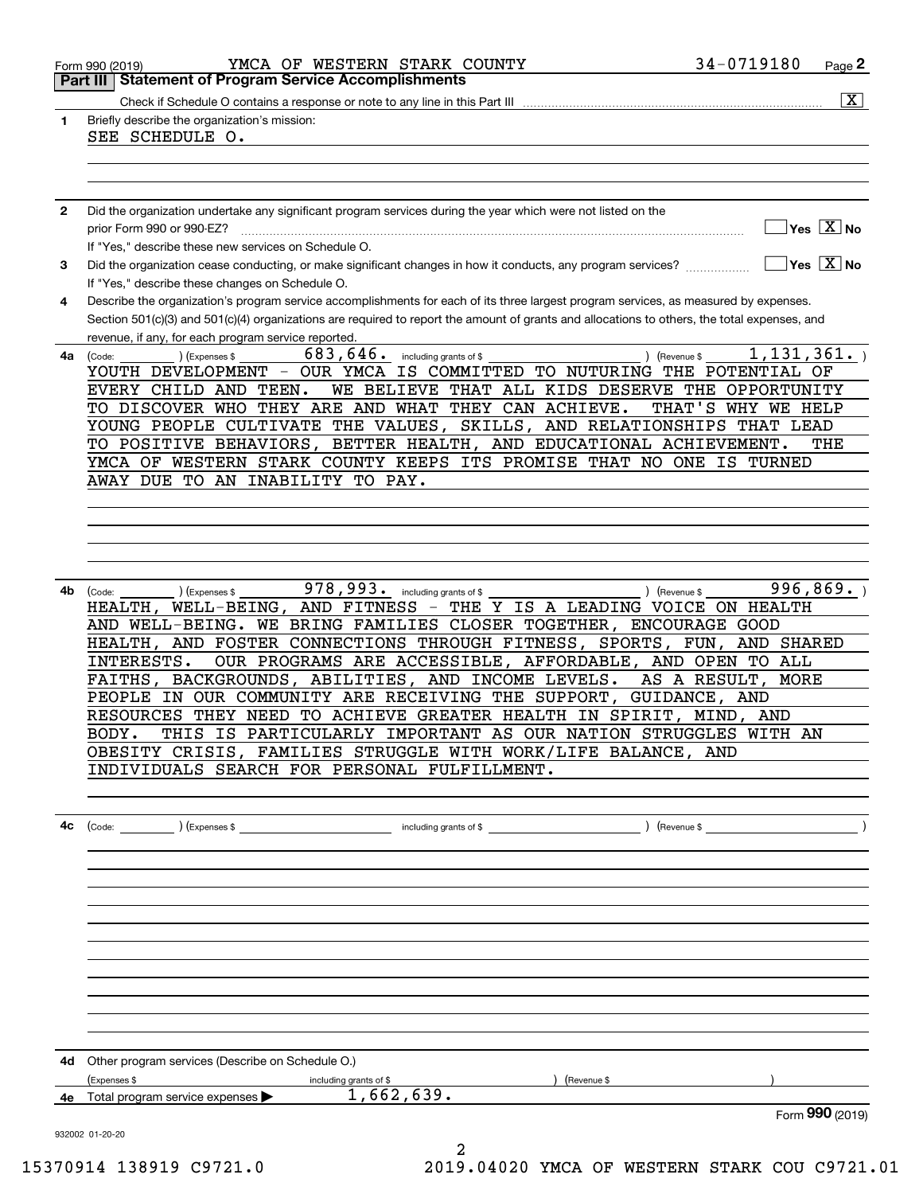Form 990 (2019) YMCA OF WESTERN STARK COUNTY 34-0719180 Page 2

## Part III Statement of Program Service Accomplishments

Check if Schedule O contains a response or note to any line in this Part III [X]

**1** Briefly describe the organization's mission:

SEE SCHEDULE O.

**2** Did the organization undertake any significant program services during the year which were not listed on the prior Form 990 or 990-EZ? [ ] Yes [X] No

If "Yes," describe these new services on Schedule O.

**3** Did the organization cease conducting, or make significant changes in how it conducts, any program services? [ ] Yes [X] No

If "Yes," describe these changes on Schedule O.

**4** Describe the organization's program service accomplishments for each of its three largest program services, as measured by expenses. Section 501(c)(3) and 501(c)(4) organizations are required to report the amount of grants and allocations to others, the total expenses, and revenue, if any, for each program service reported.

**4a** (Code: ) (Expenses $ 683,646. including grants of $ ) (Revenue $ 1,131,361. )

YOUTH DEVELOPMENT - OUR YMCA IS COMMITTED TO NUTURING THE POTENTIAL OF EVERY CHILD AND TEEN. WE BELIEVE THAT ALL KIDS DESERVE THE OPPORTUNITY TO DISCOVER WHO THEY ARE AND WHAT THEY CAN ACHIEVE. THAT'S WHY WE HELP YOUNG PEOPLE CULTIVATE THE VALUES, SKILLS, AND RELATIONSHIPS THAT LEAD TO POSITIVE BEHAVIORS, BETTER HEALTH, AND EDUCATIONAL ACHIEVEMENT. THE YMCA OF WESTERN STARK COUNTY KEEPS ITS PROMISE THAT NO ONE IS TURNED AWAY DUE TO AN INABILITY TO PAY.

**4b** (Code: ) (Expenses $ 978,993. including grants of $ ) (Revenue $ 996,869. )

HEALTH, WELL-BEING, AND FITNESS - THE Y IS A LEADING VOICE ON HEALTH AND WELL-BEING. WE BRING FAMILIES CLOSER TOGETHER, ENCOURAGE GOOD HEALTH, AND FOSTER CONNECTIONS THROUGH FITNESS, SPORTS, FUN, AND SHARED INTERESTS. OUR PROGRAMS ARE ACCESSIBLE, AFFORDABLE, AND OPEN TO ALL FAITHS, BACKGROUNDS, ABILITIES, AND INCOME LEVELS. AS A RESULT, MORE PEOPLE IN OUR COMMUNITY ARE RECEIVING THE SUPPORT, GUIDANCE, AND RESOURCES THEY NEED TO ACHIEVE GREATER HEALTH IN SPIRIT, MIND, AND BODY. THIS IS PARTICULARLY IMPORTANT AS OUR NATION STRUGGLES WITH AN OBESITY CRISIS, FAMILIES STRUGGLE WITH WORK/LIFE BALANCE, AND INDIVIDUALS SEARCH FOR PERSONAL FULFILLMENT.

**4c** (Code: ) (Expenses $ including grants of $ ) (Revenue $ )

**4d** Other program services (Describe on Schedule O.)

(Expenses $ including grants of $ ) (Revenue $ )

**4e** Total program service expenses ▶ 1,662,639.

Form 990 (2019)

932002 01-20-20

15370914 138919 C9721.0 2019.04020 YMCA OF WESTERN STARK COU C9721.01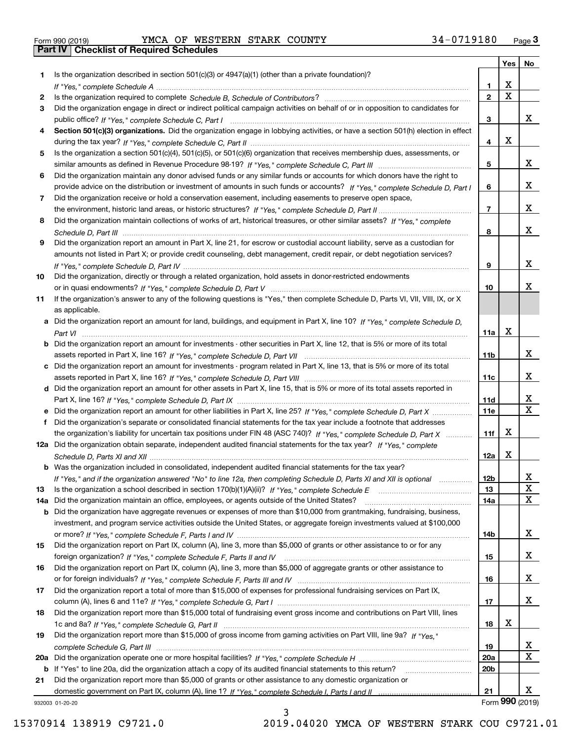Form 990 (2019) YMCA OF WESTERN STARK COUNTY 34-0719180 Page **3**

## Part IV Checklist of Required Schedules

| | | | Yes | No |
|---|---|---|---|---|
| 1 | Is the organization described in section 501(c)(3) or 4947(a)(1) (other than a private foundation)? *If "Yes," complete Schedule A* | 1 | X | |
| 2 | Is the organization required to complete *Schedule B, Schedule of Contributors*? | 2 | X | |
| 3 | Did the organization engage in direct or indirect political campaign activities on behalf of or in opposition to candidates for public office? *If "Yes," complete Schedule C, Part I* | 3 | | X |
| 4 | **Section 501(c)(3) organizations.** Did the organization engage in lobbying activities, or have a section 501(h) election in effect during the tax year? *If "Yes," complete Schedule C, Part II* | 4 | X | |
| 5 | Is the organization a section 501(c)(4), 501(c)(5), or 501(c)(6) organization that receives membership dues, assessments, or similar amounts as defined in Revenue Procedure 98-19? *If "Yes," complete Schedule C, Part III* | 5 | | X |
| 6 | Did the organization maintain any donor advised funds or any similar funds or accounts for which donors have the right to provide advice on the distribution or investment of amounts in such funds or accounts? *If "Yes," complete Schedule D, Part I* | 6 | | X |
| 7 | Did the organization receive or hold a conservation easement, including easements to preserve open space, the environment, historic land areas, or historic structures? *If "Yes," complete Schedule D, Part II* | 7 | | X |
| 8 | Did the organization maintain collections of works of art, historical treasures, or other similar assets? *If "Yes," complete Schedule D, Part III* | 8 | | X |
| 9 | Did the organization report an amount in Part X, line 21, for escrow or custodial account liability, serve as a custodian for amounts not listed in Part X; or provide credit counseling, debt management, credit repair, or debt negotiation services? *If "Yes," complete Schedule D, Part IV* | 9 | | X |
| 10 | Did the organization, directly or through a related organization, hold assets in donor-restricted endowments or in quasi endowments? *If "Yes," complete Schedule D, Part V* | 10 | | X |
| 11 | If the organization's answer to any of the following questions is "Yes," then complete Schedule D, Parts VI, VII, VIII, IX, or X as applicable. | | | |
| a | Did the organization report an amount for land, buildings, and equipment in Part X, line 10? *If "Yes," complete Schedule D, Part VI* | 11a | X | |
| b | Did the organization report an amount for investments - other securities in Part X, line 12, that is 5% or more of its total assets reported in Part X, line 16? *If "Yes," complete Schedule D, Part VII* | 11b | | X |
| c | Did the organization report an amount for investments - program related in Part X, line 13, that is 5% or more of its total assets reported in Part X, line 16? *If "Yes," complete Schedule D, Part VIII* | 11c | | X |
| d | Did the organization report an amount for other assets in Part X, line 15, that is 5% or more of its total assets reported in Part X, line 16? *If "Yes," complete Schedule D, Part IX* | 11d | | X |
| e | Did the organization report an amount for other liabilities in Part X, line 25? *If "Yes," complete Schedule D, Part X* | 11e | | X |
| f | Did the organization's separate or consolidated financial statements for the tax year include a footnote that addresses the organization's liability for uncertain tax positions under FIN 48 (ASC 740)? *If "Yes," complete Schedule D, Part X* | 11f | X | |
| 12a | Did the organization obtain separate, independent audited financial statements for the tax year? *If "Yes," complete Schedule D, Parts XI and XII* | 12a | X | |
| b | Was the organization included in consolidated, independent audited financial statements for the tax year? *If "Yes," and if the organization answered "No" to line 12a, then completing Schedule D, Parts XI and XII is optional* | 12b | | X |
| 13 | Is the organization a school described in section 170(b)(1)(A)(ii)? *If "Yes," complete Schedule E* | 13 | | X |
| 14a | Did the organization maintain an office, employees, or agents outside of the United States? | 14a | | X |
| b | Did the organization have aggregate revenues or expenses of more than $10,000 from grantmaking, fundraising, business, investment, and program service activities outside the United States, or aggregate foreign investments valued at $100,000 or more? *If "Yes," complete Schedule F, Parts I and IV* | 14b | | X |
| 15 | Did the organization report on Part IX, column (A), line 3, more than $5,000 of grants or other assistance to or for any foreign organization? *If "Yes," complete Schedule F, Parts II and IV* | 15 | | X |
| 16 | Did the organization report on Part IX, column (A), line 3, more than $5,000 of aggregate grants or other assistance to or for foreign individuals? *If "Yes," complete Schedule F, Parts III and IV* | 16 | | X |
| 17 | Did the organization report a total of more than $15,000 of expenses for professional fundraising services on Part IX, column (A), lines 6 and 11e? *If "Yes," complete Schedule G, Part I* | 17 | | X |
| 18 | Did the organization report more than $15,000 total of fundraising event gross income and contributions on Part VIII, lines 1c and 8a? *If "Yes," complete Schedule G, Part II* | 18 | X | |
| 19 | Did the organization report more than $15,000 of gross income from gaming activities on Part VIII, line 9a? *If "Yes," complete Schedule G, Part III* | 19 | | X |
| 20a | Did the organization operate one or more hospital facilities? *If "Yes," complete Schedule H* | 20a | | X |
| b | If "Yes" to line 20a, did the organization attach a copy of its audited financial statements to this return? | 20b | | |
| 21 | Did the organization report more than $5,000 of grants or other assistance to any domestic organization or domestic government on Part IX, column (A), line 1? *If "Yes," complete Schedule I, Parts I and II* | 21 | | X |

932003 01-20-20 Form **990** (2019)

15370914 138919 C9721.0 2019.04020 YMCA OF WESTERN STARK COU C9721.01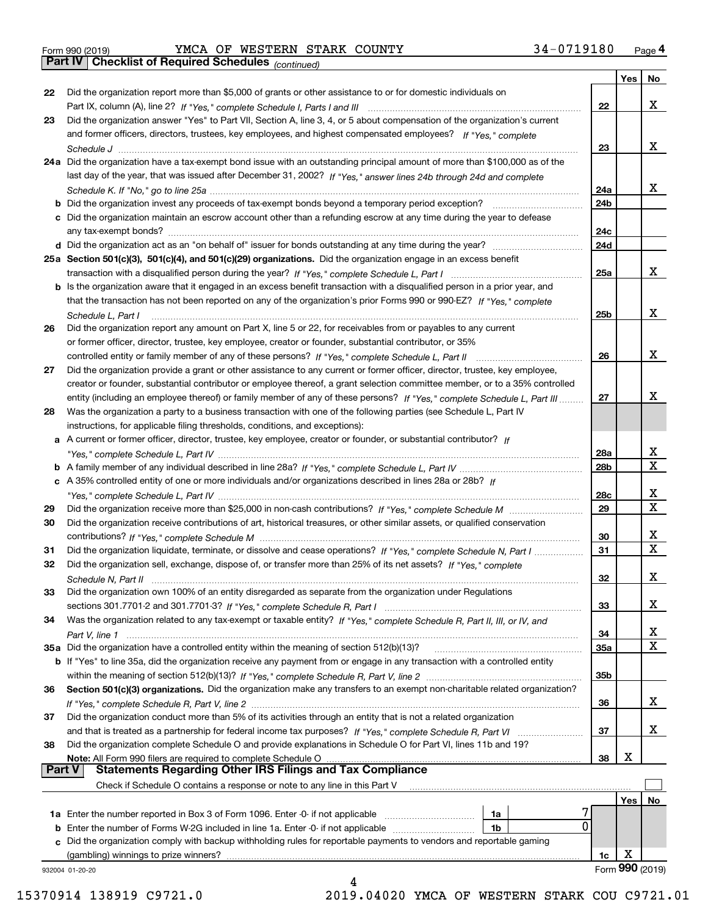Form 990 (2019) YMCA OF WESTERN STARK COUNTY 34-0719180 Page 4

## Part IV Checklist of Required Schedules *(continued)*

| | | | Yes | No |
|---|---|---|---|---|
| 22 | Did the organization report more than $5,000 of grants or other assistance to or for domestic individuals on Part IX, column (A), line 2? *If "Yes," complete Schedule I, Parts I and III* | 22 | | X |
| 23 | Did the organization answer "Yes" to Part VII, Section A, line 3, 4, or 5 about compensation of the organization's current and former officers, directors, trustees, key employees, and highest compensated employees? *If "Yes," complete Schedule J* | 23 | | X |
| 24a | Did the organization have a tax-exempt bond issue with an outstanding principal amount of more than $100,000 as of the last day of the year, that was issued after December 31, 2002? *If "Yes," answer lines 24b through 24d and complete Schedule K. If "No," go to line 25a* | 24a | | X |
| b | Did the organization invest any proceeds of tax-exempt bonds beyond a temporary period exception? | 24b | | |
| c | Did the organization maintain an escrow account other than a refunding escrow at any time during the year to defease any tax-exempt bonds? | 24c | | |
| d | Did the organization act as an "on behalf of" issuer for bonds outstanding at any time during the year? | 24d | | |
| 25a | **Section 501(c)(3), 501(c)(4), and 501(c)(29) organizations.** Did the organization engage in an excess benefit transaction with a disqualified person during the year? *If "Yes," complete Schedule L, Part I* | 25a | | X |
| b | Is the organization aware that it engaged in an excess benefit transaction with a disqualified person in a prior year, and that the transaction has not been reported on any of the organization's prior Forms 990 or 990-EZ? *If "Yes," complete Schedule L, Part I* | 25b | | X |
| 26 | Did the organization report any amount on Part X, line 5 or 22, for receivables from or payables to any current or former officer, director, trustee, key employee, creator or founder, substantial contributor, or 35% controlled entity or family member of any of these persons? *If "Yes," complete Schedule L, Part II* | 26 | | X |
| 27 | Did the organization provide a grant or other assistance to any current or former officer, director, trustee, key employee, creator or founder, substantial contributor or employee thereof, a grant selection committee member, or to a 35% controlled entity (including an employee thereof) or family member of any of these persons? *If "Yes," complete Schedule L, Part III* | 27 | | X |
| 28 | Was the organization a party to a business transaction with one of the following parties (see Schedule L, Part IV instructions, for applicable filing thresholds, conditions, and exceptions): | | | |
| a | A current or former officer, director, trustee, key employee, creator or founder, or substantial contributor? *If "Yes," complete Schedule L, Part IV* | 28a | | X |
| b | A family member of any individual described in line 28a? *If "Yes," complete Schedule L, Part IV* | 28b | | X |
| c | A 35% controlled entity of one or more individuals and/or organizations described in lines 28a or 28b? *If "Yes," complete Schedule L, Part IV* | 28c | | X |
| 29 | Did the organization receive more than $25,000 in non-cash contributions? *If "Yes," complete Schedule M* | 29 | | X |
| 30 | Did the organization receive contributions of art, historical treasures, or other similar assets, or qualified conservation contributions? *If "Yes," complete Schedule M* | 30 | | X |
| 31 | Did the organization liquidate, terminate, or dissolve and cease operations? *If "Yes," complete Schedule N, Part I* | 31 | | X |
| 32 | Did the organization sell, exchange, dispose of, or transfer more than 25% of its net assets? *If "Yes," complete Schedule N, Part II* | 32 | | X |
| 33 | Did the organization own 100% of an entity disregarded as separate from the organization under Regulations sections 301.7701-2 and 301.7701-3? *If "Yes," complete Schedule R, Part I* | 33 | | X |
| 34 | Was the organization related to any tax-exempt or taxable entity? *If "Yes," complete Schedule R, Part II, III, or IV, and Part V, line 1* | 34 | | X |
| 35a | Did the organization have a controlled entity within the meaning of section 512(b)(13)? | 35a | | X |
| b | If "Yes" to line 35a, did the organization receive any payment from or engage in any transaction with a controlled entity within the meaning of section 512(b)(13)? *If "Yes," complete Schedule R, Part V, line 2* | 35b | | |
| 36 | **Section 501(c)(3) organizations.** Did the organization make any transfers to an exempt non-charitable related organization? *If "Yes," complete Schedule R, Part V, line 2* | 36 | | X |
| 37 | Did the organization conduct more than 5% of its activities through an entity that is not a related organization and that is treated as a partnership for federal income tax purposes? *If "Yes," complete Schedule R, Part VI* | 37 | | X |
| 38 | Did the organization complete Schedule O and provide explanations in Schedule O for Part VI, lines 11b and 19? **Note:** All Form 990 filers are required to complete Schedule O | 38 | X | |

## Part V Statements Regarding Other IRS Filings and Tax Compliance

Check if Schedule O contains a response or note to any line in this Part V ☐

| | | | | | Yes | No |
|---|---|---|---|---|---|---|
| 1a | Enter the number reported in Box 3 of Form 1096. Enter -0- if not applicable | 1a | 7 | | | |
| b | Enter the number of Forms W-2G included in line 1a. Enter -0- if not applicable | 1b | 0 | | | |
| c | Did the organization comply with backup withholding rules for reportable payments to vendors and reportable gaming (gambling) winnings to prize winners? | | | 1c | X | |

932004 01-20-20 Form **990** (2019)

15370914 138919 C9721.0 2019.04020 YMCA OF WESTERN STARK COU C9721.01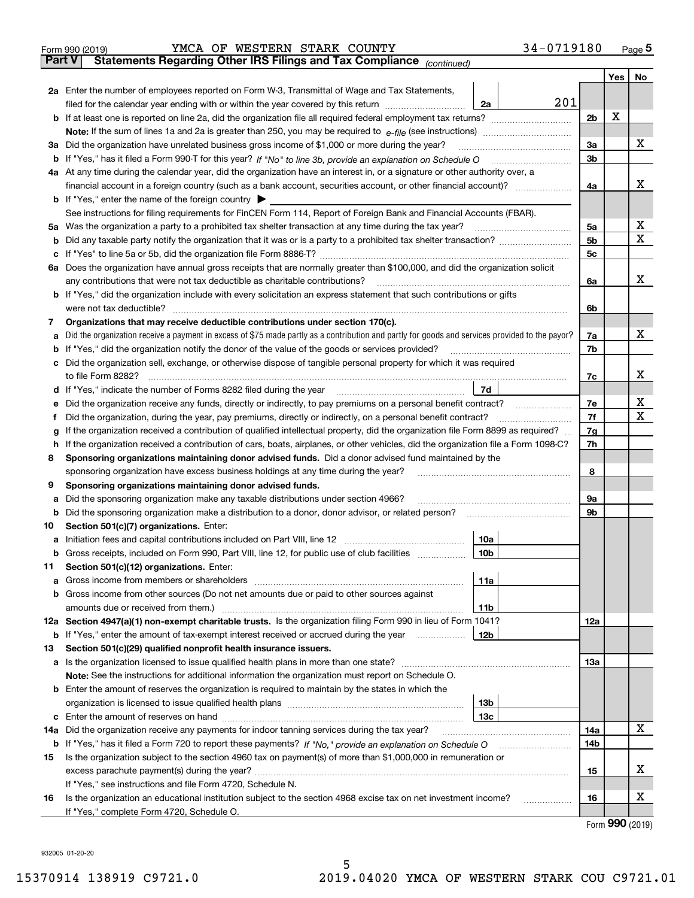Form 990 (2019) YMCA OF WESTERN STARK COUNTY 34-0719180

## Part V Statements Regarding Other IRS Filings and Tax Compliance *(continued)*

| | | | | | Yes | No |
|---|---|---|---|---|---|---|
| **2a** | Enter the number of employees reported on Form W-3, Transmittal of Wage and Tax Statements, filed for the calendar year ending with or within the year covered by this return | 2a | 201 | | | |
| **b** | If at least one is reported on line 2a, did the organization file all required federal employment tax returns? | | | 2b | X | |
| | **Note:** If the sum of lines 1a and 2a is greater than 250, you may be required to *e-file* (see instructions) | | | | | |
| **3a** | Did the organization have unrelated business gross income of $1,000 or more during the year? | | | 3a | | X |
| **b** | If "Yes," has it filed a Form 990-T for this year? *If "No" to line 3b, provide an explanation on Schedule O* | | | 3b | | |
| **4a** | At any time during the calendar year, did the organization have an interest in, or a signature or other authority over, a financial account in a foreign country (such as a bank account, securities account, or other financial account)? | | | 4a | | X |
| **b** | If "Yes," enter the name of the foreign country ▶ | | | | | |
| | See instructions for filing requirements for FinCEN Form 114, Report of Foreign Bank and Financial Accounts (FBAR). | | | | | |
| **5a** | Was the organization a party to a prohibited tax shelter transaction at any time during the tax year? | | | 5a | | X |
| **b** | Did any taxable party notify the organization that it was or is a party to a prohibited tax shelter transaction? | | | 5b | | X |
| **c** | If "Yes" to line 5a or 5b, did the organization file Form 8886-T? | | | 5c | | |
| **6a** | Does the organization have annual gross receipts that are normally greater than $100,000, and did the organization solicit any contributions that were not tax deductible as charitable contributions? | | | 6a | | X |
| **b** | If "Yes," did the organization include with every solicitation an express statement that such contributions or gifts were not tax deductible? | | | 6b | | |
| **7** | **Organizations that may receive deductible contributions under section 170(c).** | | | | | |
| **a** | Did the organization receive a payment in excess of $75 made partly as a contribution and partly for goods and services provided to the payor? | | | 7a | | X |
| **b** | If "Yes," did the organization notify the donor of the value of the goods or services provided? | | | 7b | | |
| **c** | Did the organization sell, exchange, or otherwise dispose of tangible personal property for which it was required to file Form 8282? | | | 7c | | X |
| **d** | If "Yes," indicate the number of Forms 8282 filed during the year | 7d | | | | |
| **e** | Did the organization receive any funds, directly or indirectly, to pay premiums on a personal benefit contract? | | | 7e | | X |
| **f** | Did the organization, during the year, pay premiums, directly or indirectly, on a personal benefit contract? | | | 7f | | X |
| **g** | If the organization received a contribution of qualified intellectual property, did the organization file Form 8899 as required? | | | 7g | | |
| **h** | If the organization received a contribution of cars, boats, airplanes, or other vehicles, did the organization file a Form 1098-C? | | | 7h | | |
| **8** | **Sponsoring organizations maintaining donor advised funds.** Did a donor advised fund maintained by the sponsoring organization have excess business holdings at any time during the year? | | | 8 | | |
| **9** | **Sponsoring organizations maintaining donor advised funds.** | | | | | |
| **a** | Did the sponsoring organization make any taxable distributions under section 4966? | | | 9a | | |
| **b** | Did the sponsoring organization make a distribution to a donor, donor advisor, or related person? | | | 9b | | |
| **10** | **Section 501(c)(7) organizations.** Enter: | | | | | |
| **a** | Initiation fees and capital contributions included on Part VIII, line 12 | 10a | | | | |
| **b** | Gross receipts, included on Form 990, Part VIII, line 12, for public use of club facilities | 10b | | | | |
| **11** | **Section 501(c)(12) organizations.** Enter: | | | | | |
| **a** | Gross income from members or shareholders | 11a | | | | |
| **b** | Gross income from other sources (Do not net amounts due or paid to other sources against amounts due or received from them.) | 11b | | | | |
| **12a** | **Section 4947(a)(1) non-exempt charitable trusts.** Is the organization filing Form 990 in lieu of Form 1041? | | | 12a | | |
| **b** | If "Yes," enter the amount of tax-exempt interest received or accrued during the year | 12b | | | | |
| **13** | **Section 501(c)(29) qualified nonprofit health insurance issuers.** | | | | | |
| **a** | Is the organization licensed to issue qualified health plans in more than one state? | | | 13a | | |
| | **Note:** See the instructions for additional information the organization must report on Schedule O. | | | | | |
| **b** | Enter the amount of reserves the organization is required to maintain by the states in which the organization is licensed to issue qualified health plans | 13b | | | | |
| **c** | Enter the amount of reserves on hand | 13c | | | | |
| **14a** | Did the organization receive any payments for indoor tanning services during the tax year? | | | 14a | | X |
| **b** | If "Yes," has it filed a Form 720 to report these payments? *If "No," provide an explanation on Schedule O* | | | 14b | | |
| **15** | Is the organization subject to the section 4960 tax on payment(s) of more than $1,000,000 in remuneration or excess parachute payment(s) during the year? | | | 15 | | X |
| | If "Yes," see instructions and file Form 4720, Schedule N. | | | | | |
| **16** | Is the organization an educational institution subject to the section 4968 excise tax on net investment income? | | | 16 | | X |
| | If "Yes," complete Form 4720, Schedule O. | | | | | |

Form **990** (2019)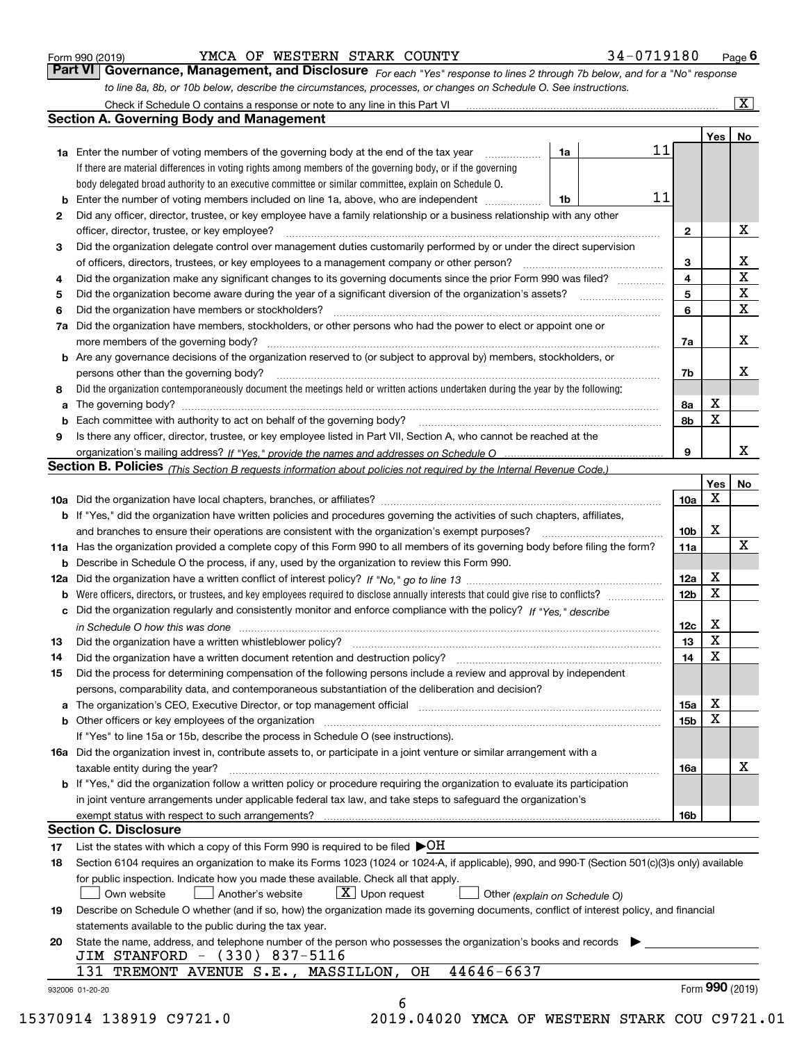Form 990 (2019) YMCA OF WESTERN STARK COUNTY 34-0719180 Page 6

## Part VI Governance, Management, and Disclosure

*For each "Yes" response to lines 2 through 7b below, and for a "No" response to line 8a, 8b, or 10b below, describe the circumstances, processes, or changes on Schedule O. See instructions.*

Check if Schedule O contains a response or note to any line in this Part VI [X]

### Section A. Governing Body and Management

| | | | | Yes | No |
|---|---|---|---|---|---|
| 1a | Enter the number of voting members of the governing body at the end of the tax year. If there are material differences in voting rights among members of the governing body, or if the governing body delegated broad authority to an executive committee or similar committee, explain on Schedule O. | 1a | 11 | | |
| b | Enter the number of voting members included on line 1a, above, who are independent | 1b | 11 | | |
| 2 | Did any officer, director, trustee, or key employee have a family relationship or a business relationship with any other officer, director, trustee, or key employee? | 2 | | | X |
| 3 | Did the organization delegate control over management duties customarily performed by or under the direct supervision of officers, directors, trustees, or key employees to a management company or other person? | 3 | | | X |
| 4 | Did the organization make any significant changes to its governing documents since the prior Form 990 was filed? | 4 | | | X |
| 5 | Did the organization become aware during the year of a significant diversion of the organization's assets? | 5 | | | X |
| 6 | Did the organization have members or stockholders? | 6 | | | X |
| 7a | Did the organization have members, stockholders, or other persons who had the power to elect or appoint one or more members of the governing body? | 7a | | | X |
| b | Are any governance decisions of the organization reserved to (or subject to approval by) members, stockholders, or persons other than the governing body? | 7b | | | X |
| 8 | Did the organization contemporaneously document the meetings held or written actions undertaken during the year by the following: | | | | |
| a | The governing body? | 8a | | X | |
| b | Each committee with authority to act on behalf of the governing body? | 8b | | X | |
| 9 | Is there any officer, director, trustee, or key employee listed in Part VII, Section A, who cannot be reached at the organization's mailing address? *If "Yes," provide the names and addresses on Schedule O* | 9 | | | X |

### Section B. Policies *(This Section B requests information about policies not required by the Internal Revenue Code.)*

| | | | Yes | No |
|---|---|---|---|---|
| 10a | Did the organization have local chapters, branches, or affiliates? | 10a | X | |
| b | If "Yes," did the organization have written policies and procedures governing the activities of such chapters, affiliates, and branches to ensure their operations are consistent with the organization's exempt purposes? | 10b | X | |
| 11a | Has the organization provided a complete copy of this Form 990 to all members of its governing body before filing the form? | 11a | | X |
| b | Describe in Schedule O the process, if any, used by the organization to review this Form 990. | | | |
| 12a | Did the organization have a written conflict of interest policy? *If "No," go to line 13* | 12a | X | |
| b | Were officers, directors, or trustees, and key employees required to disclose annually interests that could give rise to conflicts? | 12b | X | |
| c | Did the organization regularly and consistently monitor and enforce compliance with the policy? *If "Yes," describe in Schedule O how this was done* | 12c | X | |
| 13 | Did the organization have a written whistleblower policy? | 13 | X | |
| 14 | Did the organization have a written document retention and destruction policy? | 14 | X | |
| 15 | Did the process for determining compensation of the following persons include a review and approval by independent persons, comparability data, and contemporaneous substantiation of the deliberation and decision? | | | |
| a | The organization's CEO, Executive Director, or top management official | 15a | X | |
| b | Other officers or key employees of the organization | 15b | X | |
| | If "Yes" to line 15a or 15b, describe the process in Schedule O (see instructions). | | | |
| 16a | Did the organization invest in, contribute assets to, or participate in a joint venture or similar arrangement with a taxable entity during the year? | 16a | | X |
| b | If "Yes," did the organization follow a written policy or procedure requiring the organization to evaluate its participation in joint venture arrangements under applicable federal tax law, and take steps to safeguard the organization's exempt status with respect to such arrangements? | 16b | | |

### Section C. Disclosure

17 List the states with which a copy of this Form 990 is required to be filed ▶OH

18 Section 6104 requires an organization to make its Forms 1023 (1024 or 1024-A, if applicable), 990, and 990-T (Section 501(c)(3)s only) available for public inspection. Indicate how you made these available. Check all that apply.

[ ] Own website [ ] Another's website [X] Upon request [ ] Other *(explain on Schedule O)*

19 Describe on Schedule O whether (and if so, how) the organization made its governing documents, conflict of interest policy, and financial statements available to the public during the tax year.

20 State the name, address, and telephone number of the person who possesses the organization's books and records ▶

JIM STANFORD - (330) 837-5116

131 TREMONT AVENUE S.E., MASSILLON, OH 44646-6637

932006 01-20-20 Form **990** (2019)

15370914 138919 C9721.0 2019.04020 YMCA OF WESTERN STARK COU C9721.01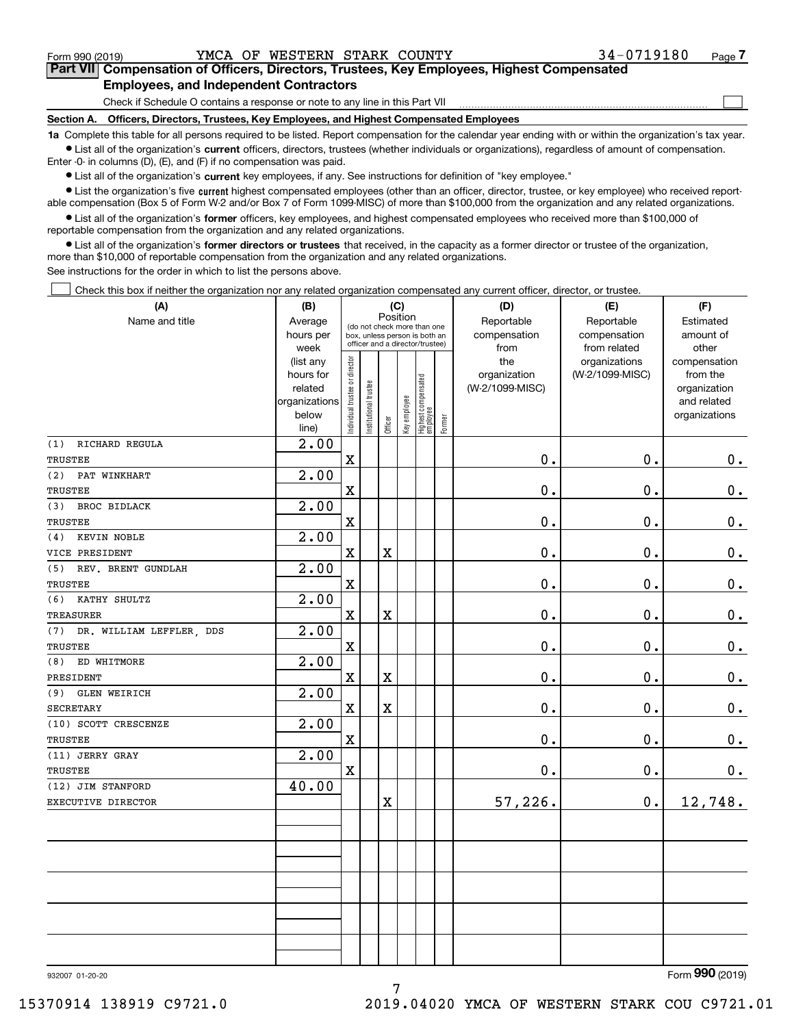Form 990 (2019) YMCA OF WESTERN STARK COUNTY 34-0719180 Page 7

## Part VII Compensation of Officers, Directors, Trustees, Key Employees, Highest Compensated Employees, and Independent Contractors

Check if Schedule O contains a response or note to any line in this Part VII

### Section A. Officers, Directors, Trustees, Key Employees, and Highest Compensated Employees

**1a** Complete this table for all persons required to be listed. Report compensation for the calendar year ending with or within the organization's tax year.

- List all of the organization's **current** officers, directors, trustees (whether individuals or organizations), regardless of amount of compensation. Enter -0- in columns (D), (E), and (F) if no compensation was paid.
- List all of the organization's **current** key employees, if any. See instructions for definition of "key employee."
- List the organization's five **current** highest compensated employees (other than an officer, director, trustee, or key employee) who received reportable compensation (Box 5 of Form W-2 and/or Box 7 of Form 1099-MISC) of more than $100,000 from the organization and any related organizations.
- List all of the organization's **former** officers, key employees, and highest compensated employees who received more than $100,000 of reportable compensation from the organization and any related organizations.
- List all of the organization's **former directors or trustees** that received, in the capacity as a former director or trustee of the organization, more than $10,000 of reportable compensation from the organization and any related organizations.

See instructions for the order in which to list the persons above.

Check this box if neither the organization nor any related organization compensated any current officer, director, or trustee.

| (A) Name and title | (B) Average hours per week (list any hours for related organizations below line) | (C) Position: Individual trustee or director | Institutional trustee | Officer | Key employee | Highest compensated employee | Former | (D) Reportable compensation from the organization (W-2/1099-MISC) | (E) Reportable compensation from related organizations (W-2/1099-MISC) | (F) Estimated amount of other compensation from the organization and related organizations |
|---|---|---|---|---|---|---|---|---|---|---|
| (1) RICHARD REGULA<br>TRUSTEE | 2.00 | X | | | | | | 0. | 0. | 0. |
| (2) PAT WINKHART<br>TRUSTEE | 2.00 | X | | | | | | 0. | 0. | 0. |
| (3) BROC BIDLACK<br>TRUSTEE | 2.00 | X | | | | | | 0. | 0. | 0. |
| (4) KEVIN NOBLE<br>VICE PRESIDENT | 2.00 | X | | X | | | | 0. | 0. | 0. |
| (5) REV. BRENT GUNDLAH<br>TRUSTEE | 2.00 | X | | | | | | 0. | 0. | 0. |
| (6) KATHY SHULTZ<br>TREASURER | 2.00 | X | | X | | | | 0. | 0. | 0. |
| (7) DR. WILLIAM LEFFLER, DDS<br>TRUSTEE | 2.00 | X | | | | | | 0. | 0. | 0. |
| (8) ED WHITMORE<br>PRESIDENT | 2.00 | X | | X | | | | 0. | 0. | 0. |
| (9) GLEN WEIRICH<br>SECRETARY | 2.00 | X | | X | | | | 0. | 0. | 0. |
| (10) SCOTT CRESCENZE<br>TRUSTEE | 2.00 | X | | | | | | 0. | 0. | 0. |
| (11) JERRY GRAY<br>TRUSTEE | 2.00 | X | | | | | | 0. | 0. | 0. |
| (12) JIM STANFORD<br>EXECUTIVE DIRECTOR | 40.00 | | | X | | | | 57,226. | 0. | 12,748. |

932007 01-20-20 Form 990 (2019)

15370914 138919 C9721.0 2019.04020 YMCA OF WESTERN STARK COU C9721.01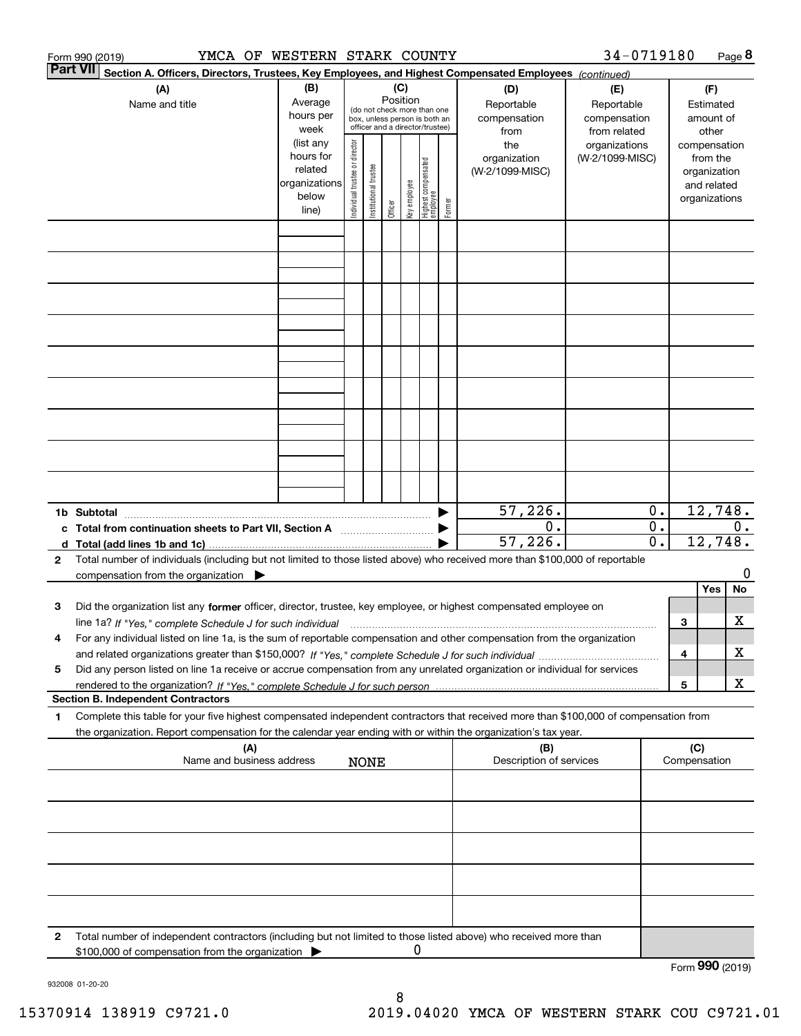Form 990 (2019) YMCA OF WESTERN STARK COUNTY 34-0719180

**Part VII Section A. Officers, Directors, Trustees, Key Employees, and Highest Compensated Employees** *(continued)*

| (A) Name and title | (B) Average hours per week (list any hours for related organizations below line) | (C) Position: Individual trustee or director | Institutional trustee | Officer | Key employee | Highest compensated employee | Former | (D) Reportable compensation from the organization (W-2/1099-MISC) | (E) Reportable compensation from related organizations (W-2/1099-MISC) | (F) Estimated amount of other compensation from the organization and related organizations |
|---|---|---|---|---|---|---|---|---|---|---|
| | | | | | | | | | | |
| | | | | | | | | | | |
| | | | | | | | | | | |
| | | | | | | | | | | |
| | | | | | | | | | | |
| | | | | | | | | | | |
| | | | | | | | | | | |
| | | | | | | | | | | |
| | | | | | | | | | | |
| **1b Subtotal** | | | | | | | | 57,226. | 0. | 12,748. |
| **c Total from continuation sheets to Part VII, Section A** | | | | | | | | 0. | 0. | 0. |
| **d Total (add lines 1b and 1c)** | | | | | | | | 57,226. | 0. | 12,748. |

**2** Total number of individuals (including but not limited to those listed above) who received more than $100,000 of reportable compensation from the organization ▶ 0

| | | Yes | No |
|---|---|---|---|
| **3** Did the organization list any **former** officer, director, trustee, key employee, or highest compensated employee on line 1a? *If "Yes," complete Schedule J for such individual* | 3 | | X |
| **4** For any individual listed on line 1a, is the sum of reportable compensation and other compensation from the organization and related organizations greater than $150,000? *If "Yes," complete Schedule J for such individual* | 4 | | X |
| **5** Did any person listed on line 1a receive or accrue compensation from any unrelated organization or individual for services rendered to the organization? *If "Yes," complete Schedule J for such person* | 5 | | X |

**Section B. Independent Contractors**

**1** Complete this table for your five highest compensated independent contractors that received more than $100,000 of compensation from the organization. Report compensation for the calendar year ending with or within the organization's tax year.

| (A) Name and business address NONE | (B) Description of services | (C) Compensation |
|---|---|---|
| | | |
| | | |
| | | |
| | | |
| | | |

**2** Total number of independent contractors (including but not limited to those listed above) who received more than $100,000 of compensation from the organization ▶ 0

Form **990** (2019)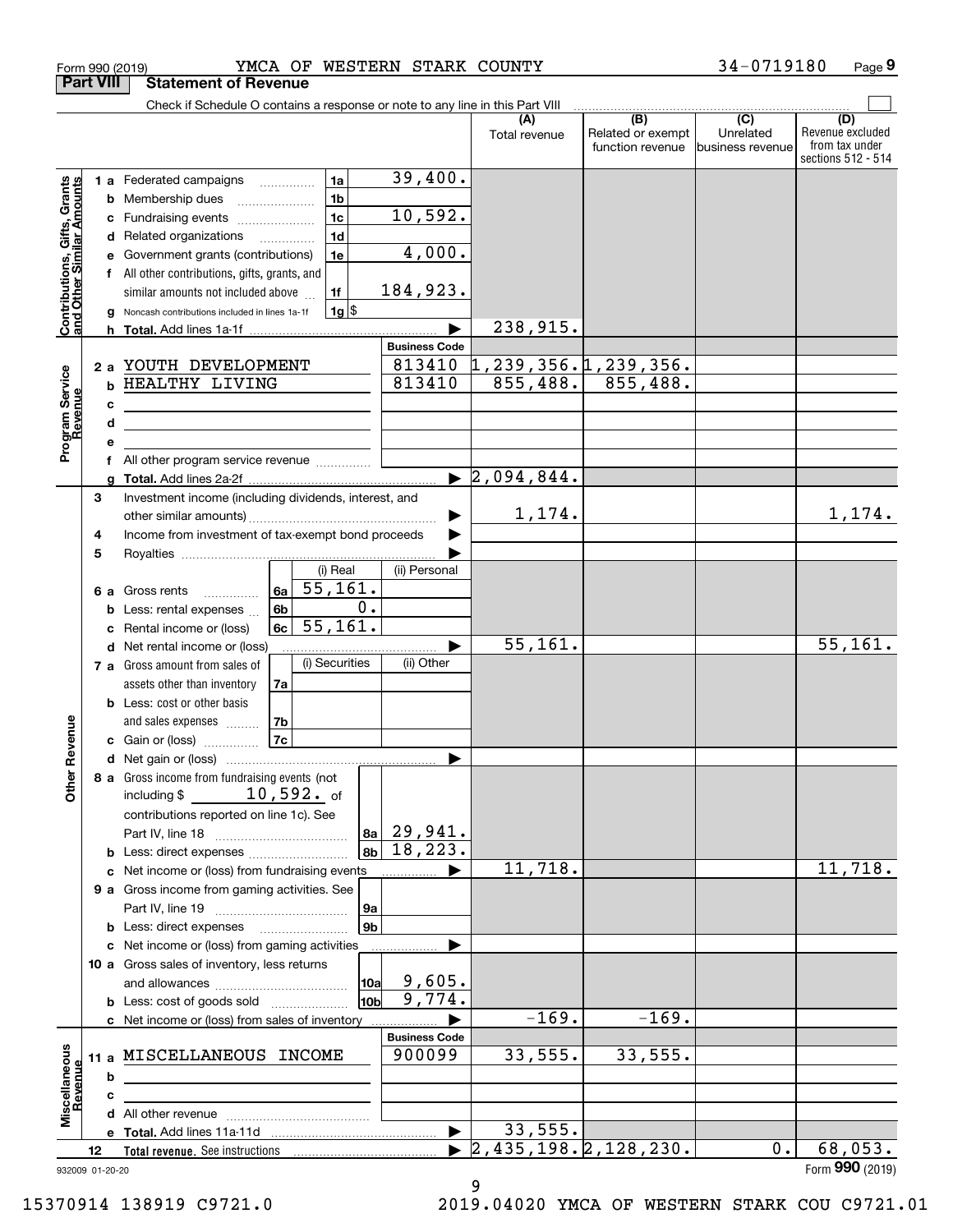Form 990 (2019) YMCA OF WESTERN STARK COUNTY 34-0719180 Page 9

## Part VIII Statement of Revenue

Check if Schedule O contains a response or note to any line in this Part VIII

| | | | | (A) Total revenue | (B) Related or exempt function revenue | (C) Unrelated business revenue | (D) Revenue excluded from tax under sections 512 - 514 |
|---|---|---|---|---|---|---|---|
| **Contributions, Gifts, Grants and Other Similar Amounts** | 1 a Federated campaigns | 1a | 39,400. | | | | |
| | b Membership dues | 1b | | | | | |
| | c Fundraising events | 1c | 10,592. | | | | |
| | d Related organizations | 1d | | | | | |
| | e Government grants (contributions) | 1e | 4,000. | | | | |
| | f All other contributions, gifts, grants, and similar amounts not included above | 1f | 184,923. | | | | |
| | g Noncash contributions included in lines 1a-1f | 1g $ | | | | | |
| | h **Total.** Add lines 1a-1f | | ▶ | 238,915. | | | |
| **Program Service Revenue** | | | **Business Code** | | | | |
| | 2 a YOUTH DEVELOPMENT | | 813410 | 1,239,356. | 1,239,356. | | |
| | b HEALTHY LIVING | | 813410 | 855,488. | 855,488. | | |
| | c | | | | | | |
| | d | | | | | | |
| | e | | | | | | |
| | f All other program service revenue | | | | | | |
| | g **Total.** Add lines 2a-2f | | ▶ | 2,094,844. | | | |
| **Other Revenue** | 3 Investment income (including dividends, interest, and other similar amounts) | | ▶ | 1,174. | | | 1,174. |
| | 4 Income from investment of tax-exempt bond proceeds | | ▶ | | | | |
| | 5 Royalties | | ▶ | | | | |
| | | (i) Real | (ii) Personal | | | | |
| | 6 a Gross rents 6a | 55,161. | | | | | |
| | b Less: rental expenses 6b | 0. | | | | | |
| | c Rental income or (loss) 6c | 55,161. | | | | | |
| | d Net rental income or (loss) | | ▶ | 55,161. | | | 55,161. |
| | | (i) Securities | (ii) Other | | | | |
| | 7 a Gross amount from sales of assets other than inventory 7a | | | | | | |
| | b Less: cost or other basis and sales expenses 7b | | | | | | |
| | c Gain or (loss) 7c | | | | | | |
| | d Net gain or (loss) | | ▶ | | | | |
| | 8 a Gross income from fundraising events (not including $ 10,592. of contributions reported on line 1c). See Part IV, line 18 | 8a | 29,941. | | | | |
| | b Less: direct expenses | 8b | 18,223. | | | | |
| | c Net income or (loss) from fundraising events | | ▶ | 11,718. | | | 11,718. |
| | 9 a Gross income from gaming activities. See Part IV, line 19 | 9a | | | | | |
| | b Less: direct expenses | 9b | | | | | |
| | c Net income or (loss) from gaming activities | | ▶ | | | | |
| | 10 a Gross sales of inventory, less returns and allowances | 10a | 9,605. | | | | |
| | b Less: cost of goods sold | 10b | 9,774. | | | | |
| | c Net income or (loss) from sales of inventory | | ▶ | -169. | -169. | | |
| **Miscellaneous Revenue** | | | **Business Code** | | | | |
| | 11 a MISCELLANEOUS INCOME | | 900099 | 33,555. | 33,555. | | |
| | b | | | | | | |
| | c | | | | | | |
| | d All other revenue | | | | | | |
| | e **Total.** Add lines 11a-11d | | ▶ | 33,555. | | | |
| | 12 **Total revenue.** See instructions | | ▶ | 2,435,198. | 2,128,230. | 0. | 68,053. |

932009 01-20-20 Form **990** (2019)

15370914 138919 C9721.0 2019.04020 YMCA OF WESTERN STARK COU C9721.01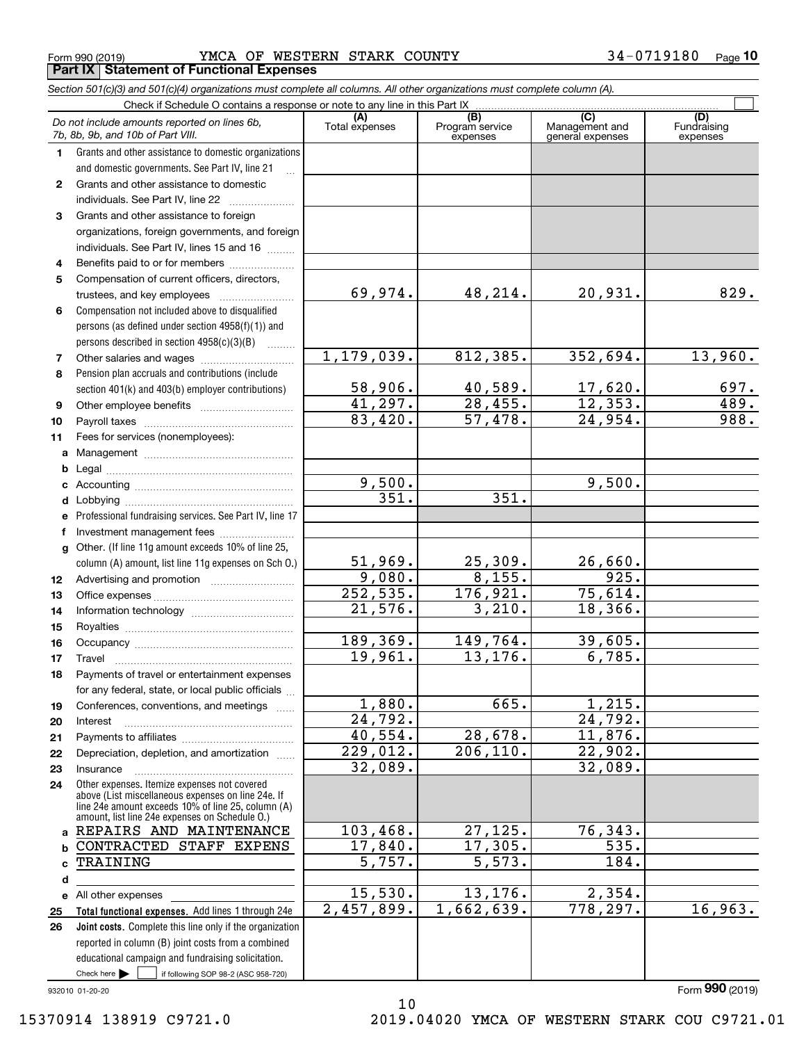Form 990 (2019) YMCA OF WESTERN STARK COUNTY 34-0719180

## Part IX Statement of Functional Expenses

*Section 501(c)(3) and 501(c)(4) organizations must complete all columns. All other organizations must complete column (A).*

Check if Schedule O contains a response or note to any line in this Part IX

| *Do not include amounts reported on lines 6b, 7b, 8b, 9b, and 10b of Part VIII.* | (A) Total expenses | (B) Program service expenses | (C) Management and general expenses | (D) Fundraising expenses |
|---|---|---|---|---|
| 1 Grants and other assistance to domestic organizations and domestic governments. See Part IV, line 21 | | | | |
| 2 Grants and other assistance to domestic individuals. See Part IV, line 22 | | | | |
| 3 Grants and other assistance to foreign organizations, foreign governments, and foreign individuals. See Part IV, lines 15 and 16 | | | | |
| 4 Benefits paid to or for members | | | | |
| 5 Compensation of current officers, directors, trustees, and key employees | 69,974. | 48,214. | 20,931. | 829. |
| 6 Compensation not included above to disqualified persons (as defined under section 4958(f)(1)) and persons described in section 4958(c)(3)(B) | | | | |
| 7 Other salaries and wages | 1,179,039. | 812,385. | 352,694. | 13,960. |
| 8 Pension plan accruals and contributions (include section 401(k) and 403(b) employer contributions) | 58,906. | 40,589. | 17,620. | 697. |
| 9 Other employee benefits | 41,297. | 28,455. | 12,353. | 489. |
| 10 Payroll taxes | 83,420. | 57,478. | 24,954. | 988. |
| 11 Fees for services (nonemployees): | | | | |
| a Management | | | | |
| b Legal | | | | |
| c Accounting | 9,500. | | 9,500. | |
| d Lobbying | 351. | 351. | | |
| e Professional fundraising services. See Part IV, line 17 | | | | |
| f Investment management fees | | | | |
| g Other. (If line 11g amount exceeds 10% of line 25, column (A) amount, list line 11g expenses on Sch O.) | 51,969. | 25,309. | 26,660. | |
| 12 Advertising and promotion | 9,080. | 8,155. | 925. | |
| 13 Office expenses | 252,535. | 176,921. | 75,614. | |
| 14 Information technology | 21,576. | 3,210. | 18,366. | |
| 15 Royalties | | | | |
| 16 Occupancy | 189,369. | 149,764. | 39,605. | |
| 17 Travel | 19,961. | 13,176. | 6,785. | |
| 18 Payments of travel or entertainment expenses for any federal, state, or local public officials | | | | |
| 19 Conferences, conventions, and meetings | 1,880. | 665. | 1,215. | |
| 20 Interest | 24,792. | | 24,792. | |
| 21 Payments to affiliates | 40,554. | 28,678. | 11,876. | |
| 22 Depreciation, depletion, and amortization | 229,012. | 206,110. | 22,902. | |
| 23 Insurance | 32,089. | | 32,089. | |
| 24 Other expenses. Itemize expenses not covered above (List miscellaneous expenses on line 24e. If line 24e amount exceeds 10% of line 25, column (A) amount, list line 24e expenses on Schedule O.) | | | | |
| a REPAIRS AND MAINTENANCE | 103,468. | 27,125. | 76,343. | |
| b CONTRACTED STAFF EXPENS | 17,840. | 17,305. | 535. | |
| c TRAINING | 5,757. | 5,573. | 184. | |
| d | | | | |
| e All other expenses | 15,530. | 13,176. | 2,354. | |
| 25 **Total functional expenses.** Add lines 1 through 24e | 2,457,899. | 1,662,639. | 778,297. | 16,963. |
| 26 **Joint costs.** Complete this line only if the organization reported in column (B) joint costs from a combined educational campaign and fundraising solicitation. Check here ☐ if following SOP 98-2 (ASC 958-720) | | | | |

932010 01-20-20

Form **990** (2019)

15370914 138919 C9721.0 2019.04020 YMCA OF WESTERN STARK COU C9721.01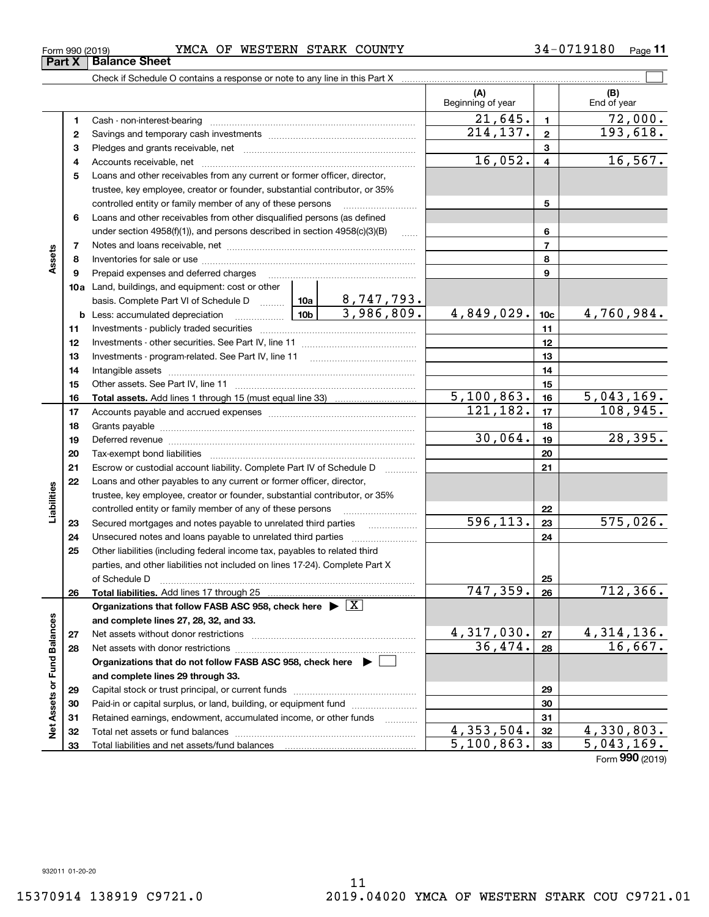Form 990 (2019) YMCA OF WESTERN STARK COUNTY 34-0719180

## Part X Balance Sheet

Check if Schedule O contains a response or note to any line in this Part X

| | | | (A) Beginning of year | | (B) End of year |
|---|---|---|---|---|---|
| Assets | 1 | Cash - non-interest-bearing | 21,645. | 1 | 72,000. |
| | 2 | Savings and temporary cash investments | 214,137. | 2 | 193,618. |
| | 3 | Pledges and grants receivable, net | | 3 | |
| | 4 | Accounts receivable, net | 16,052. | 4 | 16,567. |
| | 5 | Loans and other receivables from any current or former officer, director, trustee, key employee, creator or founder, substantial contributor, or 35% controlled entity or family member of any of these persons | | 5 | |
| | 6 | Loans and other receivables from other disqualified persons (as defined under section 4958(f)(1)), and persons described in section 4958(c)(3)(B) | | 6 | |
| | 7 | Notes and loans receivable, net | | 7 | |
| | 8 | Inventories for sale or use | | 8 | |
| | 9 | Prepaid expenses and deferred charges | | 9 | |
| | 10a | Land, buildings, and equipment: cost or other basis. Complete Part VI of Schedule D ... 10a 8,747,793. | | | |
| | b | Less: accumulated depreciation ... 10b 3,986,809. | 4,849,029. | 10c | 4,760,984. |
| | 11 | Investments - publicly traded securities | | 11 | |
| | 12 | Investments - other securities. See Part IV, line 11 | | 12 | |
| | 13 | Investments - program-related. See Part IV, line 11 | | 13 | |
| | 14 | Intangible assets | | 14 | |
| | 15 | Other assets. See Part IV, line 11 | | 15 | |
| | 16 | **Total assets.** Add lines 1 through 15 (must equal line 33) | 5,100,863. | 16 | 5,043,169. |
| Liabilities | 17 | Accounts payable and accrued expenses | 121,182. | 17 | 108,945. |
| | 18 | Grants payable | | 18 | |
| | 19 | Deferred revenue | 30,064. | 19 | 28,395. |
| | 20 | Tax-exempt bond liabilities | | 20 | |
| | 21 | Escrow or custodial account liability. Complete Part IV of Schedule D | | 21 | |
| | 22 | Loans and other payables to any current or former officer, director, trustee, key employee, creator or founder, substantial contributor, or 35% controlled entity or family member of any of these persons | | 22 | |
| | 23 | Secured mortgages and notes payable to unrelated third parties | 596,113. | 23 | 575,026. |
| | 24 | Unsecured notes and loans payable to unrelated third parties | | 24 | |
| | 25 | Other liabilities (including federal income tax, payables to related third parties, and other liabilities not included on lines 17-24). Complete Part X of Schedule D | | 25 | |
| | 26 | **Total liabilities.** Add lines 17 through 25 | 747,359. | 26 | 712,366. |
| Net Assets or Fund Balances | | **Organizations that follow FASB ASC 958, check here** [X] **and complete lines 27, 28, 32, and 33.** | | | |
| | 27 | Net assets without donor restrictions | 4,317,030. | 27 | 4,314,136. |
| | 28 | Net assets with donor restrictions | 36,474. | 28 | 16,667. |
| | | **Organizations that do not follow FASB ASC 958, check here** [ ] **and complete lines 29 through 33.** | | | |
| | 29 | Capital stock or trust principal, or current funds | | 29 | |
| | 30 | Paid-in or capital surplus, or land, building, or equipment fund | | 30 | |
| | 31 | Retained earnings, endowment, accumulated income, or other funds | | 31 | |
| | 32 | Total net assets or fund balances | 4,353,504. | 32 | 4,330,803. |
| | 33 | Total liabilities and net assets/fund balances | 5,100,863. | 33 | 5,043,169. |

Form **990** (2019)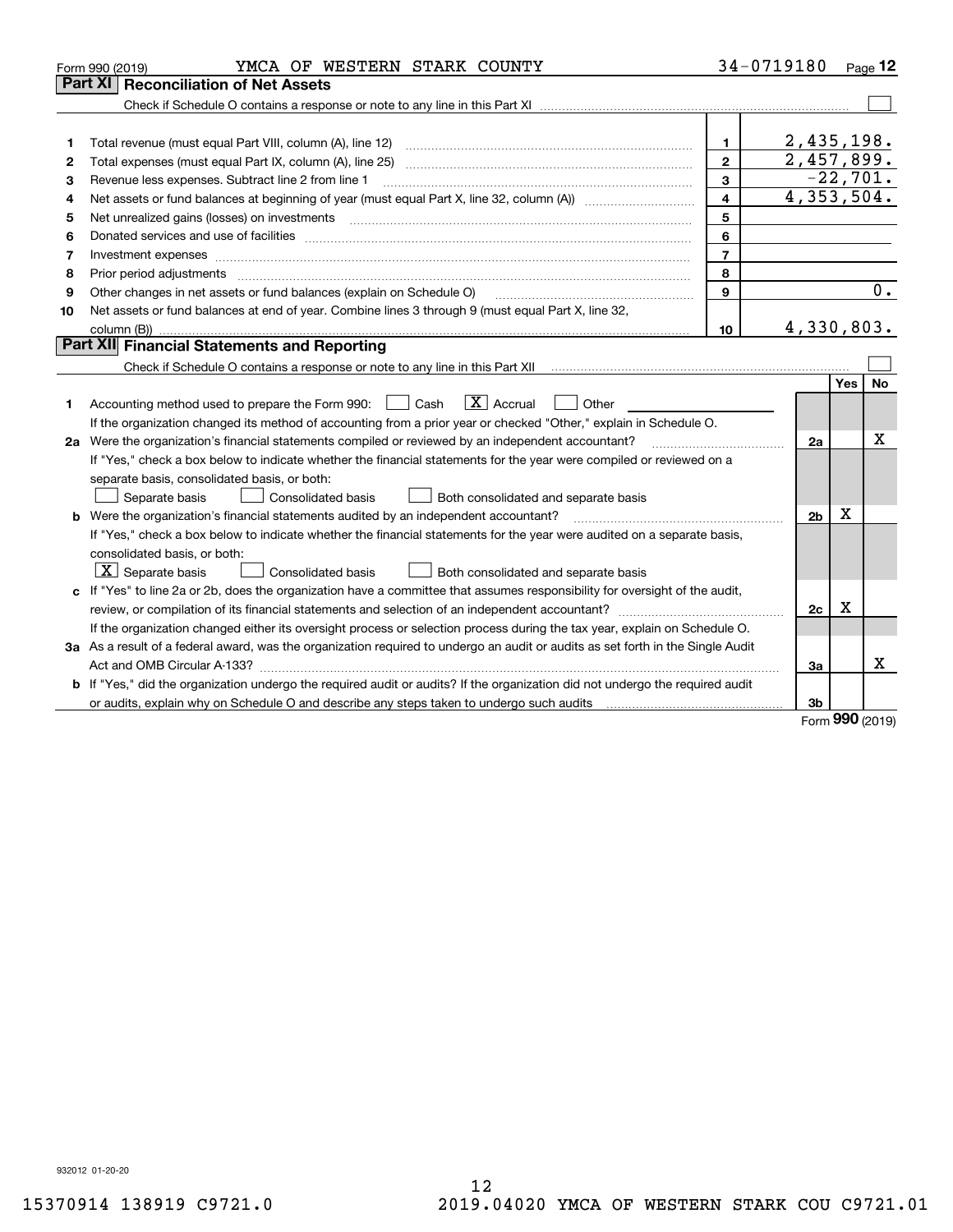Form 990 (2019) YMCA OF WESTERN STARK COUNTY 34-0719180

## Part XI Reconciliation of Net Assets

Check if Schedule O contains a response or note to any line in this Part XI ☐

| | | | |
|---|---|---|---|
| 1 | Total revenue (must equal Part VIII, column (A), line 12) | 1 | 2,435,198. |
| 2 | Total expenses (must equal Part IX, column (A), line 25) | 2 | 2,457,899. |
| 3 | Revenue less expenses. Subtract line 2 from line 1 | 3 | -22,701. |
| 4 | Net assets or fund balances at beginning of year (must equal Part X, line 32, column (A)) | 4 | 4,353,504. |
| 5 | Net unrealized gains (losses) on investments | 5 | |
| 6 | Donated services and use of facilities | 6 | |
| 7 | Investment expenses | 7 | |
| 8 | Prior period adjustments | 8 | |
| 9 | Other changes in net assets or fund balances (explain on Schedule O) | 9 | 0. |
| 10 | Net assets or fund balances at end of year. Combine lines 3 through 9 (must equal Part X, line 32, column (B)) | 10 | 4,330,803. |

## Part XII Financial Statements and Reporting

Check if Schedule O contains a response or note to any line in this Part XII ☐

| | | | Yes | No |
|---|---|---|---|---|
| 1 | Accounting method used to prepare the Form 990: ☐ Cash ☒ Accrual ☐ Other | | | |
| | If the organization changed its method of accounting from a prior year or checked "Other," explain in Schedule O. | | | |
| 2a | Were the organization's financial statements compiled or reviewed by an independent accountant? | 2a | | X |
| | If "Yes," check a box below to indicate whether the financial statements for the year were compiled or reviewed on a separate basis, consolidated basis, or both: ☐ Separate basis ☐ Consolidated basis ☐ Both consolidated and separate basis | | | |
| b | Were the organization's financial statements audited by an independent accountant? | 2b | X | |
| | If "Yes," check a box below to indicate whether the financial statements for the year were audited on a separate basis, consolidated basis, or both: ☒ Separate basis ☐ Consolidated basis ☐ Both consolidated and separate basis | | | |
| c | If "Yes" to line 2a or 2b, does the organization have a committee that assumes responsibility for oversight of the audit, review, or compilation of its financial statements and selection of an independent accountant? | 2c | X | |
| | If the organization changed either its oversight process or selection process during the tax year, explain on Schedule O. | | | |
| 3a | As a result of a federal award, was the organization required to undergo an audit or audits as set forth in the Single Audit Act and OMB Circular A-133? | 3a | | X |
| b | If "Yes," did the organization undergo the required audit or audits? If the organization did not undergo the required audit or audits, explain why on Schedule O and describe any steps taken to undergo such audits | 3b | | |

Form 990 (2019)

932012 01-20-20

15370914 138919 C9721.0 2019.04020 YMCA OF WESTERN STARK COU C9721.01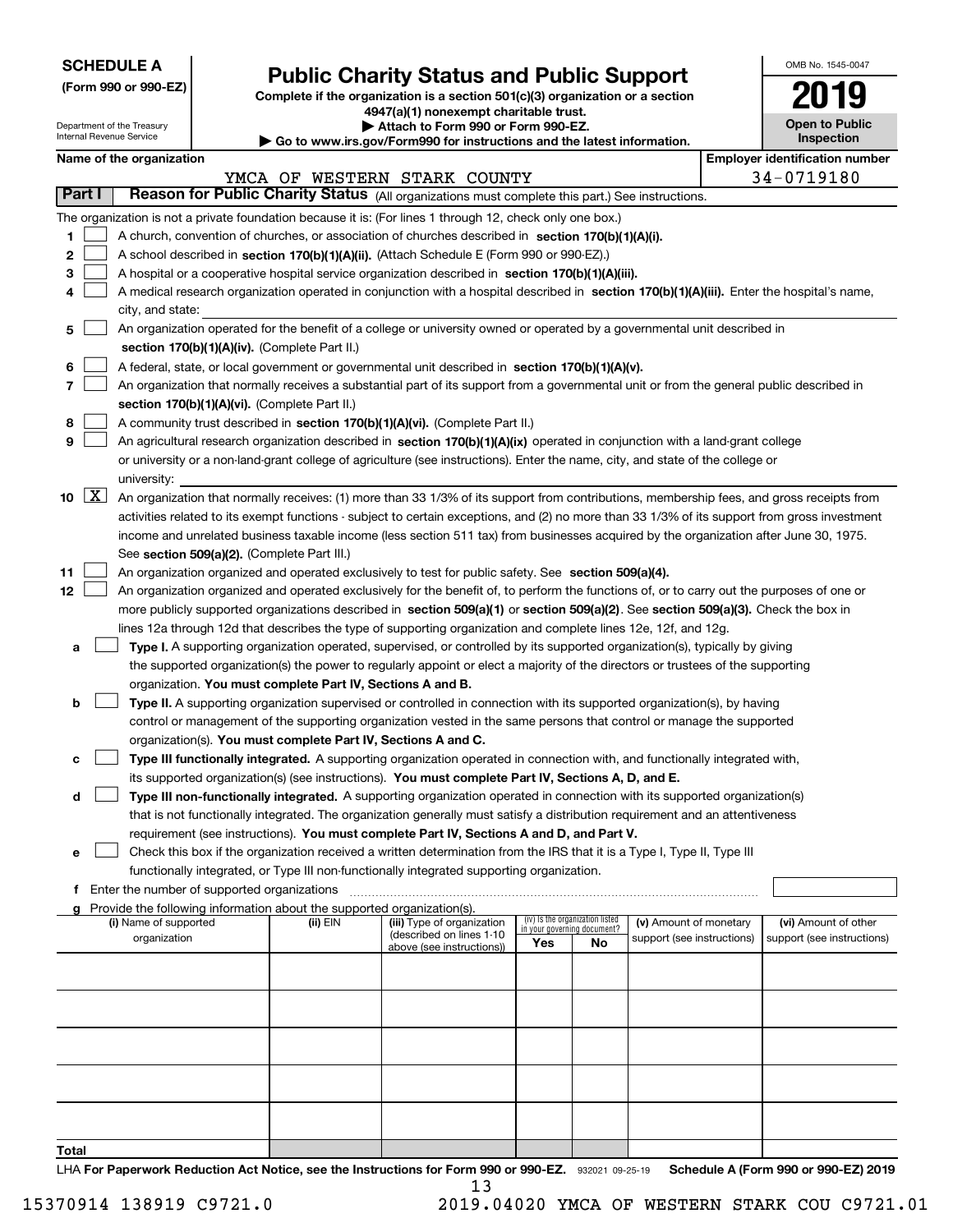**SCHEDULE A**
**(Form 990 or 990-EZ)**

Department of the Treasury
Internal Revenue Service

# Public Charity Status and Public Support

**Complete if the organization is a section 501(c)(3) organization or a section 4947(a)(1) nonexempt charitable trust.**
**▶ Attach to Form 990 or Form 990-EZ.**
**▶ Go to www.irs.gov/Form990 for instructions and the latest information.**

OMB No. 1545-0047
**2019**
**Open to Public Inspection**

**Name of the organization:** YMCA OF WESTERN STARK COUNTY
**Employer identification number:** 34-0719180

## Part I — Reason for Public Charity Status (All organizations must complete this part.) See instructions.

The organization is not a private foundation because it is: (For lines 1 through 12, check only one box.)

1. [ ] A church, convention of churches, or association of churches described in **section 170(b)(1)(A)(i).**
2. [ ] A school described in **section 170(b)(1)(A)(ii).** (Attach Schedule E (Form 990 or 990-EZ).)
3. [ ] A hospital or a cooperative hospital service organization described in **section 170(b)(1)(A)(iii).**
4. [ ] A medical research organization operated in conjunction with a hospital described in **section 170(b)(1)(A)(iii).** Enter the hospital's name, city, and state:
5. [ ] An organization operated for the benefit of a college or university owned or operated by a governmental unit described in **section 170(b)(1)(A)(iv).** (Complete Part II.)
6. [ ] A federal, state, or local government or governmental unit described in **section 170(b)(1)(A)(v).**
7. [ ] An organization that normally receives a substantial part of its support from a governmental unit or from the general public described in **section 170(b)(1)(A)(vi).** (Complete Part II.)
8. [ ] A community trust described in **section 170(b)(1)(A)(vi).** (Complete Part II.)
9. [ ] An agricultural research organization described in **section 170(b)(1)(A)(ix)** operated in conjunction with a land-grant college or university or a non-land-grant college of agriculture (see instructions). Enter the name, city, and state of the college or university:
10. [X] An organization that normally receives: (1) more than 33 1/3% of its support from contributions, membership fees, and gross receipts from activities related to its exempt functions - subject to certain exceptions, and (2) no more than 33 1/3% of its support from gross investment income and unrelated business taxable income (less section 511 tax) from businesses acquired by the organization after June 30, 1975. See **section 509(a)(2).** (Complete Part III.)
11. [ ] An organization organized and operated exclusively to test for public safety. See **section 509(a)(4).**
12. [ ] An organization organized and operated exclusively for the benefit of, to perform the functions of, or to carry out the purposes of one or more publicly supported organizations described in **section 509(a)(1)** or **section 509(a)(2)**. See **section 509(a)(3).** Check the box in lines 12a through 12d that describes the type of supporting organization and complete lines 12e, 12f, and 12g.
   - a [ ] **Type I.** A supporting organization operated, supervised, or controlled by its supported organization(s), typically by giving the supported organization(s) the power to regularly appoint or elect a majority of the directors or trustees of the supporting organization. **You must complete Part IV, Sections A and B.**
   - b [ ] **Type II.** A supporting organization supervised or controlled in connection with its supported organization(s), by having control or management of the supporting organization vested in the same persons that control or manage the supported organization(s). **You must complete Part IV, Sections A and C.**
   - c [ ] **Type III functionally integrated.** A supporting organization operated in connection with, and functionally integrated with, its supported organization(s) (see instructions). **You must complete Part IV, Sections A, D, and E.**
   - d [ ] **Type III non-functionally integrated.** A supporting organization operated in connection with its supported organization(s) that is not functionally integrated. The organization generally must satisfy a distribution requirement and an attentiveness requirement (see instructions). **You must complete Part IV, Sections A and D, and Part V.**
   - e [ ] Check this box if the organization received a written determination from the IRS that it is a Type I, Type II, Type III functionally integrated, or Type III non-functionally integrated supporting organization.
   - f Enter the number of supported organizations
   - g Provide the following information about the supported organization(s).

| (i) Name of supported organization | (ii) EIN | (iii) Type of organization (described on lines 1-10 above (see instructions)) | (iv) Is the organization listed in your governing document? Yes | No | (v) Amount of monetary support (see instructions) | (vi) Amount of other support (see instructions) |
|---|---|---|---|---|---|---|
| | | | | | | |
| | | | | | | |
| | | | | | | |
| | | | | | | |
| | | | | | | |
| **Total** | | | | | | |

LHA **For Paperwork Reduction Act Notice, see the Instructions for Form 990 or 990-EZ.** 932021 09-25-19 **Schedule A (Form 990 or 990-EZ) 2019**

15370914 138919 C9721.0 2019.04020 YMCA OF WESTERN STARK COU C9721.01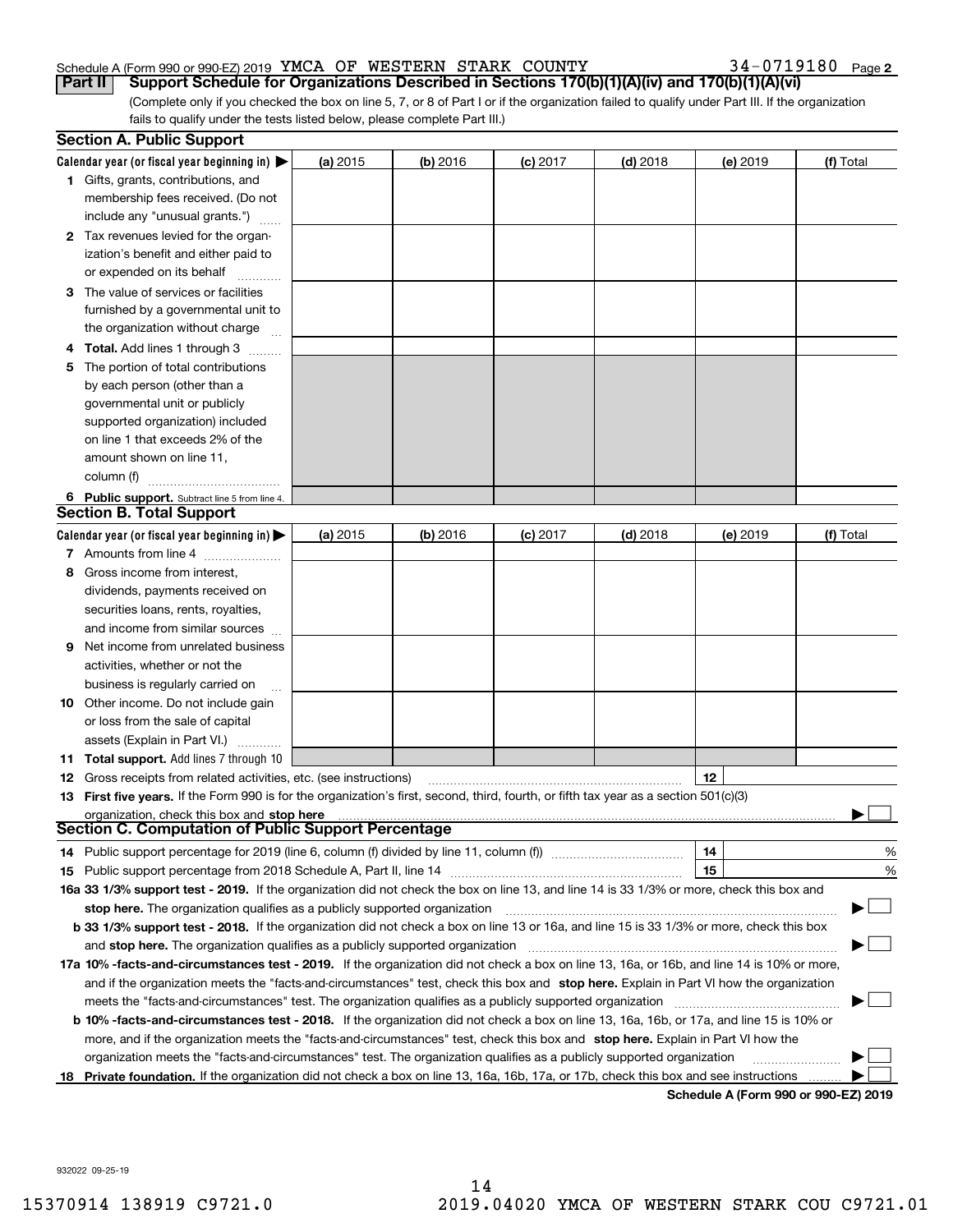Schedule A (Form 990 or 990-EZ) 2019 YMCA OF WESTERN STARK COUNTY 34-0719180 Page 2

**Part II** **Support Schedule for Organizations Described in Sections 170(b)(1)(A)(iv) and 170(b)(1)(A)(vi)**

(Complete only if you checked the box on line 5, 7, or 8 of Part I or if the organization failed to qualify under Part III. If the organization fails to qualify under the tests listed below, please complete Part III.)

### Section A. Public Support

| Calendar year (or fiscal year beginning in) ▶ | (a) 2015 | (b) 2016 | (c) 2017 | (d) 2018 | (e) 2019 | (f) Total |
|---|---|---|---|---|---|---|
| **1** Gifts, grants, contributions, and membership fees received. (Do not include any "unusual grants.") | | | | | | |
| **2** Tax revenues levied for the organization's benefit and either paid to or expended on its behalf | | | | | | |
| **3** The value of services or facilities furnished by a governmental unit to the organization without charge | | | | | | |
| **4 Total.** Add lines 1 through 3 | | | | | | |
| **5** The portion of total contributions by each person (other than a governmental unit or publicly supported organization) included on line 1 that exceeds 2% of the amount shown on line 11, column (f) | | | | | | |
| **6 Public support.** Subtract line 5 from line 4. | | | | | | |

### Section B. Total Support

| Calendar year (or fiscal year beginning in) ▶ | (a) 2015 | (b) 2016 | (c) 2017 | (d) 2018 | (e) 2019 | (f) Total |
|---|---|---|---|---|---|---|
| **7** Amounts from line 4 | | | | | | |
| **8** Gross income from interest, dividends, payments received on securities loans, rents, royalties, and income from similar sources | | | | | | |
| **9** Net income from unrelated business activities, whether or not the business is regularly carried on | | | | | | |
| **10** Other income. Do not include gain or loss from the sale of capital assets (Explain in Part VI.) | | | | | | |
| **11 Total support.** Add lines 7 through 10 | | | | | | |

**12** Gross receipts from related activities, etc. (see instructions) | **12** |

**13 First five years.** If the Form 990 is for the organization's first, second, third, fourth, or fifth tax year as a section 501(c)(3) organization, check this box and **stop here** ▶ ☐

### Section C. Computation of Public Support Percentage

**14** Public support percentage for 2019 (line 6, column (f) divided by line 11, column (f)) | **14** | %

**15** Public support percentage from 2018 Schedule A, Part II, line 14 | **15** | %

**16a 33 1/3% support test - 2019.** If the organization did not check the box on line 13, and line 14 is 33 1/3% or more, check this box and **stop here.** The organization qualifies as a publicly supported organization ▶ ☐

**b 33 1/3% support test - 2018.** If the organization did not check a box on line 13 or 16a, and line 15 is 33 1/3% or more, check this box and **stop here.** The organization qualifies as a publicly supported organization ▶ ☐

**17a 10% -facts-and-circumstances test - 2019.** If the organization did not check a box on line 13, 16a, or 16b, and line 14 is 10% or more, and if the organization meets the "facts-and-circumstances" test, check this box and **stop here.** Explain in Part VI how the organization meets the "facts-and-circumstances" test. The organization qualifies as a publicly supported organization ▶ ☐

**b 10% -facts-and-circumstances test - 2018.** If the organization did not check a box on line 13, 16a, 16b, or 17a, and line 15 is 10% or more, and if the organization meets the "facts-and-circumstances" test, check this box and **stop here.** Explain in Part VI how the organization meets the "facts-and-circumstances" test. The organization qualifies as a publicly supported organization ▶ ☐

**18 Private foundation.** If the organization did not check a box on line 13, 16a, 16b, 17a, or 17b, check this box and see instructions ▶ ☐

**Schedule A (Form 990 or 990-EZ) 2019**

932022 09-25-19

15370914 138919 C9721.0 2019.04020 YMCA OF WESTERN STARK COU C9721.01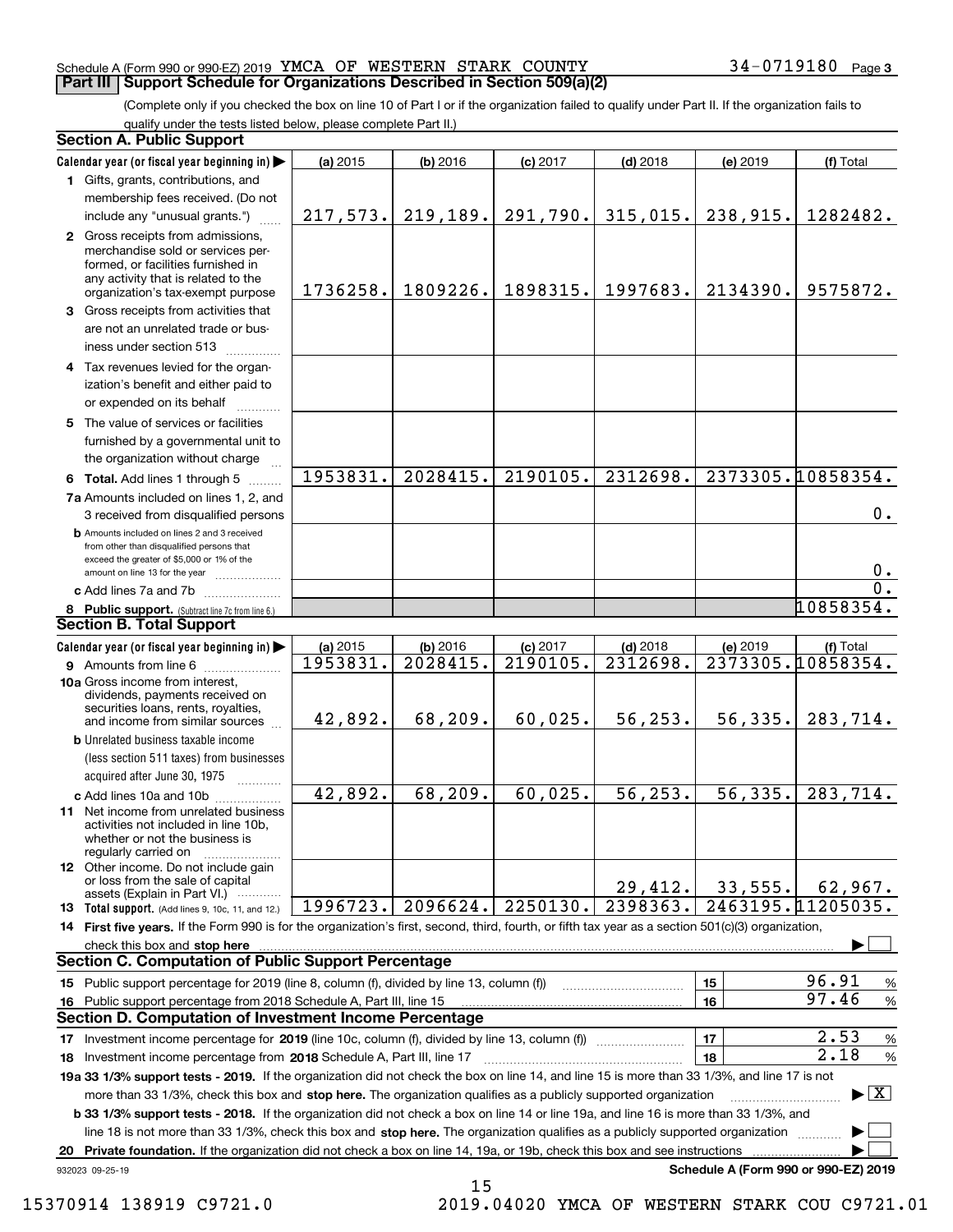Schedule A (Form 990 or 990-EZ) 2019 YMCA OF WESTERN STARK COUNTY 34-0719180 Page 3

## Part III Support Schedule for Organizations Described in Section 509(a)(2)

(Complete only if you checked the box on line 10 of Part I or if the organization failed to qualify under Part II. If the organization fails to qualify under the tests listed below, please complete Part II.)

### Section A. Public Support

| Calendar year (or fiscal year beginning in) ▶ | (a) 2015 | (b) 2016 | (c) 2017 | (d) 2018 | (e) 2019 | (f) Total |
|---|---|---|---|---|---|---|
| 1 Gifts, grants, contributions, and membership fees received. (Do not include any "unusual grants.") | 217,573. | 219,189. | 291,790. | 315,015. | 238,915. | 1282482. |
| 2 Gross receipts from admissions, merchandise sold or services performed, or facilities furnished in any activity that is related to the organization's tax-exempt purpose | 1736258. | 1809226. | 1898315. | 1997683. | 2134390. | 9575872. |
| 3 Gross receipts from activities that are not an unrelated trade or business under section 513 | | | | | | |
| 4 Tax revenues levied for the organization's benefit and either paid to or expended on its behalf | | | | | | |
| 5 The value of services or facilities furnished by a governmental unit to the organization without charge | | | | | | |
| 6 Total. Add lines 1 through 5 | 1953831. | 2028415. | 2190105. | 2312698. | 2373305. | 10858354. |
| 7a Amounts included on lines 1, 2, and 3 received from disqualified persons | | | | | | 0. |
| b Amounts included on lines 2 and 3 received from other than disqualified persons that exceed the greater of $5,000 or 1% of the amount on line 13 for the year | | | | | | 0. |
| c Add lines 7a and 7b | | | | | | 0. |
| 8 Public support. (Subtract line 7c from line 6.) | | | | | | 10858354. |

### Section B. Total Support

| Calendar year (or fiscal year beginning in) ▶ | (a) 2015 | (b) 2016 | (c) 2017 | (d) 2018 | (e) 2019 | (f) Total |
|---|---|---|---|---|---|---|
| 9 Amounts from line 6 | 1953831. | 2028415. | 2190105. | 2312698. | 2373305. | 10858354. |
| 10a Gross income from interest, dividends, payments received on securities loans, rents, royalties, and income from similar sources | 42,892. | 68,209. | 60,025. | 56,253. | 56,335. | 283,714. |
| b Unrelated business taxable income (less section 511 taxes) from businesses acquired after June 30, 1975 | | | | | | |
| c Add lines 10a and 10b | 42,892. | 68,209. | 60,025. | 56,253. | 56,335. | 283,714. |
| 11 Net income from unrelated business activities not included in line 10b, whether or not the business is regularly carried on | | | | | | |
| 12 Other income. Do not include gain or loss from the sale of capital assets (Explain in Part VI.) | | | | 29,412. | 33,555. | 62,967. |
| 13 Total support. (Add lines 9, 10c, 11, and 12.) | 1996723. | 2096624. | 2250130. | 2398363. | 2463195. | 11205035. |

14 First five years. If the Form 990 is for the organization's first, second, third, fourth, or fifth tax year as a section 501(c)(3) organization, check this box and stop here ▶ ☐

### Section C. Computation of Public Support Percentage

| | | |
|---|---|---|
| 15 Public support percentage for 2019 (line 8, column (f), divided by line 13, column (f)) | 15 | 96.91 % |
| 16 Public support percentage from 2018 Schedule A, Part III, line 15 | 16 | 97.46 % |

### Section D. Computation of Investment Income Percentage

| | | |
|---|---|---|
| 17 Investment income percentage for 2019 (line 10c, column (f), divided by line 13, column (f)) | 17 | 2.53 % |
| 18 Investment income percentage from 2018 Schedule A, Part III, line 17 | 18 | 2.18 % |

19a 33 1/3% support tests - 2019. If the organization did not check the box on line 14, and line 15 is more than 33 1/3%, and line 17 is not more than 33 1/3%, check this box and stop here. The organization qualifies as a publicly supported organization ▶ ☒

b 33 1/3% support tests - 2018. If the organization did not check a box on line 14 or line 19a, and line 16 is more than 33 1/3%, and line 18 is not more than 33 1/3%, check this box and stop here. The organization qualifies as a publicly supported organization ▶ ☐

20 Private foundation. If the organization did not check a box on line 14, 19a, or 19b, check this box and see instructions ▶ ☐

932023 09-25-19 Schedule A (Form 990 or 990-EZ) 2019

15370914 138919 C9721.0 2019.04020 YMCA OF WESTERN STARK COU C9721.01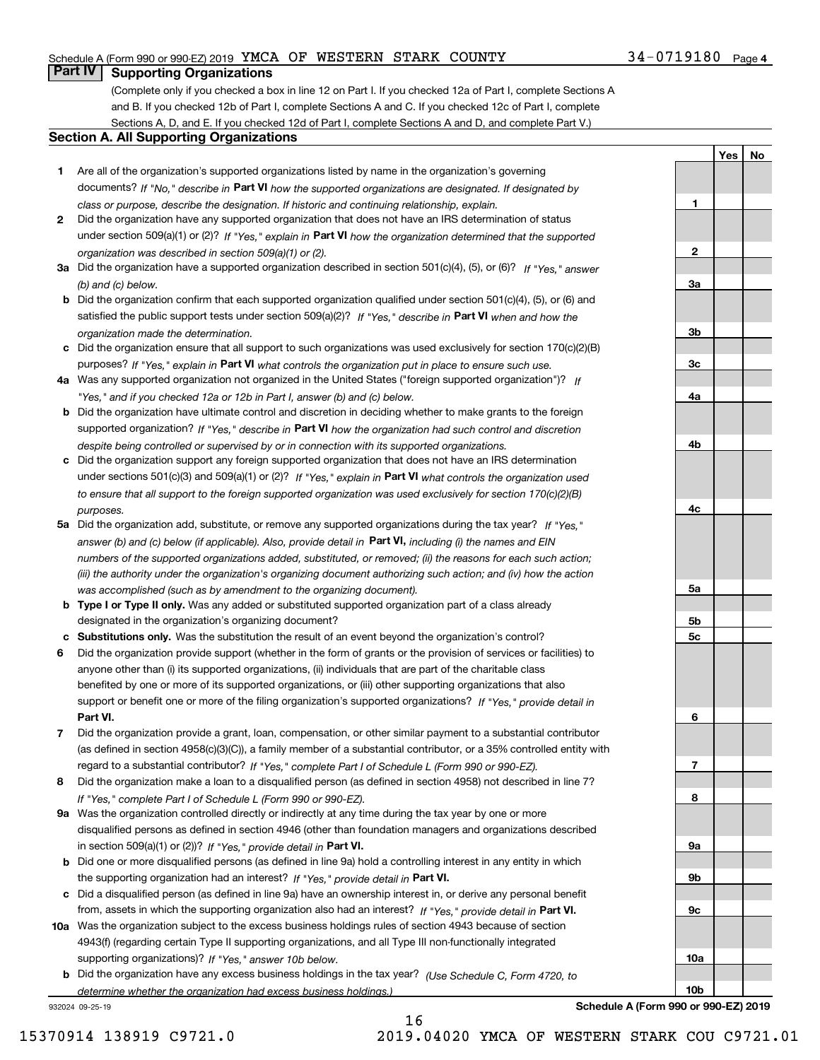Schedule A (Form 990 or 990-EZ) 2019 YMCA OF WESTERN STARK COUNTY 34-0719180 Page 4

## Part IV Supporting Organizations

(Complete only if you checked a box in line 12 on Part I. If you checked 12a of Part I, complete Sections A and B. If you checked 12b of Part I, complete Sections A and C. If you checked 12c of Part I, complete Sections A, D, and E. If you checked 12d of Part I, complete Sections A and D, and complete Part V.)

### Section A. All Supporting Organizations

| | | Line | Yes | No |
|---|---|---|---|---|
| **1** | Are all of the organization's supported organizations listed by name in the organization's governing documents? *If "No," describe in* **Part VI** *how the supported organizations are designated. If designated by class or purpose, describe the designation. If historic and continuing relationship, explain.* | 1 | | |
| **2** | Did the organization have any supported organization that does not have an IRS determination of status under section 509(a)(1) or (2)? *If "Yes," explain in* **Part VI** *how the organization determined that the supported organization was described in section 509(a)(1) or (2).* | 2 | | |
| **3a** | Did the organization have a supported organization described in section 501(c)(4), (5), or (6)? *If "Yes," answer (b) and (c) below.* | 3a | | |
| **b** | Did the organization confirm that each supported organization qualified under section 501(c)(4), (5), or (6) and satisfied the public support tests under section 509(a)(2)? *If "Yes," describe in* **Part VI** *when and how the organization made the determination.* | 3b | | |
| **c** | Did the organization ensure that all support to such organizations was used exclusively for section 170(c)(2)(B) purposes? *If "Yes," explain in* **Part VI** *what controls the organization put in place to ensure such use.* | 3c | | |
| **4a** | Was any supported organization not organized in the United States ("foreign supported organization")? *If "Yes," and if you checked 12a or 12b in Part I, answer (b) and (c) below.* | 4a | | |
| **b** | Did the organization have ultimate control and discretion in deciding whether to make grants to the foreign supported organization? *If "Yes," describe in* **Part VI** *how the organization had such control and discretion despite being controlled or supervised by or in connection with its supported organizations.* | 4b | | |
| **c** | Did the organization support any foreign supported organization that does not have an IRS determination under sections 501(c)(3) and 509(a)(1) or (2)? *If "Yes," explain in* **Part VI** *what controls the organization used to ensure that all support to the foreign supported organization was used exclusively for section 170(c)(2)(B) purposes.* | 4c | | |
| **5a** | Did the organization add, substitute, or remove any supported organizations during the tax year? *If "Yes," answer (b) and (c) below (if applicable). Also, provide detail in* **Part VI,** *including (i) the names and EIN numbers of the supported organizations added, substituted, or removed; (ii) the reasons for each such action; (iii) the authority under the organization's organizing document authorizing such action; and (iv) how the action was accomplished (such as by amendment to the organizing document).* | 5a | | |
| **b** | **Type I or Type II only.** Was any added or substituted supported organization part of a class already designated in the organization's organizing document? | 5b | | |
| **c** | **Substitutions only.** Was the substitution the result of an event beyond the organization's control? | 5c | | |
| **6** | Did the organization provide support (whether in the form of grants or the provision of services or facilities) to anyone other than (i) its supported organizations, (ii) individuals that are part of the charitable class benefited by one or more of its supported organizations, or (iii) other supporting organizations that also support or benefit one or more of the filing organization's supported organizations? *If "Yes," provide detail in* **Part VI.** | 6 | | |
| **7** | Did the organization provide a grant, loan, compensation, or other similar payment to a substantial contributor (as defined in section 4958(c)(3)(C)), a family member of a substantial contributor, or a 35% controlled entity with regard to a substantial contributor? *If "Yes," complete Part I of Schedule L (Form 990 or 990-EZ).* | 7 | | |
| **8** | Did the organization make a loan to a disqualified person (as defined in section 4958) not described in line 7? *If "Yes," complete Part I of Schedule L (Form 990 or 990-EZ).* | 8 | | |
| **9a** | Was the organization controlled directly or indirectly at any time during the tax year by one or more disqualified persons as defined in section 4946 (other than foundation managers and organizations described in section 509(a)(1) or (2))? *If "Yes," provide detail in* **Part VI.** | 9a | | |
| **b** | Did one or more disqualified persons (as defined in line 9a) hold a controlling interest in any entity in which the supporting organization had an interest? *If "Yes," provide detail in* **Part VI.** | 9b | | |
| **c** | Did a disqualified person (as defined in line 9a) have an ownership interest in, or derive any personal benefit from, assets in which the supporting organization also had an interest? *If "Yes," provide detail in* **Part VI.** | 9c | | |
| **10a** | Was the organization subject to the excess business holdings rules of section 4943 because of section 4943(f) (regarding certain Type II supporting organizations, and all Type III non-functionally integrated supporting organizations)? *If "Yes," answer 10b below.* | 10a | | |
| **b** | Did the organization have any excess business holdings in the tax year? *(Use Schedule C, Form 4720, to determine whether the organization had excess business holdings.)* | 10b | | |

932024 09-25-19

**Schedule A (Form 990 or 990-EZ) 2019**

15370914 138919 C9721.0 2019.04020 YMCA OF WESTERN STARK COU C9721.01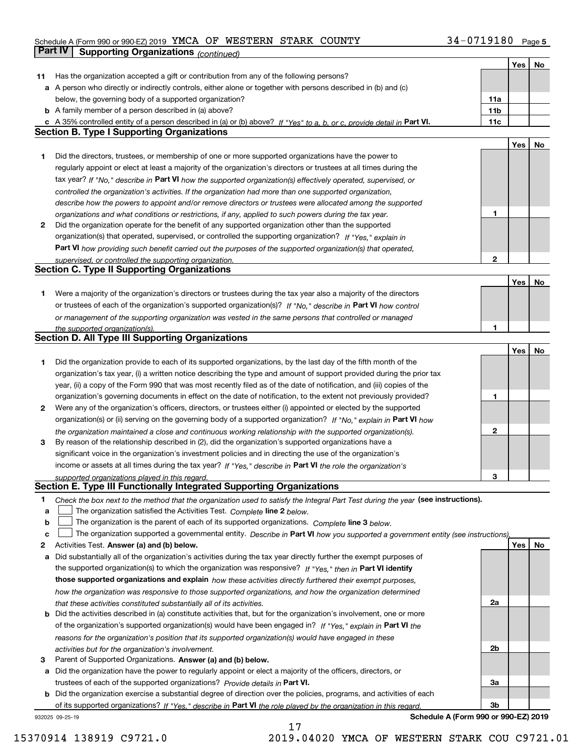Schedule A (Form 990 or 990-EZ) 2019 YMCA OF WESTERN STARK COUNTY 34-0719180

## Part IV Supporting Organizations *(continued)*

| | | | Yes | No |
|---|---|---|---|---|
| **11** | Has the organization accepted a gift or contribution from any of the following persons? | | | |
| **a** | A person who directly or indirectly controls, either alone or together with persons described in (b) and (c) below, the governing body of a supported organization? | **11a** | | |
| **b** | A family member of a person described in (a) above? | **11b** | | |
| **c** | A 35% controlled entity of a person described in (a) or (b) above? *If "Yes" to a, b, or c, provide detail in* **Part VI.** | **11c** | | |

### Section B. Type I Supporting Organizations

| | | | Yes | No |
|---|---|---|---|---|
| **1** | Did the directors, trustees, or membership of one or more supported organizations have the power to regularly appoint or elect at least a majority of the organization's directors or trustees at all times during the tax year? *If "No," describe in* **Part VI** *how the supported organization(s) effectively operated, supervised, or controlled the organization's activities. If the organization had more than one supported organization, describe how the powers to appoint and/or remove directors or trustees were allocated among the supported organizations and what conditions or restrictions, if any, applied to such powers during the tax year.* | **1** | | |
| **2** | Did the organization operate for the benefit of any supported organization other than the supported organization(s) that operated, supervised, or controlled the supporting organization? *If "Yes," explain in* **Part VI** *how providing such benefit carried out the purposes of the supported organization(s) that operated, supervised, or controlled the supporting organization.* | **2** | | |

### Section C. Type II Supporting Organizations

| | | | Yes | No |
|---|---|---|---|---|
| **1** | Were a majority of the organization's directors or trustees during the tax year also a majority of the directors or trustees of each of the organization's supported organization(s)? *If "No," describe in* **Part VI** *how control or management of the supporting organization was vested in the same persons that controlled or managed the supported organization(s).* | **1** | | |

### Section D. All Type III Supporting Organizations

| | | | Yes | No |
|---|---|---|---|---|
| **1** | Did the organization provide to each of its supported organizations, by the last day of the fifth month of the organization's tax year, (i) a written notice describing the type and amount of support provided during the prior tax year, (ii) a copy of the Form 990 that was most recently filed as of the date of notification, and (iii) copies of the organization's governing documents in effect on the date of notification, to the extent not previously provided? | **1** | | |
| **2** | Were any of the organization's officers, directors, or trustees either (i) appointed or elected by the supported organization(s) or (ii) serving on the governing body of a supported organization? *If "No," explain in* **Part VI** *how the organization maintained a close and continuous working relationship with the supported organization(s).* | **2** | | |
| **3** | By reason of the relationship described in (2), did the organization's supported organizations have a significant voice in the organization's investment policies and in directing the use of the organization's income or assets at all times during the tax year? *If "Yes," describe in* **Part VI** *the role the organization's supported organizations played in this regard.* | **3** | | |

### Section E. Type III Functionally Integrated Supporting Organizations

**1** *Check the box next to the method that the organization used to satisfy the Integral Part Test during the year* **(see instructions).**

- **a** ☐ The organization satisfied the Activities Test. *Complete* **line 2** *below.*
- **b** ☐ The organization is the parent of each of its supported organizations. *Complete* **line 3** *below.*
- **c** ☐ The organization supported a governmental entity. *Describe in* **Part VI** *how you supported a government entity (see instructions).*

| | | | Yes | No |
|---|---|---|---|---|
| **2** | Activities Test. **Answer (a) and (b) below.** | | | |
| **a** | Did substantially all of the organization's activities during the tax year directly further the exempt purposes of the supported organization(s) to which the organization was responsive? *If "Yes," then in* **Part VI identify those supported organizations and explain** *how these activities directly furthered their exempt purposes, how the organization was responsive to those supported organizations, and how the organization determined that these activities constituted substantially all of its activities.* | **2a** | | |
| **b** | Did the activities described in (a) constitute activities that, but for the organization's involvement, one or more of the organization's supported organization(s) would have been engaged in? *If "Yes," explain in* **Part VI** *the reasons for the organization's position that its supported organization(s) would have engaged in these activities but for the organization's involvement.* | **2b** | | |
| **3** | Parent of Supported Organizations. **Answer (a) and (b) below.** | | | |
| **a** | Did the organization have the power to regularly appoint or elect a majority of the officers, directors, or trustees of each of the supported organizations? *Provide details in* **Part VI.** | **3a** | | |
| **b** | Did the organization exercise a substantial degree of direction over the policies, programs, and activities of each of its supported organizations? *If "Yes," describe in* **Part VI** *the role played by the organization in this regard.* | **3b** | | |

932025 09-25-19 **Schedule A (Form 990 or 990-EZ) 2019**

15370914 138919 C9721.0 2019.04020 YMCA OF WESTERN STARK COU C9721.01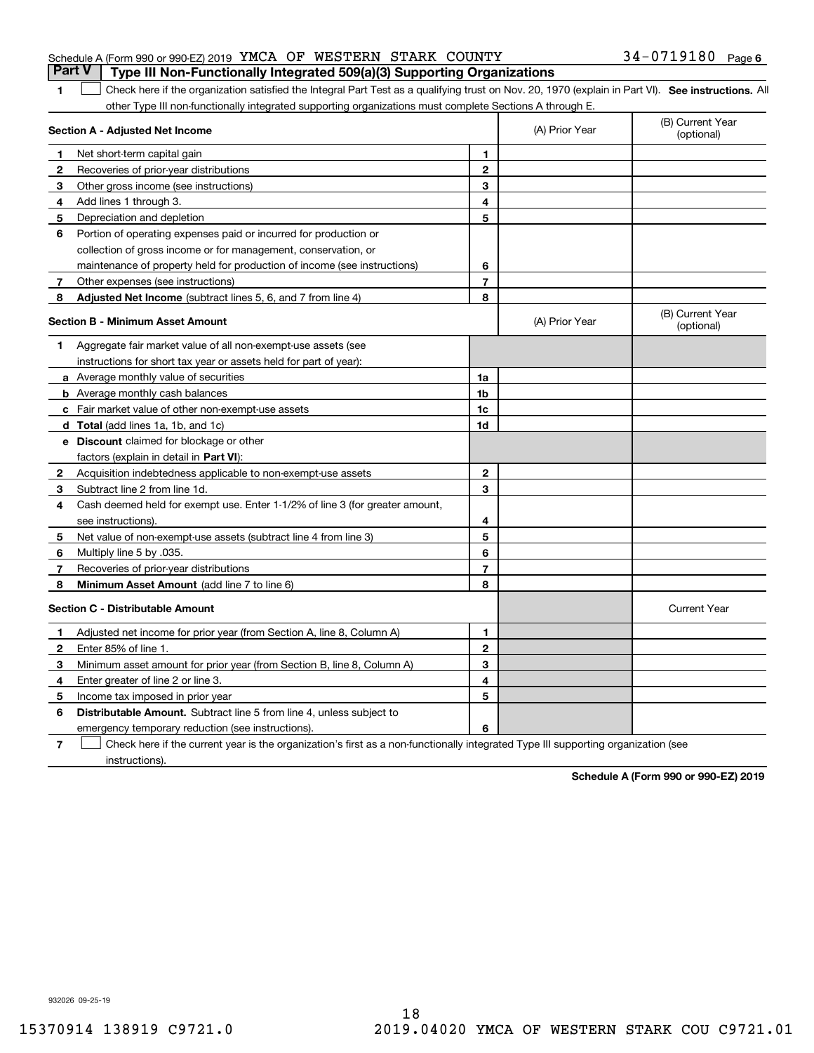Schedule A (Form 990 or 990-EZ) 2019 YMCA OF WESTERN STARK COUNTY 34-0719180 Page **6**

## Part V | Type III Non-Functionally Integrated 509(a)(3) Supporting Organizations

**1** ☐ Check here if the organization satisfied the Integral Part Test as a qualifying trust on Nov. 20, 1970 (explain in Part VI). **See instructions.** All other Type III non-functionally integrated supporting organizations must complete Sections A through E.

| **Section A - Adjusted Net Income** | | (A) Prior Year | (B) Current Year (optional) |
|---|---|---|---|
| **1** Net short-term capital gain | 1 | | |
| **2** Recoveries of prior-year distributions | 2 | | |
| **3** Other gross income (see instructions) | 3 | | |
| **4** Add lines 1 through 3. | 4 | | |
| **5** Depreciation and depletion | 5 | | |
| **6** Portion of operating expenses paid or incurred for production or collection of gross income or for management, conservation, or maintenance of property held for production of income (see instructions) | 6 | | |
| **7** Other expenses (see instructions) | 7 | | |
| **8** **Adjusted Net Income** (subtract lines 5, 6, and 7 from line 4) | 8 | | |

| **Section B - Minimum Asset Amount** | | (A) Prior Year | (B) Current Year (optional) |
|---|---|---|---|
| **1** Aggregate fair market value of all non-exempt-use assets (see instructions for short tax year or assets held for part of year): | | | |
| **a** Average monthly value of securities | 1a | | |
| **b** Average monthly cash balances | 1b | | |
| **c** Fair market value of other non-exempt-use assets | 1c | | |
| **d** **Total** (add lines 1a, 1b, and 1c) | 1d | | |
| **e** **Discount** claimed for blockage or other factors (explain in detail in **Part VI**): | | | |
| **2** Acquisition indebtedness applicable to non-exempt-use assets | 2 | | |
| **3** Subtract line 2 from line 1d. | 3 | | |
| **4** Cash deemed held for exempt use. Enter 1-1/2% of line 3 (for greater amount, see instructions). | 4 | | |
| **5** Net value of non-exempt-use assets (subtract line 4 from line 3) | 5 | | |
| **6** Multiply line 5 by .035. | 6 | | |
| **7** Recoveries of prior-year distributions | 7 | | |
| **8** **Minimum Asset Amount** (add line 7 to line 6) | 8 | | |

| **Section C - Distributable Amount** | | | Current Year |
|---|---|---|---|
| **1** Adjusted net income for prior year (from Section A, line 8, Column A) | 1 | | |
| **2** Enter 85% of line 1. | 2 | | |
| **3** Minimum asset amount for prior year (from Section B, line 8, Column A) | 3 | | |
| **4** Enter greater of line 2 or line 3. | 4 | | |
| **5** Income tax imposed in prior year | 5 | | |
| **6** **Distributable Amount.** Subtract line 5 from line 4, unless subject to emergency temporary reduction (see instructions). | 6 | | |

**7** ☐ Check here if the current year is the organization's first as a non-functionally integrated Type III supporting organization (see instructions).

**Schedule A (Form 990 or 990-EZ) 2019**

932026 09-25-19

15370914 138919 C9721.0 2019.04020 YMCA OF WESTERN STARK COU C9721.01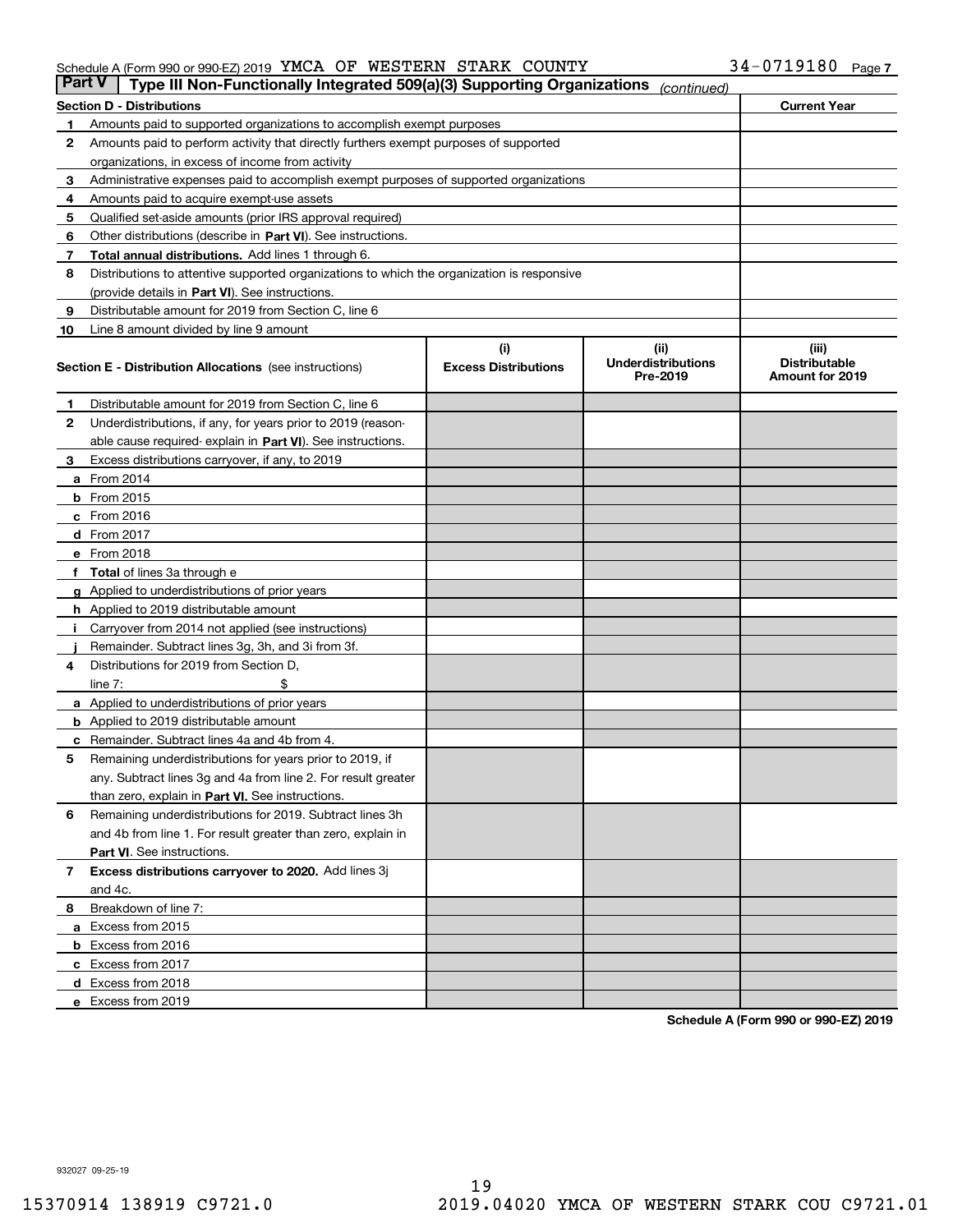Schedule A (Form 990 or 990-EZ) 2019 YMCA OF WESTERN STARK COUNTY 34-0719180 Page 7

## Part V | Type III Non-Functionally Integrated 509(a)(3) Supporting Organizations *(continued)*

| Section D - Distributions | | Current Year |
|---|---|---|
| 1 | Amounts paid to supported organizations to accomplish exempt purposes | |
| 2 | Amounts paid to perform activity that directly furthers exempt purposes of supported organizations, in excess of income from activity | |
| 3 | Administrative expenses paid to accomplish exempt purposes of supported organizations | |
| 4 | Amounts paid to acquire exempt-use assets | |
| 5 | Qualified set-aside amounts (prior IRS approval required) | |
| 6 | Other distributions (describe in **Part VI**). See instructions. | |
| 7 | **Total annual distributions.** Add lines 1 through 6. | |
| 8 | Distributions to attentive supported organizations to which the organization is responsive (provide details in **Part VI**). See instructions. | |
| 9 | Distributable amount for 2019 from Section C, line 6 | |
| 10 | Line 8 amount divided by line 9 amount | |

| Section E - Distribution Allocations (see instructions) | | (i) Excess Distributions | (ii) Underdistributions Pre-2019 | (iii) Distributable Amount for 2019 |
|---|---|---|---|---|
| 1 | Distributable amount for 2019 from Section C, line 6 | | | |
| 2 | Underdistributions, if any, for years prior to 2019 (reasonable cause required- explain in **Part VI**). See instructions. | | | |
| 3 | Excess distributions carryover, if any, to 2019 | | | |
| a | From 2014 | | | |
| b | From 2015 | | | |
| c | From 2016 | | | |
| d | From 2017 | | | |
| e | From 2018 | | | |
| f | **Total** of lines 3a through e | | | |
| g | Applied to underdistributions of prior years | | | |
| h | Applied to 2019 distributable amount | | | |
| i | Carryover from 2014 not applied (see instructions) | | | |
| j | Remainder. Subtract lines 3g, 3h, and 3i from 3f. | | | |
| 4 | Distributions for 2019 from Section D, line 7: $ | | | |
| a | Applied to underdistributions of prior years | | | |
| b | Applied to 2019 distributable amount | | | |
| c | Remainder. Subtract lines 4a and 4b from 4. | | | |
| 5 | Remaining underdistributions for years prior to 2019, if any. Subtract lines 3g and 4a from line 2. For result greater than zero, explain in **Part VI.** See instructions. | | | |
| 6 | Remaining underdistributions for 2019. Subtract lines 3h and 4b from line 1. For result greater than zero, explain in **Part VI**. See instructions. | | | |
| 7 | **Excess distributions carryover to 2020.** Add lines 3j and 4c. | | | |
| 8 | Breakdown of line 7: | | | |
| a | Excess from 2015 | | | |
| b | Excess from 2016 | | | |
| c | Excess from 2017 | | | |
| d | Excess from 2018 | | | |
| e | Excess from 2019 | | | |

**Schedule A (Form 990 or 990-EZ) 2019**

932027 09-25-19

15370914 138919 C9721.0 2019.04020 YMCA OF WESTERN STARK COU C9721.01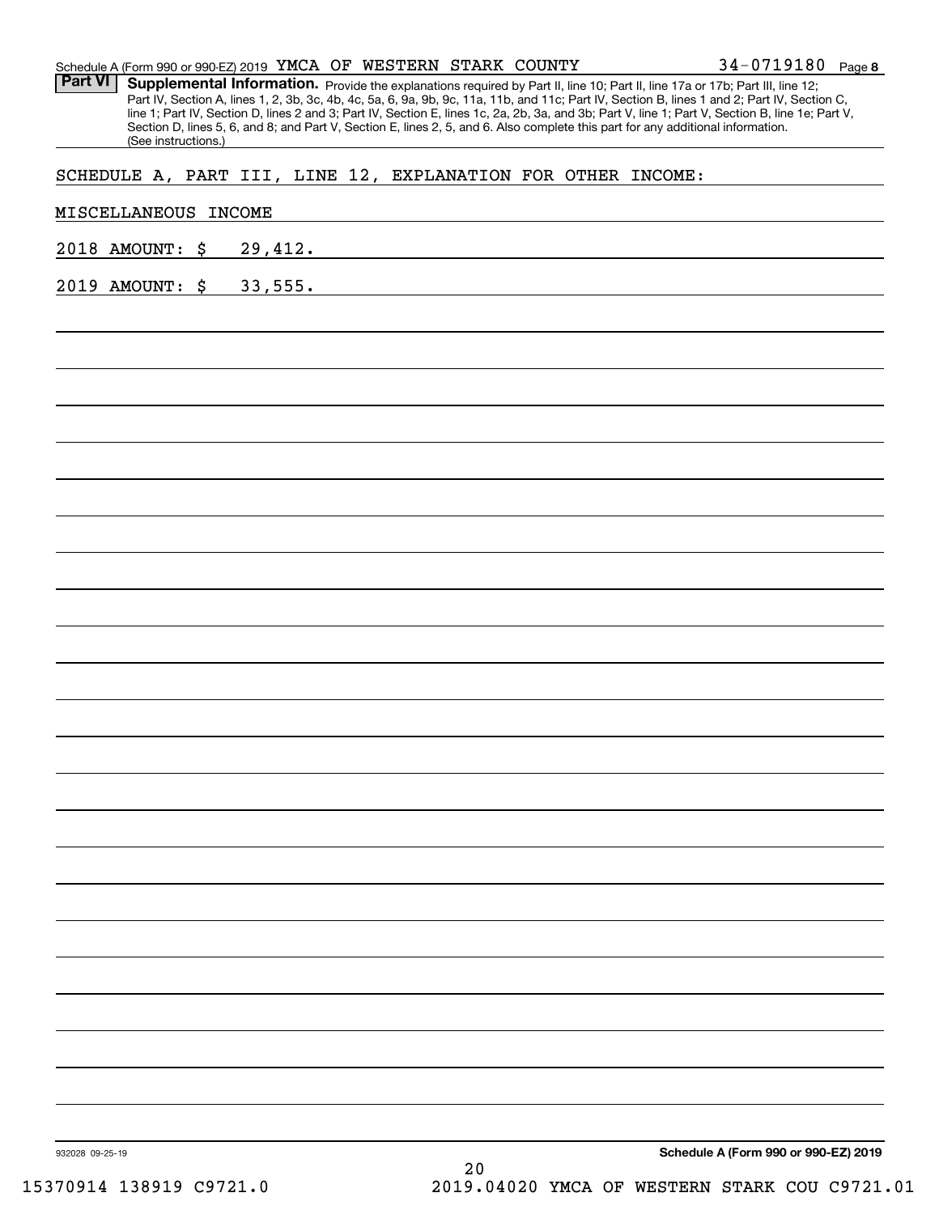Schedule A (Form 990 or 990-EZ) 2019 YMCA OF WESTERN STARK COUNTY 34-0719180 Page 8

**Part VI** **Supplemental Information.** Provide the explanations required by Part II, line 10; Part II, line 17a or 17b; Part III, line 12; Part IV, Section A, lines 1, 2, 3b, 3c, 4b, 4c, 5a, 6, 9a, 9b, 9c, 11a, 11b, and 11c; Part IV, Section B, lines 1 and 2; Part IV, Section C, line 1; Part IV, Section D, lines 2 and 3; Part IV, Section E, lines 1c, 2a, 2b, 3a, and 3b; Part V, line 1; Part V, Section B, line 1e; Part V, Section D, lines 5, 6, and 8; and Part V, Section E, lines 2, 5, and 6. Also complete this part for any additional information. (See instructions.)

SCHEDULE A, PART III, LINE 12, EXPLANATION FOR OTHER INCOME:

MISCELLANEOUS INCOME

2018 AMOUNT: $ 29,412.

2019 AMOUNT: $ 33,555.

932028 09-25-19

**Schedule A (Form 990 or 990-EZ) 2019**

15370914 138919 C9721.0 2019.04020 YMCA OF WESTERN STARK COU C9721.01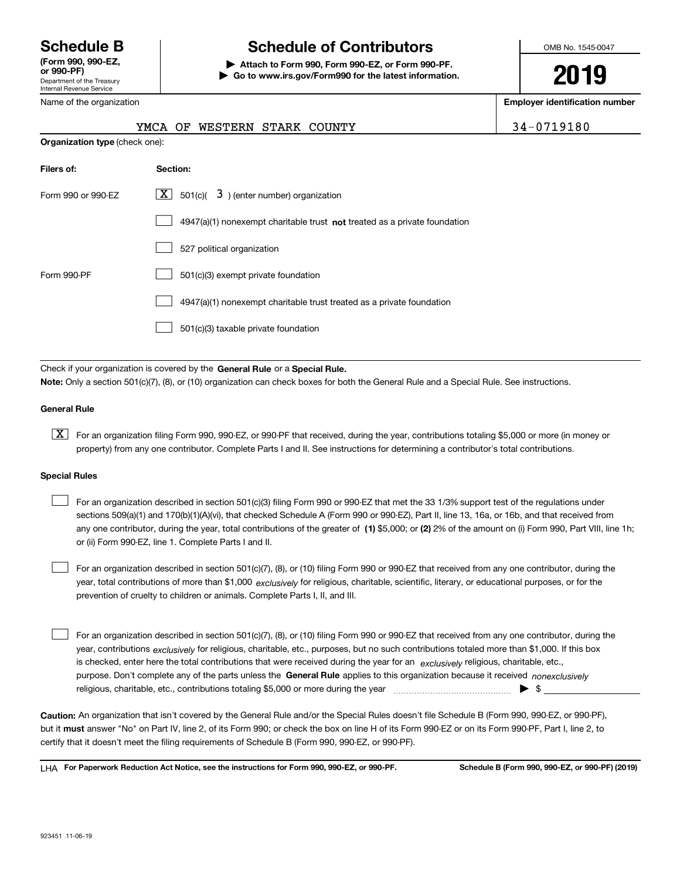# Schedule B

**(Form 990, 990-EZ, or 990-PF)**
Department of the Treasury
Internal Revenue Service

# Schedule of Contributors

▶ **Attach to Form 990, Form 990-EZ, or Form 990-PF.**
▶ **Go to www.irs.gov/Form990 for the latest information.**

OMB No. 1545-0047

**2019**

Name of the organization: YMCA OF WESTERN STARK COUNTY

**Employer identification number:** 34-0719180

**Organization type** (check one):

| Filers of: | Section: |
| --- | --- |
| Form 990 or 990-EZ | [X] 501(c)( 3 ) (enter number) organization |
| | [ ] 4947(a)(1) nonexempt charitable trust **not** treated as a private foundation |
| | [ ] 527 political organization |
| Form 990-PF | [ ] 501(c)(3) exempt private foundation |
| | [ ] 4947(a)(1) nonexempt charitable trust treated as a private foundation |
| | [ ] 501(c)(3) taxable private foundation |

Check if your organization is covered by the **General Rule** or a **Special Rule.**

**Note:** Only a section 501(c)(7), (8), or (10) organization can check boxes for both the General Rule and a Special Rule. See instructions.

**General Rule**

[X] For an organization filing Form 990, 990-EZ, or 990-PF that received, during the year, contributions totaling $5,000 or more (in money or property) from any one contributor. Complete Parts I and II. See instructions for determining a contributor's total contributions.

**Special Rules**

[ ] For an organization described in section 501(c)(3) filing Form 990 or 990-EZ that met the 33 1/3% support test of the regulations under sections 509(a)(1) and 170(b)(1)(A)(vi), that checked Schedule A (Form 990 or 990-EZ), Part II, line 13, 16a, or 16b, and that received from any one contributor, during the year, total contributions of the greater of **(1)** $5,000; or **(2)** 2% of the amount on (i) Form 990, Part VIII, line 1h; or (ii) Form 990-EZ, line 1. Complete Parts I and II.

[ ] For an organization described in section 501(c)(7), (8), or (10) filing Form 990 or 990-EZ that received from any one contributor, during the year, total contributions of more than $1,000 *exclusively* for religious, charitable, scientific, literary, or educational purposes, or for the prevention of cruelty to children or animals. Complete Parts I, II, and III.

[ ] For an organization described in section 501(c)(7), (8), or (10) filing Form 990 or 990-EZ that received from any one contributor, during the year, contributions *exclusively* for religious, charitable, etc., purposes, but no such contributions totaled more than $1,000. If this box is checked, enter here the total contributions that were received during the year for an *exclusively* religious, charitable, etc., purpose. Don't complete any of the parts unless the **General Rule** applies to this organization because it received *nonexclusively* religious, charitable, etc., contributions totaling $5,000 or more during the year ▶ $

**Caution:** An organization that isn't covered by the General Rule and/or the Special Rules doesn't file Schedule B (Form 990, 990-EZ, or 990-PF), but it **must** answer "No" on Part IV, line 2, of its Form 990; or check the box on line H of its Form 990-EZ or on its Form 990-PF, Part I, line 2, to certify that it doesn't meet the filing requirements of Schedule B (Form 990, 990-EZ, or 990-PF).

LHA **For Paperwork Reduction Act Notice, see the instructions for Form 990, 990-EZ, or 990-PF.** **Schedule B (Form 990, 990-EZ, or 990-PF) (2019)**

923451 11-06-19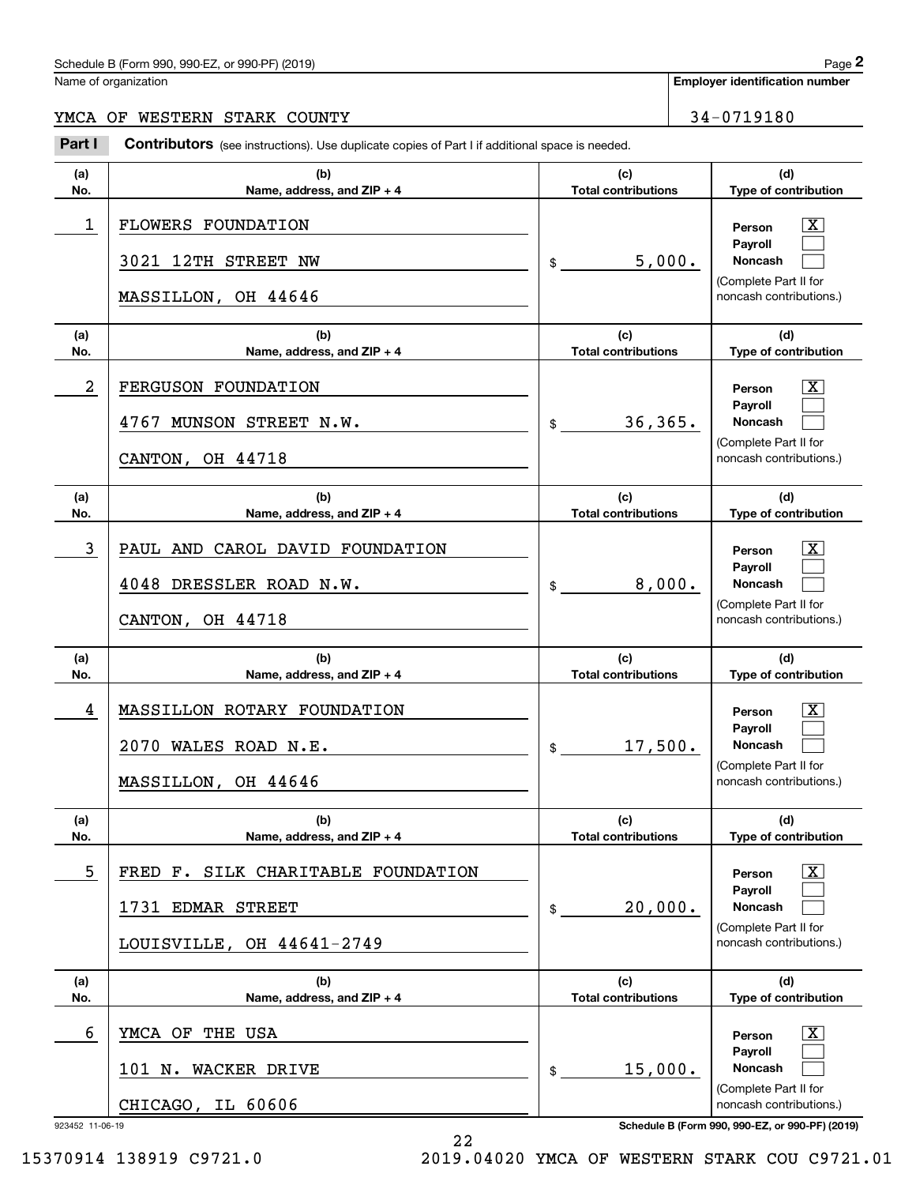Schedule B (Form 990, 990-EZ, or 990-PF) (2019)

Name of organization: YMCA OF WESTERN STARK COUNTY

Employer identification number: 34-0719180

## Part I Contributors (see instructions). Use duplicate copies of Part I if additional space is needed.

| (a) No. | (b) Name, address, and ZIP + 4 | (c) Total contributions | (d) Type of contribution |
|---|---|---|---|
| 1 | FLOWERS FOUNDATION<br>3021 12TH STREET NW<br>MASSILLON, OH 44646 | $ 5,000. | Person [X]<br>Payroll [ ]<br>Noncash [ ]<br>(Complete Part II for noncash contributions.) |
| 2 | FERGUSON FOUNDATION<br>4767 MUNSON STREET N.W.<br>CANTON, OH 44718 | $ 36,365. | Person [X]<br>Payroll [ ]<br>Noncash [ ]<br>(Complete Part II for noncash contributions.) |
| 3 | PAUL AND CAROL DAVID FOUNDATION<br>4048 DRESSLER ROAD N.W.<br>CANTON, OH 44718 | $ 8,000. | Person [X]<br>Payroll [ ]<br>Noncash [ ]<br>(Complete Part II for noncash contributions.) |
| 4 | MASSILLON ROTARY FOUNDATION<br>2070 WALES ROAD N.E.<br>MASSILLON, OH 44646 | $ 17,500. | Person [X]<br>Payroll [ ]<br>Noncash [ ]<br>(Complete Part II for noncash contributions.) |
| 5 | FRED F. SILK CHARITABLE FOUNDATION<br>1731 EDMAR STREET<br>LOUISVILLE, OH 44641-2749 | $ 20,000. | Person [X]<br>Payroll [ ]<br>Noncash [ ]<br>(Complete Part II for noncash contributions.) |
| 6 | YMCA OF THE USA<br>101 N. WACKER DRIVE<br>CHICAGO, IL 60606 | $ 15,000. | Person [X]<br>Payroll [ ]<br>Noncash [ ]<br>(Complete Part II for noncash contributions.) |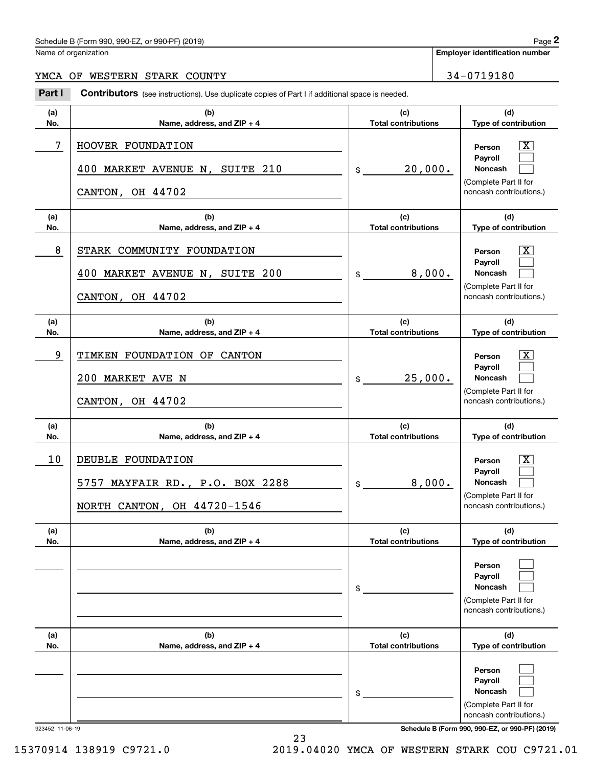Name of organization

**Employer identification number**

YMCA OF WESTERN STARK COUNTY

34-0719180

**Part I** **Contributors** (see instructions). Use duplicate copies of Part I if additional space is needed.

| (a) No. | (b) Name, address, and ZIP + 4 | (c) Total contributions | (d) Type of contribution |
|---|---|---|---|
| 7 | HOOVER FOUNDATION<br>400 MARKET AVENUE N, SUITE 210<br>CANTON, OH 44702 | $ 20,000. | Person [X]<br>Payroll [ ]<br>Noncash [ ]<br>(Complete Part II for noncash contributions.) |
| 8 | STARK COMMUNITY FOUNDATION<br>400 MARKET AVENUE N, SUITE 200<br>CANTON, OH 44702 | $ 8,000. | Person [X]<br>Payroll [ ]<br>Noncash [ ]<br>(Complete Part II for noncash contributions.) |
| 9 | TIMKEN FOUNDATION OF CANTON<br>200 MARKET AVE N<br>CANTON, OH 44702 | $ 25,000. | Person [X]<br>Payroll [ ]<br>Noncash [ ]<br>(Complete Part II for noncash contributions.) |
| 10 | DEUBLE FOUNDATION<br>5757 MAYFAIR RD., P.O. BOX 2288<br>NORTH CANTON, OH 44720-1546 | $ 8,000. | Person [X]<br>Payroll [ ]<br>Noncash [ ]<br>(Complete Part II for noncash contributions.) |
| | | $ | Person [ ]<br>Payroll [ ]<br>Noncash [ ]<br>(Complete Part II for noncash contributions.) |
| | | $ | Person [ ]<br>Payroll [ ]<br>Noncash [ ]<br>(Complete Part II for noncash contributions.) |

923452 11-06-19

15370914 138919 C9721.0 2019.04020 YMCA OF WESTERN STARK COU C9721.01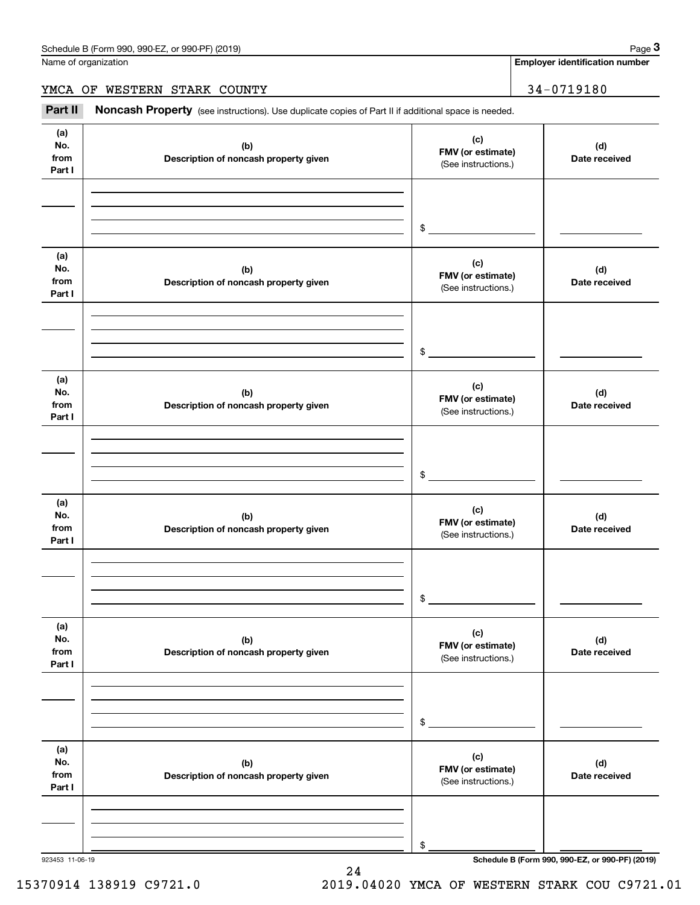Schedule B (Form 990, 990-EZ, or 990-PF) (2019)

Name of organization: YMCA OF WESTERN STARK COUNTY

Employer identification number: 34-0719180

## Part II Noncash Property

(see instructions). Use duplicate copies of Part II if additional space is needed.

| (a) No. from Part I | (b) Description of noncash property given | (c) FMV (or estimate) (See instructions.) | (d) Date received |
|---|---|---|---|
| | | $ | |

| (a) No. from Part I | (b) Description of noncash property given | (c) FMV (or estimate) (See instructions.) | (d) Date received |
|---|---|---|---|
| | | $ | |

| (a) No. from Part I | (b) Description of noncash property given | (c) FMV (or estimate) (See instructions.) | (d) Date received |
|---|---|---|---|
| | | $ | |

| (a) No. from Part I | (b) Description of noncash property given | (c) FMV (or estimate) (See instructions.) | (d) Date received |
|---|---|---|---|
| | | $ | |

| (a) No. from Part I | (b) Description of noncash property given | (c) FMV (or estimate) (See instructions.) | (d) Date received |
|---|---|---|---|
| | | $ | |

| (a) No. from Part I | (b) Description of noncash property given | (c) FMV (or estimate) (See instructions.) | (d) Date received |
|---|---|---|---|
| | | $ | |

923453 11-06-19

Schedule B (Form 990, 990-EZ, or 990-PF) (2019)

15370914 138919 C9721.0 2019.04020 YMCA OF WESTERN STARK COU C9721.01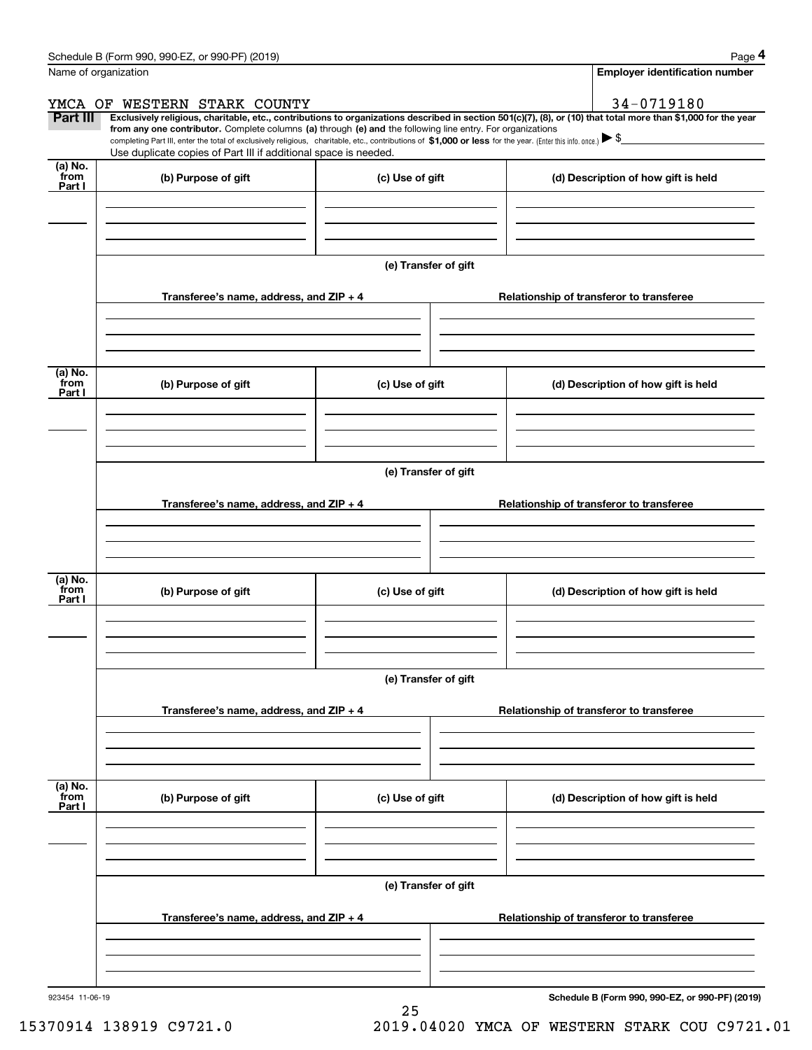Schedule B (Form 990, 990-EZ, or 990-PF) (2019) Page **4**

Name of organization: YMCA OF WESTERN STARK COUNTY

**Employer identification number:** 34-0719180

**Part III** **Exclusively religious, charitable, etc., contributions to organizations described in section 501(c)(7), (8), or (10) that total more than $1,000 for the year from any one contributor.** Complete columns **(a)** through **(e) and** the following line entry. For organizations completing Part III, enter the total of exclusively religious, charitable, etc., contributions of **$1,000 or less** for the year. (Enter this info. once.) ▶ $\_\_\_\_\_\_\_\_

Use duplicate copies of Part III if additional space is needed.

| (a) No. from Part I | (b) Purpose of gift | (c) Use of gift | (d) Description of how gift is held |
|---|---|---|---|
| | | | |

**(e) Transfer of gift**

| Transferee's name, address, and ZIP + 4 | Relationship of transferor to transferee |
|---|---|
| | |

| (a) No. from Part I | (b) Purpose of gift | (c) Use of gift | (d) Description of how gift is held |
|---|---|---|---|
| | | | |

**(e) Transfer of gift**

| Transferee's name, address, and ZIP + 4 | Relationship of transferor to transferee |
|---|---|
| | |

| (a) No. from Part I | (b) Purpose of gift | (c) Use of gift | (d) Description of how gift is held |
|---|---|---|---|
| | | | |

**(e) Transfer of gift**

| Transferee's name, address, and ZIP + 4 | Relationship of transferor to transferee |
|---|---|
| | |

| (a) No. from Part I | (b) Purpose of gift | (c) Use of gift | (d) Description of how gift is held |
|---|---|---|---|
| | | | |

**(e) Transfer of gift**

| Transferee's name, address, and ZIP + 4 | Relationship of transferor to transferee |
|---|---|
| | |

923454 11-06-19 **Schedule B (Form 990, 990-EZ, or 990-PF) (2019)**

15370914 138919 C9721.0 2019.04020 YMCA OF WESTERN STARK COU C9721.01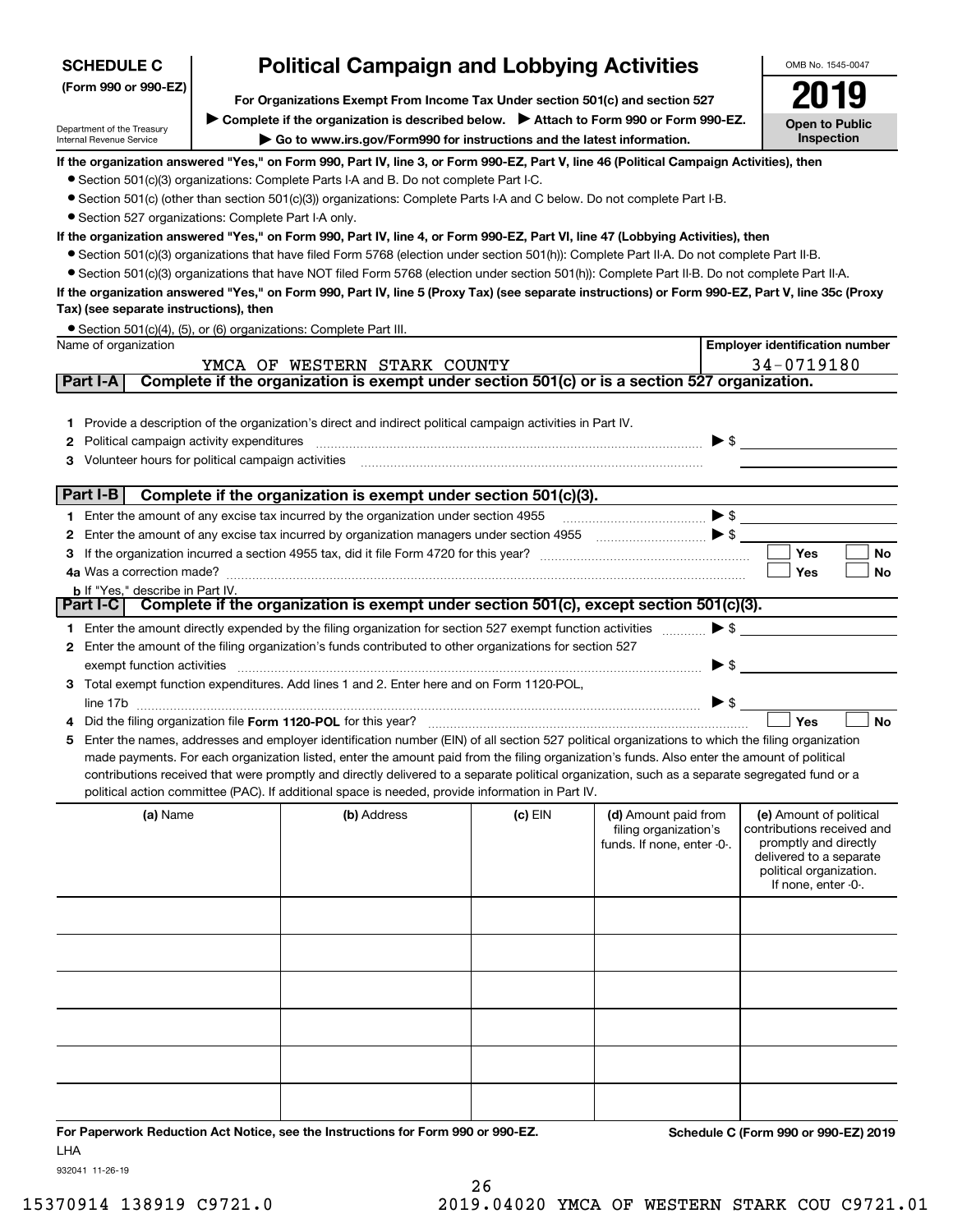**SCHEDULE C (Form 990 or 990-EZ)**

Department of the Treasury
Internal Revenue Service

# Political Campaign and Lobbying Activities

**For Organizations Exempt From Income Tax Under section 501(c) and section 527**

▶ Complete if the organization is described below. ▶ Attach to Form 990 or Form 990-EZ.

▶ Go to www.irs.gov/Form990 for instructions and the latest information.

OMB No. 1545-0047

**2019**

**Open to Public Inspection**

**If the organization answered "Yes," on Form 990, Part IV, line 3, or Form 990-EZ, Part V, line 46 (Political Campaign Activities), then**

- Section 501(c)(3) organizations: Complete Parts I-A and B. Do not complete Part I-C.
- Section 501(c) (other than section 501(c)(3)) organizations: Complete Parts I-A and C below. Do not complete Part I-B.
- Section 527 organizations: Complete Part I-A only.

**If the organization answered "Yes," on Form 990, Part IV, line 4, or Form 990-EZ, Part VI, line 47 (Lobbying Activities), then**

- Section 501(c)(3) organizations that have filed Form 5768 (election under section 501(h)): Complete Part II-A. Do not complete Part II-B.
- Section 501(c)(3) organizations that have NOT filed Form 5768 (election under section 501(h)): Complete Part II-B. Do not complete Part II-A.

**If the organization answered "Yes," on Form 990, Part IV, line 5 (Proxy Tax) (see separate instructions) or Form 990-EZ, Part V, line 35c (Proxy Tax) (see separate instructions), then**

- Section 501(c)(4), (5), or (6) organizations: Complete Part III.

| Name of organization | Employer identification number |
|---|---|
| YMCA OF WESTERN STARK COUNTY | 34-0719180 |

## Part I-A Complete if the organization is exempt under section 501(c) or is a section 527 organization.

1. Provide a description of the organization's direct and indirect political campaign activities in Part IV.
2. Political campaign activity expenditures ▶ $
3. Volunteer hours for political campaign activities

## Part I-B Complete if the organization is exempt under section 501(c)(3).

1. Enter the amount of any excise tax incurred by the organization under section 4955 ▶ $
2. Enter the amount of any excise tax incurred by organization managers under section 4955 ▶ $
3. If the organization incurred a section 4955 tax, did it file Form 4720 for this year? ☐ Yes ☐ No
4. a Was a correction made? ☐ Yes ☐ No
   b If "Yes," describe in Part IV.

## Part I-C Complete if the organization is exempt under section 501(c), except section 501(c)(3).

1. Enter the amount directly expended by the filing organization for section 527 exempt function activities ▶ $
2. Enter the amount of the filing organization's funds contributed to other organizations for section 527 exempt function activities ▶ $
3. Total exempt function expenditures. Add lines 1 and 2. Enter here and on Form 1120-POL, line 17b ▶ $
4. Did the filing organization file **Form 1120-POL** for this year? ☐ Yes ☐ No
5. Enter the names, addresses and employer identification number (EIN) of all section 527 political organizations to which the filing organization made payments. For each organization listed, enter the amount paid from the filing organization's funds. Also enter the amount of political contributions received that were promptly and directly delivered to a separate political organization, such as a separate segregated fund or a political action committee (PAC). If additional space is needed, provide information in Part IV.

| (a) Name | (b) Address | (c) EIN | (d) Amount paid from filing organization's funds. If none, enter -0-. | (e) Amount of political contributions received and promptly and directly delivered to a separate political organization. If none, enter -0-. |
|---|---|---|---|---|
| | | | | |
| | | | | |
| | | | | |
| | | | | |
| | | | | |
| | | | | |

**For Paperwork Reduction Act Notice, see the Instructions for Form 990 or 990-EZ.** LHA

**Schedule C (Form 990 or 990-EZ) 2019**

932041 11-26-19

15370914 138919 C9721.0 2019.04020 YMCA OF WESTERN STARK COU C9721.01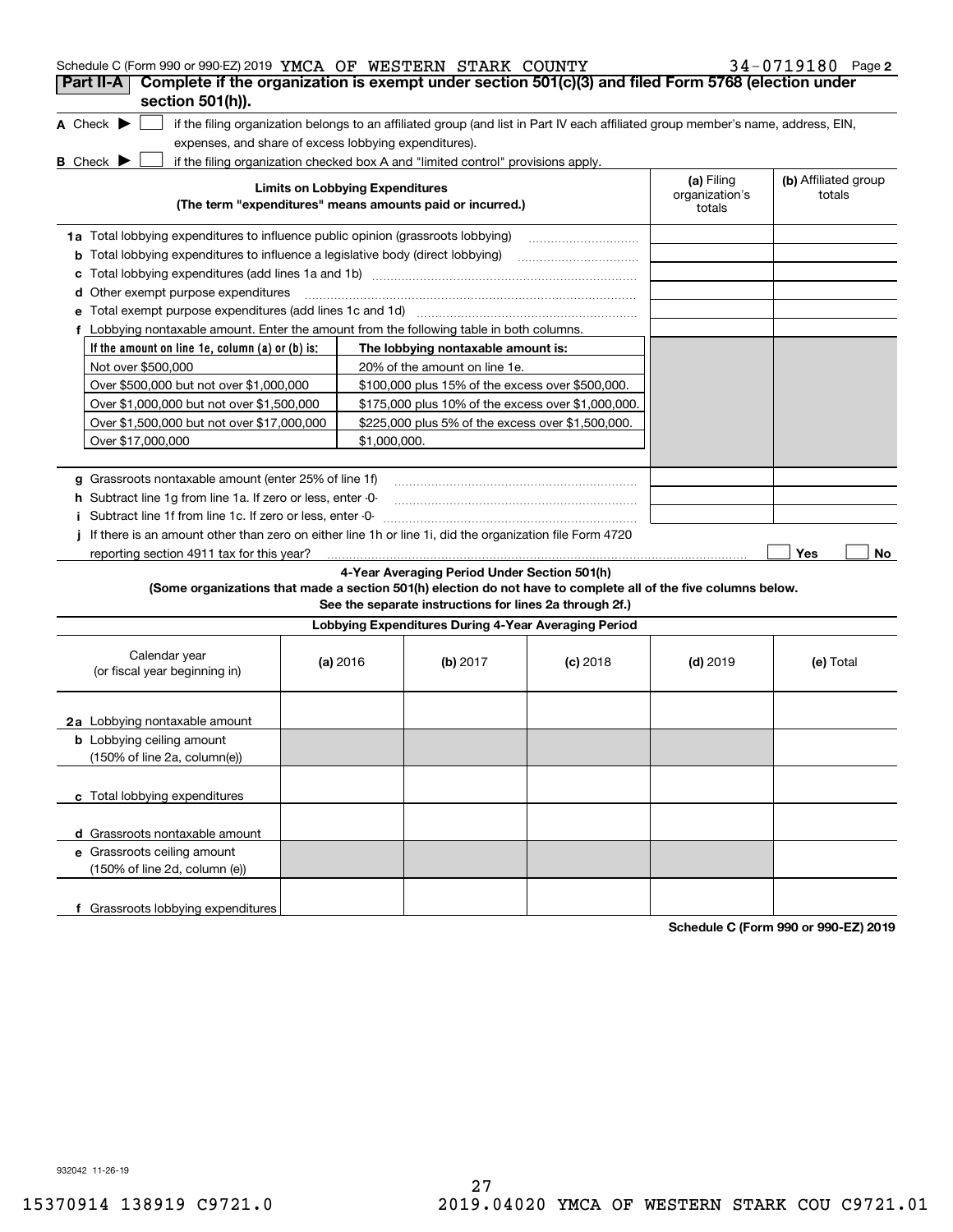Schedule C (Form 990 or 990-EZ) 2019 YMCA OF WESTERN STARK COUNTY 34-0719180 Page 2

## Part II-A Complete if the organization is exempt under section 501(c)(3) and filed Form 5768 (election under section 501(h)).

**A** Check ▶ ☐ if the filing organization belongs to an affiliated group (and list in Part IV each affiliated group member's name, address, EIN, expenses, and share of excess lobbying expenditures).

**B** Check ▶ ☐ if the filing organization checked box A and "limited control" provisions apply.

| **Limits on Lobbying Expenditures** (The term "expenditures" means amounts paid or incurred.) | **(a)** Filing organization's totals | **(b)** Affiliated group totals |
|---|---|---|
| **1a** Total lobbying expenditures to influence public opinion (grassroots lobbying) | | |
| **b** Total lobbying expenditures to influence a legislative body (direct lobbying) | | |
| **c** Total lobbying expenditures (add lines 1a and 1b) | | |
| **d** Other exempt purpose expenditures | | |
| **e** Total exempt purpose expenditures (add lines 1c and 1d) | | |
| **f** Lobbying nontaxable amount. Enter the amount from the following table in both columns. | | |

| If the amount on line 1e, column (a) or (b) is: | The lobbying nontaxable amount is: |
|---|---|
| Not over $500,000 | 20% of the amount on line 1e. |
| Over $500,000 but not over $1,000,000 | $100,000 plus 15% of the excess over $500,000. |
| Over $1,000,000 but not over $1,500,000 | $175,000 plus 10% of the excess over $1,000,000. |
| Over $1,500,000 but not over $17,000,000 | $225,000 plus 5% of the excess over $1,500,000. |
| Over $17,000,000 | $1,000,000. |

| | (a) | (b) |
|---|---|---|
| **g** Grassroots nontaxable amount (enter 25% of line 1f) | | |
| **h** Subtract line 1g from line 1a. If zero or less, enter -0- | | |
| **i** Subtract line 1f from line 1c. If zero or less, enter -0- | | |

**j** If there is an amount other than zero on either line 1h or line 1i, did the organization file Form 4720 reporting section 4911 tax for this year? ☐ Yes ☐ No

### 4-Year Averaging Period Under Section 501(h)

**(Some organizations that made a section 501(h) election do not have to complete all of the five columns below. See the separate instructions for lines 2a through 2f.)**

**Lobbying Expenditures During 4-Year Averaging Period**

| Calendar year (or fiscal year beginning in) | **(a)** 2016 | **(b)** 2017 | **(c)** 2018 | **(d)** 2019 | **(e)** Total |
|---|---|---|---|---|---|
| **2a** Lobbying nontaxable amount | | | | | |
| **b** Lobbying ceiling amount (150% of line 2a, column(e)) | | | | | |
| **c** Total lobbying expenditures | | | | | |
| **d** Grassroots nontaxable amount | | | | | |
| **e** Grassroots ceiling amount (150% of line 2d, column (e)) | | | | | |
| **f** Grassroots lobbying expenditures | | | | | |

**Schedule C (Form 990 or 990-EZ) 2019**

932042 11-26-19

15370914 138919 C9721.0 2019.04020 YMCA OF WESTERN STARK COU C9721.01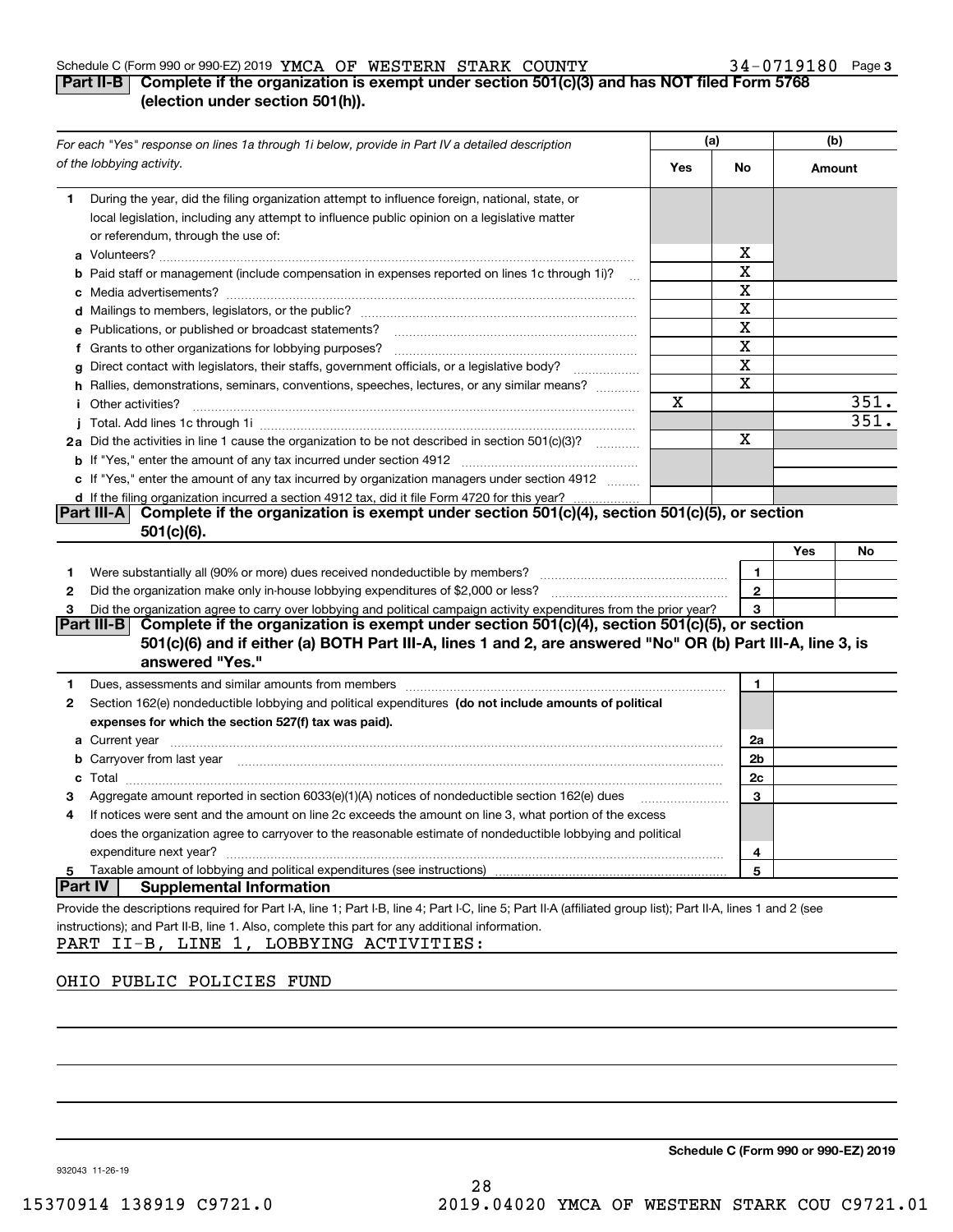Schedule C (Form 990 or 990-EZ) 2019 YMCA OF WESTERN STARK COUNTY 34-0719180 Page **3**

## Part II-B Complete if the organization is exempt under section 501(c)(3) and has NOT filed Form 5768 (election under section 501(h)).

| *For each "Yes" response on lines 1a through 1i below, provide in Part IV a detailed description of the lobbying activity.* | (a) Yes | (a) No | (b) Amount |
|---|---|---|---|
| **1** During the year, did the filing organization attempt to influence foreign, national, state, or local legislation, including any attempt to influence public opinion on a legislative matter or referendum, through the use of: | | | |
| **a** Volunteers? | | X | |
| **b** Paid staff or management (include compensation in expenses reported on lines 1c through 1i)? | | X | |
| **c** Media advertisements? | | X | |
| **d** Mailings to members, legislators, or the public? | | X | |
| **e** Publications, or published or broadcast statements? | | X | |
| **f** Grants to other organizations for lobbying purposes? | | X | |
| **g** Direct contact with legislators, their staffs, government officials, or a legislative body? | | X | |
| **h** Rallies, demonstrations, seminars, conventions, speeches, lectures, or any similar means? | | X | |
| **i** Other activities? | X | | 351. |
| **j** Total. Add lines 1c through 1i | | | 351. |
| **2a** Did the activities in line 1 cause the organization to be not described in section 501(c)(3)? | | X | |
| **b** If "Yes," enter the amount of any tax incurred under section 4912 | | | |
| **c** If "Yes," enter the amount of any tax incurred by organization managers under section 4912 | | | |
| **d** If the filing organization incurred a section 4912 tax, did it file Form 4720 for this year? | | | |

## Part III-A Complete if the organization is exempt under section 501(c)(4), section 501(c)(5), or section 501(c)(6).

| | | | Yes | No |
|---|---|---|---|---|
| **1** | Were substantially all (90% or more) dues received nondeductible by members? | 1 | | |
| **2** | Did the organization make only in-house lobbying expenditures of $2,000 or less? | 2 | | |
| **3** | Did the organization agree to carry over lobbying and political campaign activity expenditures from the prior year? | 3 | | |

## Part III-B Complete if the organization is exempt under section 501(c)(4), section 501(c)(5), or section 501(c)(6) and if either (a) BOTH Part III-A, lines 1 and 2, are answered "No" OR (b) Part III-A, line 3, is answered "Yes."

| | | | |
|---|---|---|---|
| **1** | Dues, assessments and similar amounts from members | 1 | |
| **2** | Section 162(e) nondeductible lobbying and political expenditures **(do not include amounts of political expenses for which the section 527(f) tax was paid).** | | |
| **a** | Current year | 2a | |
| **b** | Carryover from last year | 2b | |
| **c** | Total | 2c | |
| **3** | Aggregate amount reported in section 6033(e)(1)(A) notices of nondeductible section 162(e) dues | 3 | |
| **4** | If notices were sent and the amount on line 2c exceeds the amount on line 3, what portion of the excess does the organization agree to carryover to the reasonable estimate of nondeductible lobbying and political expenditure next year? | 4 | |
| **5** | Taxable amount of lobbying and political expenditures (see instructions) | 5 | |

## Part IV Supplemental Information

Provide the descriptions required for Part I-A, line 1; Part I-B, line 4; Part I-C, line 5; Part II-A (affiliated group list); Part II-A, lines 1 and 2 (see instructions); and Part II-B, line 1. Also, complete this part for any additional information.

PART II-B, LINE 1, LOBBYING ACTIVITIES:

OHIO PUBLIC POLICIES FUND

**Schedule C (Form 990 or 990-EZ) 2019**

932043 11-26-19

15370914 138919 C9721.0 2019.04020 YMCA OF WESTERN STARK COU C9721.01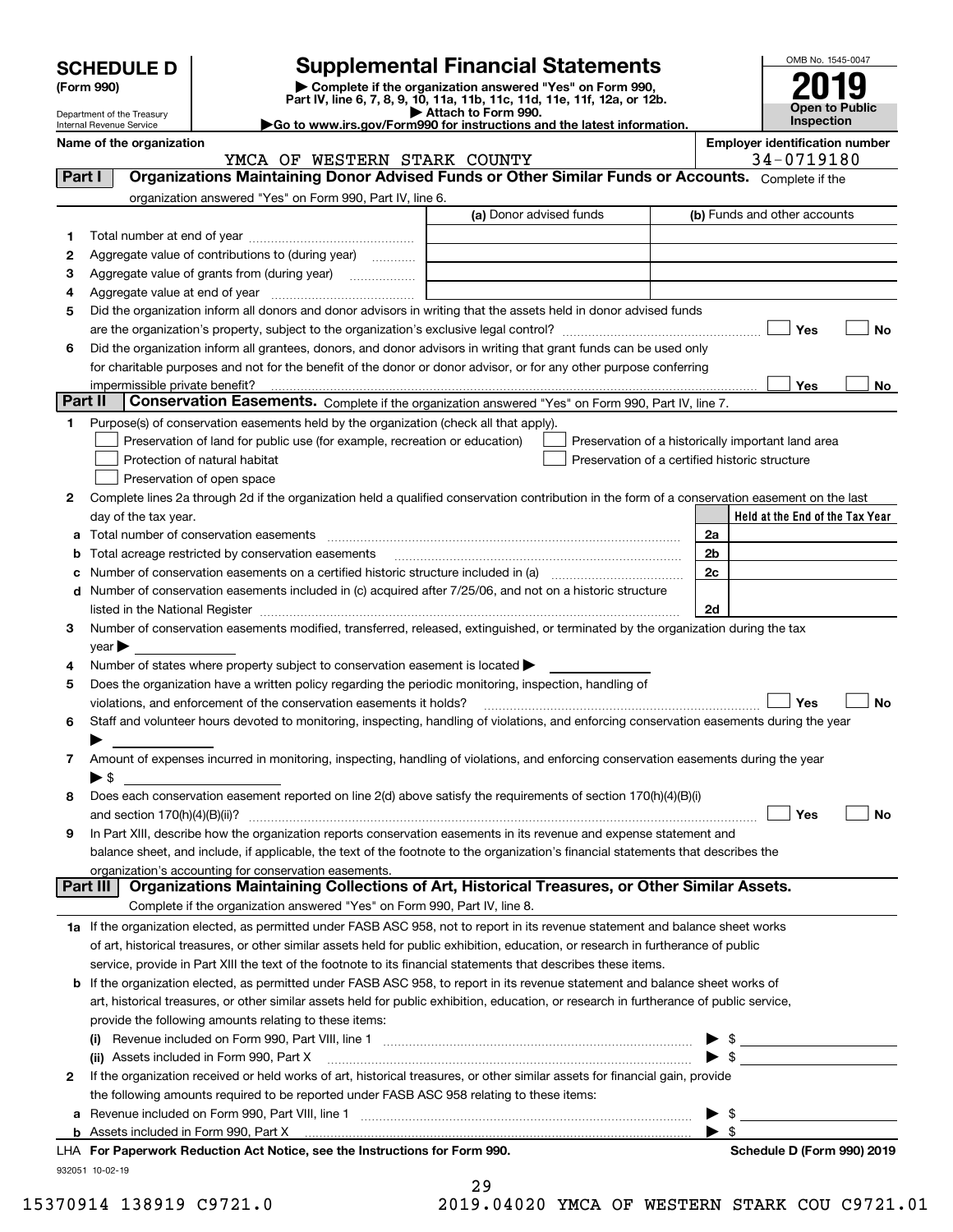**SCHEDULE D (Form 990)**

Department of the Treasury
Internal Revenue Service

# Supplemental Financial Statements

▶ Complete if the organization answered "Yes" on Form 990, Part IV, line 6, 7, 8, 9, 10, 11a, 11b, 11c, 11d, 11e, 11f, 12a, or 12b.
▶ Attach to Form 990.
▶Go to www.irs.gov/Form990 for instructions and the latest information.

OMB No. 1545-0047

**2019**

**Open to Public Inspection**

**Name of the organization:** YMCA OF WESTERN STARK COUNTY

**Employer identification number:** 34-0719180

## Part I Organizations Maintaining Donor Advised Funds or Other Similar Funds or Accounts.
Complete if the organization answered "Yes" on Form 990, Part IV, line 6.

| | | (a) Donor advised funds | (b) Funds and other accounts |
|---|---|---|---|
| 1 | Total number at end of year | | |
| 2 | Aggregate value of contributions to (during year) | | |
| 3 | Aggregate value of grants from (during year) | | |
| 4 | Aggregate value at end of year | | |

5 Did the organization inform all donors and donor advisors in writing that the assets held in donor advised funds are the organization's property, subject to the organization's exclusive legal control? ☐ Yes ☐ No

6 Did the organization inform all grantees, donors, and donor advisors in writing that grant funds can be used only for charitable purposes and not for the benefit of the donor or donor advisor, or for any other purpose conferring impermissible private benefit? ☐ Yes ☐ No

## Part II Conservation Easements.
Complete if the organization answered "Yes" on Form 990, Part IV, line 7.

1 Purpose(s) of conservation easements held by the organization (check all that apply).

- ☐ Preservation of land for public use (for example, recreation or education)
- ☐ Protection of natural habitat
- ☐ Preservation of open space
- ☐ Preservation of a historically important land area
- ☐ Preservation of a certified historic structure

2 Complete lines 2a through 2d if the organization held a qualified conservation contribution in the form of a conservation easement on the last day of the tax year.

| | | | Held at the End of the Tax Year |
|---|---|---|---|
| a | Total number of conservation easements | 2a | |
| b | Total acreage restricted by conservation easements | 2b | |
| c | Number of conservation easements on a certified historic structure included in (a) | 2c | |
| d | Number of conservation easements included in (c) acquired after 7/25/06, and not on a historic structure listed in the National Register | 2d | |

3 Number of conservation easements modified, transferred, released, extinguished, or terminated by the organization during the tax year ▶

4 Number of states where property subject to conservation easement is located ▶

5 Does the organization have a written policy regarding the periodic monitoring, inspection, handling of violations, and enforcement of the conservation easements it holds? ☐ Yes ☐ No

6 Staff and volunteer hours devoted to monitoring, inspecting, handling of violations, and enforcing conservation easements during the year ▶

7 Amount of expenses incurred in monitoring, inspecting, handling of violations, and enforcing conservation easements during the year ▶ $

8 Does each conservation easement reported on line 2(d) above satisfy the requirements of section 170(h)(4)(B)(i) and section 170(h)(4)(B)(ii)? ☐ Yes ☐ No

9 In Part XIII, describe how the organization reports conservation easements in its revenue and expense statement and balance sheet, and include, if applicable, the text of the footnote to the organization's financial statements that describes the organization's accounting for conservation easements.

## Part III Organizations Maintaining Collections of Art, Historical Treasures, or Other Similar Assets.
Complete if the organization answered "Yes" on Form 990, Part IV, line 8.

1a If the organization elected, as permitted under FASB ASC 958, not to report in its revenue statement and balance sheet works of art, historical treasures, or other similar assets held for public exhibition, education, or research in furtherance of public service, provide in Part XIII the text of the footnote to its financial statements that describes these items.

b If the organization elected, as permitted under FASB ASC 958, to report in its revenue statement and balance sheet works of art, historical treasures, or other similar assets held for public exhibition, education, or research in furtherance of public service, provide the following amounts relating to these items:

(i) Revenue included on Form 990, Part VIII, line 1 ▶ $

(ii) Assets included in Form 990, Part X ▶ $

2 If the organization received or held works of art, historical treasures, or other similar assets for financial gain, provide the following amounts required to be reported under FASB ASC 958 relating to these items:

a Revenue included on Form 990, Part VIII, line 1 ▶ $

b Assets included in Form 990, Part X ▶ $

**LHA For Paperwork Reduction Act Notice, see the Instructions for Form 990.** **Schedule D (Form 990) 2019**

932051 10-02-19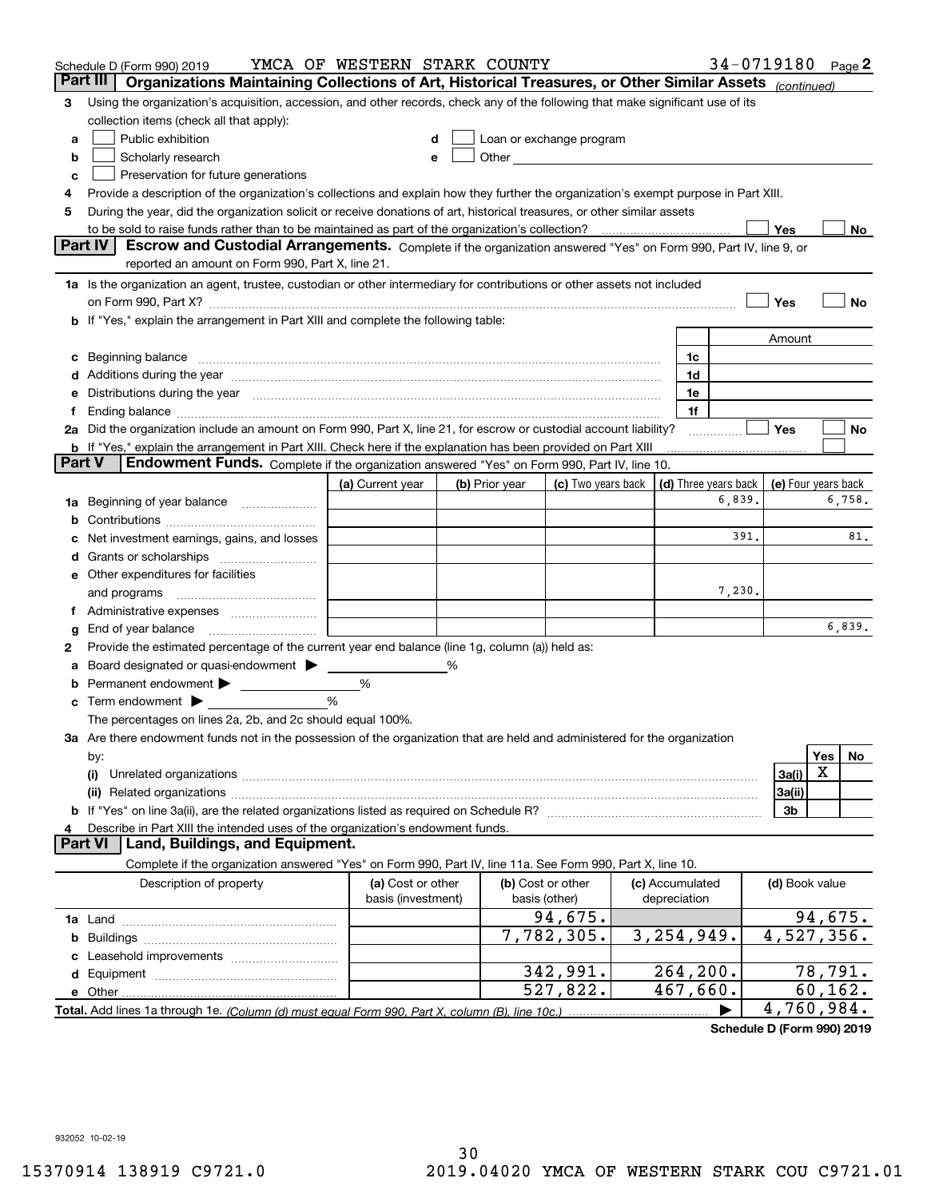Schedule D (Form 990) 2019 YMCA OF WESTERN STARK COUNTY 34-0719180 Page 2

## Part III Organizations Maintaining Collections of Art, Historical Treasures, or Other Similar Assets *(continued)*

**3** Using the organization's acquisition, accession, and other records, check any of the following that make significant use of its collection items (check all that apply):

- **a** ☐ Public exhibition
- **b** ☐ Scholarly research
- **c** ☐ Preservation for future generations
- **d** ☐ Loan or exchange program
- **e** ☐ Other

**4** Provide a description of the organization's collections and explain how they further the organization's exempt purpose in Part XIII.

**5** During the year, did the organization solicit or receive donations of art, historical treasures, or other similar assets to be sold to raise funds rather than to be maintained as part of the organization's collection? ☐ Yes ☐ No

## Part IV Escrow and Custodial Arrangements.

Complete if the organization answered "Yes" on Form 990, Part IV, line 9, or reported an amount on Form 990, Part X, line 21.

**1a** Is the organization an agent, trustee, custodian or other intermediary for contributions or other assets not included on Form 990, Part X? ☐ Yes ☐ No

**b** If "Yes," explain the arrangement in Part XIII and complete the following table:

| | | Amount |
|---|---|---|
| **c** Beginning balance | 1c | |
| **d** Additions during the year | 1d | |
| **e** Distributions during the year | 1e | |
| **f** Ending balance | 1f | |

**2a** Did the organization include an amount on Form 990, Part X, line 21, for escrow or custodial account liability? ☐ Yes ☐ No

**b** If "Yes," explain the arrangement in Part XIII. Check here if the explanation has been provided on Part XIII ☐

## Part V Endowment Funds.

Complete if the organization answered "Yes" on Form 990, Part IV, line 10.

| | (a) Current year | (b) Prior year | (c) Two years back | (d) Three years back | (e) Four years back |
|---|---|---|---|---|---|
| **1a** Beginning of year balance | | | | 6,839. | 6,758. |
| **b** Contributions | | | | | |
| **c** Net investment earnings, gains, and losses | | | | 391. | 81. |
| **d** Grants or scholarships | | | | | |
| **e** Other expenditures for facilities and programs | | | | 7,230. | |
| **f** Administrative expenses | | | | | |
| **g** End of year balance | | | | | 6,839. |

**2** Provide the estimated percentage of the current year end balance (line 1g, column (a)) held as:

- **a** Board designated or quasi-endowment ▶ ______ %
- **b** Permanent endowment ▶ ______ %
- **c** Term endowment ▶ ______ %

The percentages on lines 2a, 2b, and 2c should equal 100%.

**3a** Are there endowment funds not in the possession of the organization that are held and administered for the organization by:

| | | Yes | No |
|---|---|---|---|
| (i) Unrelated organizations | 3a(i) | X | |
| (ii) Related organizations | 3a(ii) | | |
| **b** If "Yes" on line 3a(ii), are the related organizations listed as required on Schedule R? | 3b | | |

**4** Describe in Part XIII the intended uses of the organization's endowment funds.

## Part VI Land, Buildings, and Equipment.

Complete if the organization answered "Yes" on Form 990, Part IV, line 11a. See Form 990, Part X, line 10.

| Description of property | (a) Cost or other basis (investment) | (b) Cost or other basis (other) | (c) Accumulated depreciation | (d) Book value |
|---|---|---|---|---|
| **1a** Land | | 94,675. | | 94,675. |
| **b** Buildings | | 7,782,305. | 3,254,949. | 4,527,356. |
| **c** Leasehold improvements | | | | |
| **d** Equipment | | 342,991. | 264,200. | 78,791. |
| **e** Other | | 527,822. | 467,660. | 60,162. |
| **Total.** Add lines 1a through 1e. *(Column (d) must equal Form 990, Part X, column (B), line 10c.)* | | | ▶ | 4,760,984. |

**Schedule D (Form 990) 2019**

932052 10-02-19

15370914 138919 C9721.0 2019.04020 YMCA OF WESTERN STARK COU C9721.01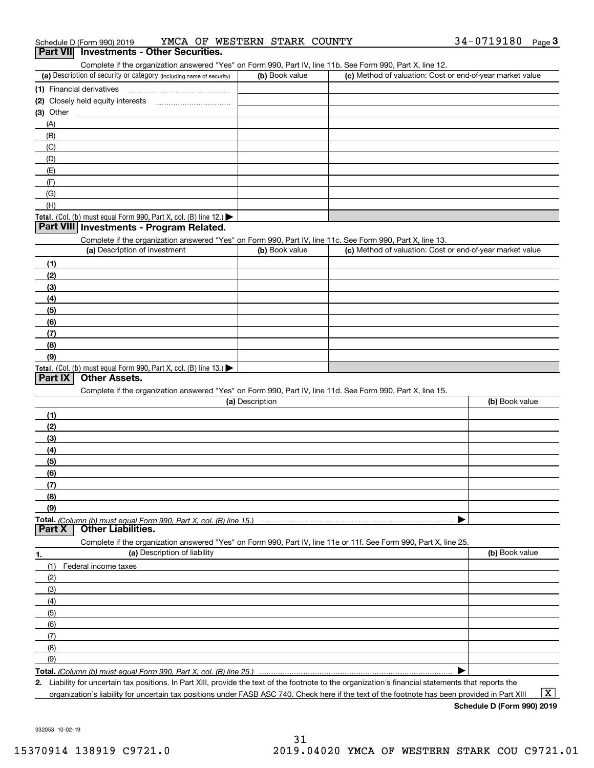Schedule D (Form 990) 2019 YMCA OF WESTERN STARK COUNTY 34-0719180 Page 3

## Part VII Investments - Other Securities.

Complete if the organization answered "Yes" on Form 990, Part IV, line 11b. See Form 990, Part X, line 12.

| (a) Description of security or category (including name of security) | (b) Book value | (c) Method of valuation: Cost or end-of-year market value |
|---|---|---|
| (1) Financial derivatives | | |
| (2) Closely held equity interests | | |
| (3) Other | | |
| (A) | | |
| (B) | | |
| (C) | | |
| (D) | | |
| (E) | | |
| (F) | | |
| (G) | | |
| (H) | | |
| **Total.** (Col. (b) must equal Form 990, Part X, col. (B) line 12.) ▶ | | |

## Part VIII Investments - Program Related.

Complete if the organization answered "Yes" on Form 990, Part IV, line 11c. See Form 990, Part X, line 13.

| (a) Description of investment | (b) Book value | (c) Method of valuation: Cost or end-of-year market value |
|---|---|---|
| (1) | | |
| (2) | | |
| (3) | | |
| (4) | | |
| (5) | | |
| (6) | | |
| (7) | | |
| (8) | | |
| (9) | | |
| **Total.** (Col. (b) must equal Form 990, Part X, col. (B) line 13.) ▶ | | |

## Part IX Other Assets.

Complete if the organization answered "Yes" on Form 990, Part IV, line 11d. See Form 990, Part X, line 15.

| (a) Description | (b) Book value |
|---|---|
| (1) | |
| (2) | |
| (3) | |
| (4) | |
| (5) | |
| (6) | |
| (7) | |
| (8) | |
| (9) | |
| **Total.** *(Column (b) must equal Form 990, Part X, col. (B) line 15.)* ▶ | |

## Part X Other Liabilities.

Complete if the organization answered "Yes" on Form 990, Part IV, line 11e or 11f. See Form 990, Part X, line 25.

| 1. (a) Description of liability | (b) Book value |
|---|---|
| (1) Federal income taxes | |
| (2) | |
| (3) | |
| (4) | |
| (5) | |
| (6) | |
| (7) | |
| (8) | |
| (9) | |
| **Total.** *(Column (b) must equal Form 990, Part X, col. (B) line 25.)* ▶ | |

**2.** Liability for uncertain tax positions. In Part XIII, provide the text of the footnote to the organization's financial statements that reports the organization's liability for uncertain tax positions under FASB ASC 740. Check here if the text of the footnote has been provided in Part XIII ... [X]

**Schedule D (Form 990) 2019**

932053 10-02-19

15370914 138919 C9721.0 2019.04020 YMCA OF WESTERN STARK COU C9721.01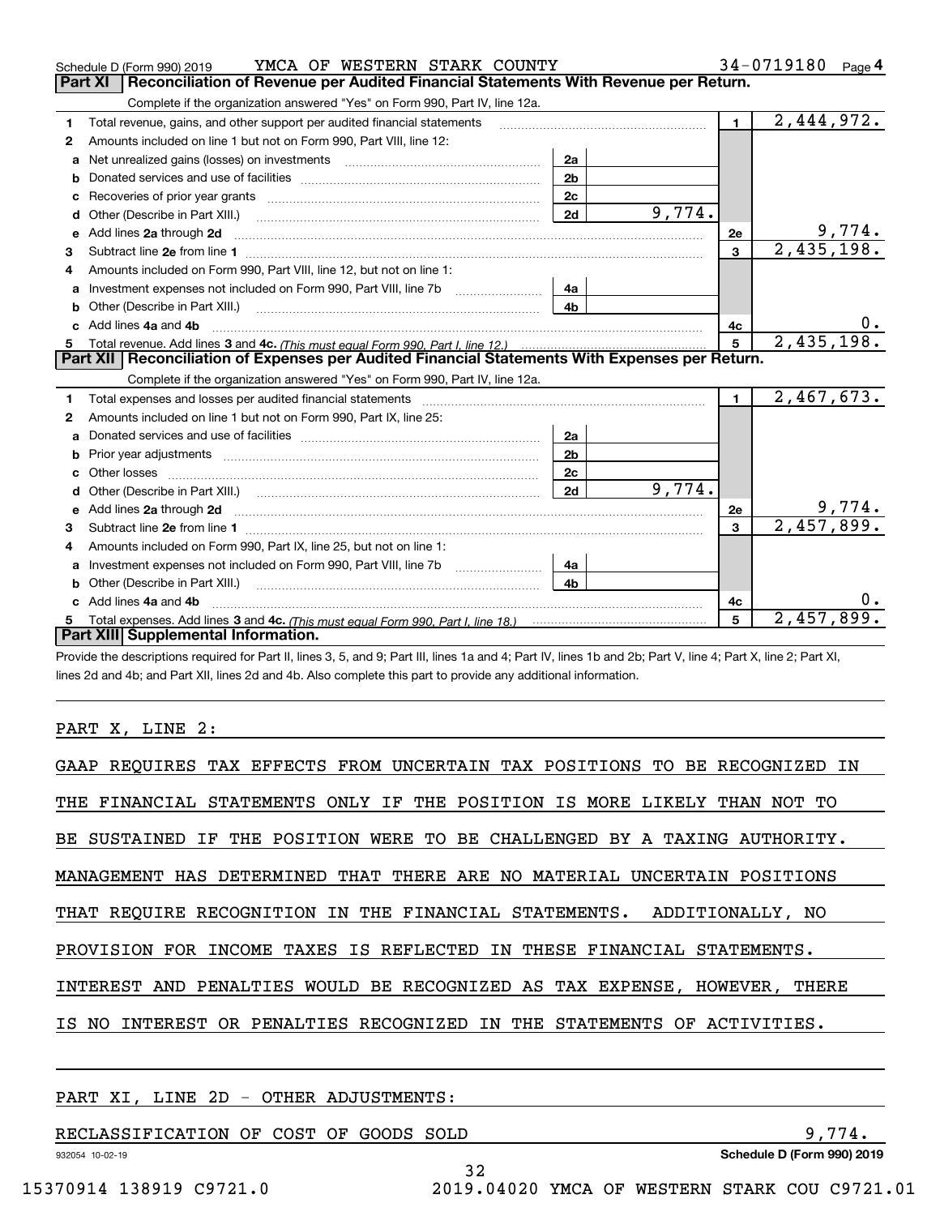Schedule D (Form 990) 2019 YMCA OF WESTERN STARK COUNTY 34-0719180 Page 4

## Part XI Reconciliation of Revenue per Audited Financial Statements With Revenue per Return.

Complete if the organization answered "Yes" on Form 990, Part IV, line 12a.

| | | | | | |
|---|---|---|---|---|---|
| 1 | Total revenue, gains, and other support per audited financial statements | | | 1 | 2,444,972. |
| 2 | Amounts included on line 1 but not on Form 990, Part VIII, line 12: | | | | |
| a | Net unrealized gains (losses) on investments | 2a | | | |
| b | Donated services and use of facilities | 2b | | | |
| c | Recoveries of prior year grants | 2c | | | |
| d | Other (Describe in Part XIII.) | 2d | 9,774. | | |
| e | Add lines 2a through 2d | | | 2e | 9,774. |
| 3 | Subtract line 2e from line 1 | | | 3 | 2,435,198. |
| 4 | Amounts included on Form 990, Part VIII, line 12, but not on line 1: | | | | |
| a | Investment expenses not included on Form 990, Part VIII, line 7b | 4a | | | |
| b | Other (Describe in Part XIII.) | 4b | | | |
| c | Add lines 4a and 4b | | | 4c | 0. |
| 5 | Total revenue. Add lines 3 and 4c. *(This must equal Form 990, Part I, line 12.)* | | | 5 | 2,435,198. |

## Part XII Reconciliation of Expenses per Audited Financial Statements With Expenses per Return.

Complete if the organization answered "Yes" on Form 990, Part IV, line 12a.

| | | | | | |
|---|---|---|---|---|---|
| 1 | Total expenses and losses per audited financial statements | | | 1 | 2,467,673. |
| 2 | Amounts included on line 1 but not on Form 990, Part IX, line 25: | | | | |
| a | Donated services and use of facilities | 2a | | | |
| b | Prior year adjustments | 2b | | | |
| c | Other losses | 2c | | | |
| d | Other (Describe in Part XIII.) | 2d | 9,774. | | |
| e | Add lines 2a through 2d | | | 2e | 9,774. |
| 3 | Subtract line 2e from line 1 | | | 3 | 2,457,899. |
| 4 | Amounts included on Form 990, Part IX, line 25, but not on line 1: | | | | |
| a | Investment expenses not included on Form 990, Part VIII, line 7b | 4a | | | |
| b | Other (Describe in Part XIII.) | 4b | | | |
| c | Add lines 4a and 4b | | | 4c | 0. |
| 5 | Total expenses. Add lines 3 and 4c. *(This must equal Form 990, Part I, line 18.)* | | | 5 | 2,457,899. |

## Part XIII Supplemental Information.

Provide the descriptions required for Part II, lines 3, 5, and 9; Part III, lines 1a and 4; Part IV, lines 1b and 2b; Part V, line 4; Part X, line 2; Part XI, lines 2d and 4b; and Part XII, lines 2d and 4b. Also complete this part to provide any additional information.

PART X, LINE 2:

GAAP REQUIRES TAX EFFECTS FROM UNCERTAIN TAX POSITIONS TO BE RECOGNIZED IN THE FINANCIAL STATEMENTS ONLY IF THE POSITION IS MORE LIKELY THAN NOT TO BE SUSTAINED IF THE POSITION WERE TO BE CHALLENGED BY A TAXING AUTHORITY. MANAGEMENT HAS DETERMINED THAT THERE ARE NO MATERIAL UNCERTAIN POSITIONS THAT REQUIRE RECOGNITION IN THE FINANCIAL STATEMENTS. ADDITIONALLY, NO PROVISION FOR INCOME TAXES IS REFLECTED IN THESE FINANCIAL STATEMENTS. INTEREST AND PENALTIES WOULD BE RECOGNIZED AS TAX EXPENSE, HOWEVER, THERE IS NO INTEREST OR PENALTIES RECOGNIZED IN THE STATEMENTS OF ACTIVITIES.

PART XI, LINE 2D - OTHER ADJUSTMENTS:

RECLASSIFICATION OF COST OF GOODS SOLD 9,774.

932054 10-02-19 Schedule D (Form 990) 2019

15370914 138919 C9721.0 2019.04020 YMCA OF WESTERN STARK COU C9721.01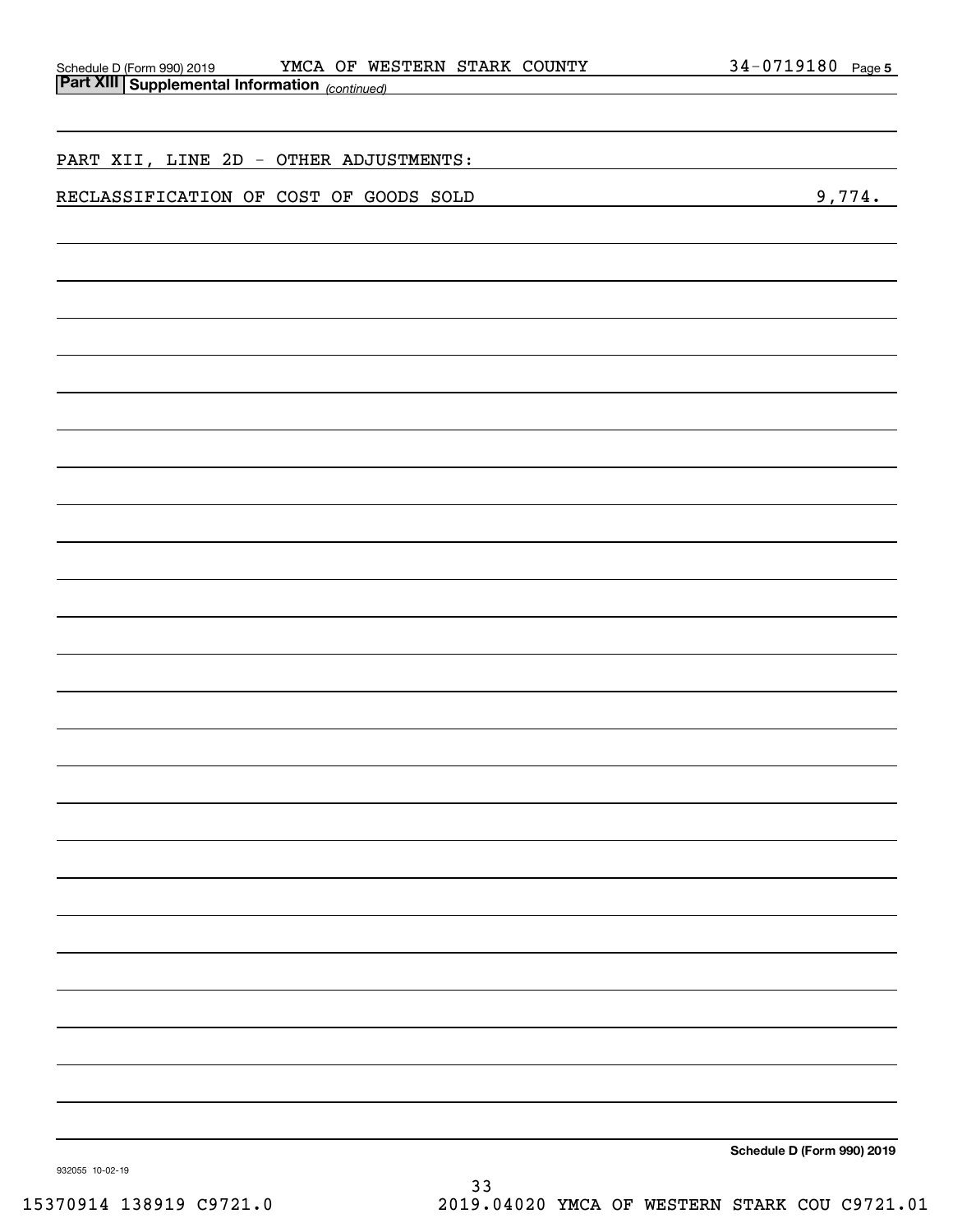Schedule D (Form 990) 2019 YMCA OF WESTERN STARK COUNTY 34-0719180 Page 5

**Part XIII Supplemental Information** *(continued)*

PART XII, LINE 2D - OTHER ADJUSTMENTS:

RECLASSIFICATION OF COST OF GOODS SOLD 9,774.

**Schedule D (Form 990) 2019**

932055 10-02-19

15370914 138919 C9721.0 2019.04020 YMCA OF WESTERN STARK COU C9721.01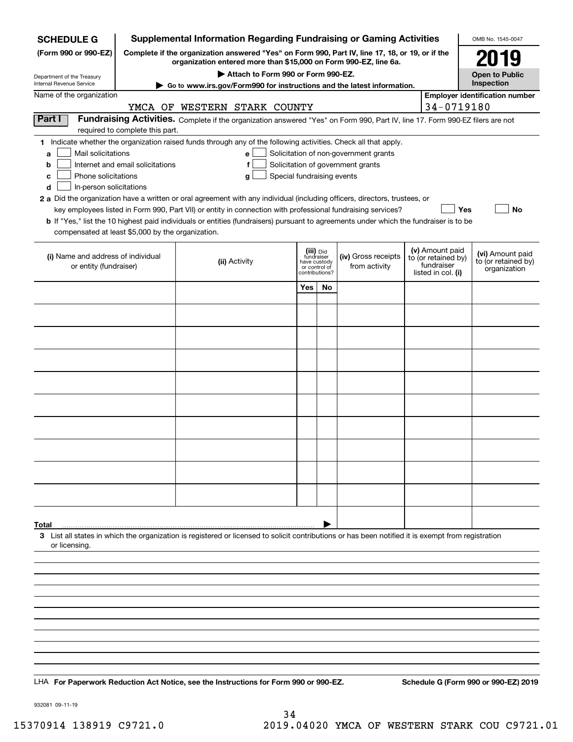**SCHEDULE G**
**(Form 990 or 990-EZ)**

Department of the Treasury
Internal Revenue Service

# Supplemental Information Regarding Fundraising or Gaming Activities

**Complete if the organization answered "Yes" on Form 990, Part IV, line 17, 18, or 19, or if the organization entered more than $15,000 on Form 990-EZ, line 6a.**

**▶ Attach to Form 990 or Form 990-EZ.**

**▶ Go to www.irs.gov/Form990 for instructions and the latest information.**

OMB No. 1545-0047

**2019**

**Open to Public Inspection**

Name of the organization: YMCA OF WESTERN STARK COUNTY

**Employer identification number** 34-0719180

**Part I** **Fundraising Activities.** Complete if the organization answered "Yes" on Form 990, Part IV, line 17. Form 990-EZ filers are not required to complete this part.

**1** Indicate whether the organization raised funds through any of the following activities. Check all that apply.

- **a** ☐ Mail solicitations
- **b** ☐ Internet and email solicitations
- **c** ☐ Phone solicitations
- **d** ☐ In-person solicitations
- **e** ☐ Solicitation of non-government grants
- **f** ☐ Solicitation of government grants
- **g** ☐ Special fundraising events

**2 a** Did the organization have a written or oral agreement with any individual (including officers, directors, trustees, or key employees listed in Form 990, Part VII) or entity in connection with professional fundraising services? ☐ **Yes** ☐ **No**

**b** If "Yes," list the 10 highest paid individuals or entities (fundraisers) pursuant to agreements under which the fundraiser is to be compensated at least $5,000 by the organization.

| (i) Name and address of individual or entity (fundraiser) | (ii) Activity | (iii) Did fundraiser have custody or control of contributions? | | (iv) Gross receipts from activity | (v) Amount paid to (or retained by) fundraiser listed in col. (i) | (vi) Amount paid to (or retained by) organization |
|---|---|---|---|---|---|---|
| | | Yes | No | | | |
| | | | | | | |
| | | | | | | |
| | | | | | | |
| | | | | | | |
| | | | | | | |
| | | | | | | |
| | | | | | | |
| | | | | | | |
| | | | | | | |
| | | | | | | |
| **Total** ▶ | | | | | | |

**3** List all states in which the organization is registered or licensed to solicit contributions or has been notified it is exempt from registration or licensing.

LHA **For Paperwork Reduction Act Notice, see the Instructions for Form 990 or 990-EZ.** **Schedule G (Form 990 or 990-EZ) 2019**

932081 09-11-19

15370914 138919 C9721.0 2019.04020 YMCA OF WESTERN STARK COU C9721.01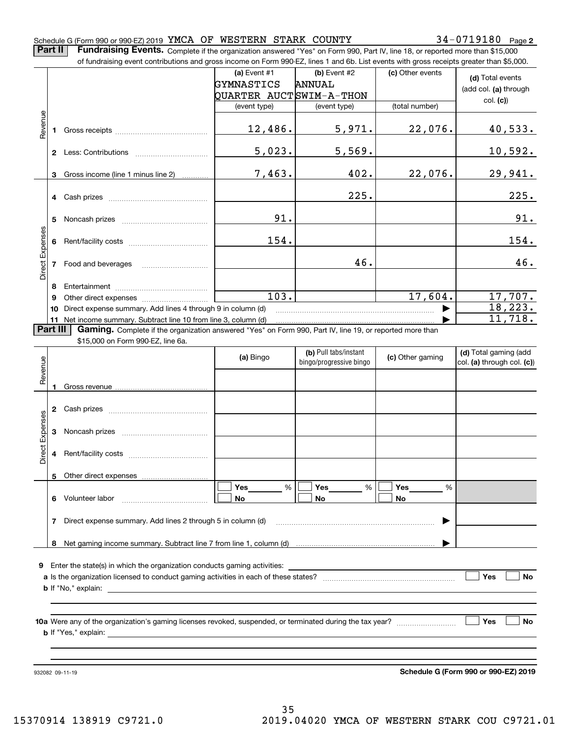Schedule G (Form 990 or 990-EZ) 2019 YMCA OF WESTERN STARK COUNTY 34-0719180 Page **2**

**Part II** **Fundraising Events.** Complete if the organization answered "Yes" on Form 990, Part IV, line 18, or reported more than $15,000 of fundraising event contributions and gross income on Form 990-EZ, lines 1 and 6b. List events with gross receipts greater than $5,000.

| | | (a) Event #1 GYMNASTICS QUARTER AUCT (event type) | (b) Event #2 ANNUAL SWIM-A-THON (event type) | (c) Other events (total number) | (d) Total events (add col. (a) through col. (c)) |
|---|---|---|---|---|---|
| Revenue | 1 Gross receipts | 12,486. | 5,971. | 22,076. | 40,533. |
| | 2 Less: Contributions | 5,023. | 5,569. | | 10,592. |
| | 3 Gross income (line 1 minus line 2) | 7,463. | 402. | 22,076. | 29,941. |
| Direct Expenses | 4 Cash prizes | | 225. | | 225. |
| | 5 Noncash prizes | 91. | | | 91. |
| | 6 Rent/facility costs | 154. | | | 154. |
| | 7 Food and beverages | | 46. | | 46. |
| | 8 Entertainment | | | | |
| | 9 Other direct expenses | 103. | | 17,604. | 17,707. |
| | 10 Direct expense summary. Add lines 4 through 9 in column (d) | | | ▶ | 18,223. |
| | 11 Net income summary. Subtract line 10 from line 3, column (d) | | | ▶ | 11,718. |

**Part III** **Gaming.** Complete if the organization answered "Yes" on Form 990, Part IV, line 19, or reported more than $15,000 on Form 990-EZ, line 6a.

| | | (a) Bingo | (b) Pull tabs/instant bingo/progressive bingo | (c) Other gaming | (d) Total gaming (add col. (a) through col. (c)) |
|---|---|---|---|---|---|
| Revenue | 1 Gross revenue | | | | |
| Direct Expenses | 2 Cash prizes | | | | |
| | 3 Noncash prizes | | | | |
| | 4 Rent/facility costs | | | | |
| | 5 Other direct expenses | | | | |
| | 6 Volunteer labor | ☐ Yes ___ % ☐ No | ☐ Yes ___ % ☐ No | ☐ Yes ___ % ☐ No | |
| | 7 Direct expense summary. Add lines 2 through 5 in column (d) | | | ▶ | |
| | 8 Net gaming income summary. Subtract line 7 from line 1, column (d) | | | ▶ | |

**9** Enter the state(s) in which the organization conducts gaming activities: ____________________

**a** Is the organization licensed to conduct gaming activities in each of these states? ☐ Yes ☐ No

**b** If "No," explain: ____________________

**10a** Were any of the organization's gaming licenses revoked, suspended, or terminated during the tax year? ☐ Yes ☐ No

**b** If "Yes," explain: ____________________

932082 09-11-19 **Schedule G (Form 990 or 990-EZ) 2019**

15370914 138919 C9721.0 2019.04020 YMCA OF WESTERN STARK COU C9721.01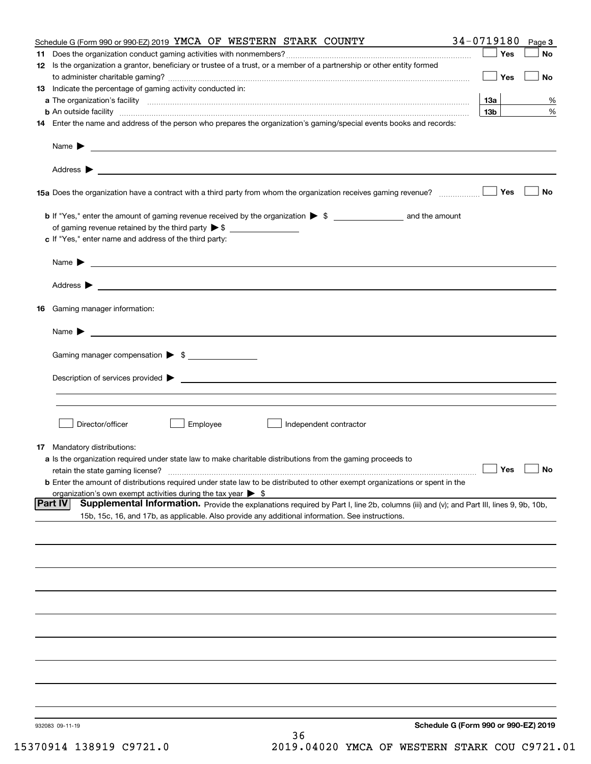Schedule G (Form 990 or 990-EZ) 2019 YMCA OF WESTERN STARK COUNTY 34-0719180 Page 3

**11** Does the organization conduct gaming activities with nonmembers? ☐ Yes ☐ No

**12** Is the organization a grantor, beneficiary or trustee of a trust, or a member of a partnership or other entity formed to administer charitable gaming? ☐ Yes ☐ No

**13** Indicate the percentage of gaming activity conducted in:

**a** The organization's facility ..... **13a** ____ %

**b** An outside facility ..... **13b** ____ %

**14** Enter the name and address of the person who prepares the organization's gaming/special events books and records:

Name ▶

Address ▶

**15a** Does the organization have a contract with a third party from whom the organization receives gaming revenue? ☐ Yes ☐ No

**b** If "Yes," enter the amount of gaming revenue received by the organization ▶ $ ________ and the amount of gaming revenue retained by the third party ▶ $ ________

**c** If "Yes," enter name and address of the third party:

Name ▶

Address ▶

**16** Gaming manager information:

Name ▶

Gaming manager compensation ▶ $ ________

Description of services provided ▶

☐ Director/officer ☐ Employee ☐ Independent contractor

**17** Mandatory distributions:

**a** Is the organization required under state law to make charitable distributions from the gaming proceeds to retain the state gaming license? ☐ Yes ☐ No

**b** Enter the amount of distributions required under state law to be distributed to other exempt organizations or spent in the organization's own exempt activities during the tax year ▶ $

**Part IV** **Supplemental Information.** Provide the explanations required by Part I, line 2b, columns (iii) and (v); and Part III, lines 9, 9b, 10b, 15b, 15c, 16, and 17b, as applicable. Also provide any additional information. See instructions.

932083 09-11-19

**Schedule G (Form 990 or 990-EZ) 2019**

15370914 138919 C9721.0 2019.04020 YMCA OF WESTERN STARK COU C9721.01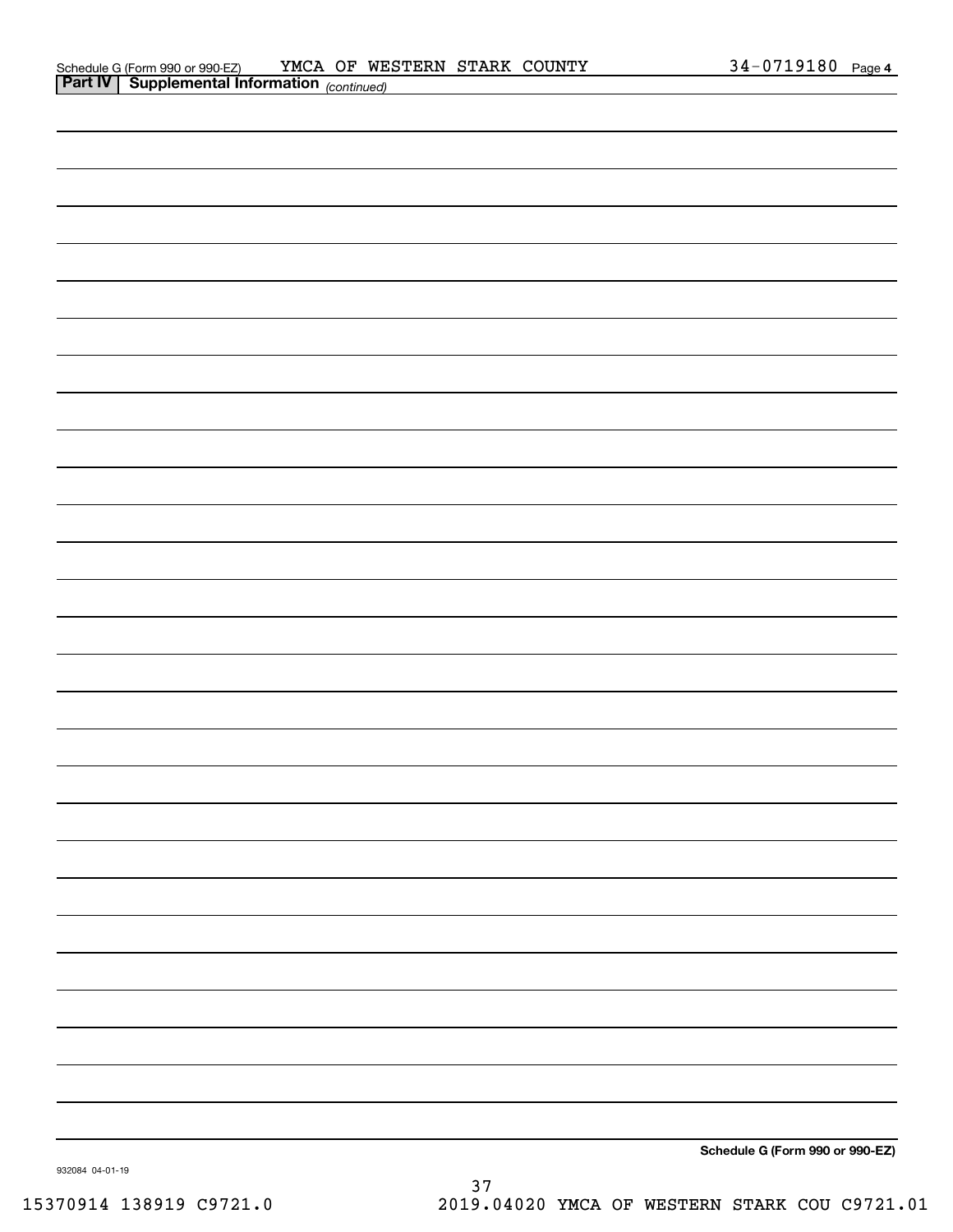Schedule G (Form 990 or 990-EZ) YMCA OF WESTERN STARK COUNTY 34-0719180 Page **4**

**Part IV | Supplemental Information** *(continued)*

**Schedule G (Form 990 or 990-EZ)**

932084 04-01-19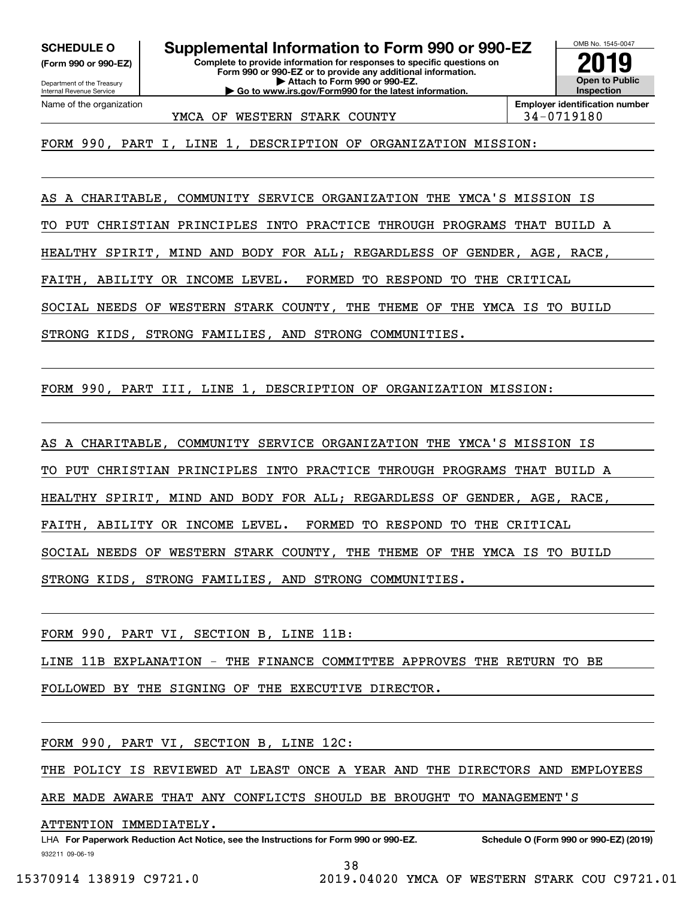**SCHEDULE O**
**(Form 990 or 990-EZ)**

Department of the Treasury
Internal Revenue Service

# Supplemental Information to Form 990 or 990-EZ

**Complete to provide information for responses to specific questions on Form 990 or 990-EZ or to provide any additional information.**
**▶ Attach to Form 990 or 990-EZ.**
**▶ Go to www.irs.gov/Form990 for the latest information.**

OMB No. 1545-0047

**2019**

**Open to Public Inspection**

| Name of the organization | Employer identification number |
|---|---|
| YMCA OF WESTERN STARK COUNTY | 34-0719180 |

FORM 990, PART I, LINE 1, DESCRIPTION OF ORGANIZATION MISSION:

AS A CHARITABLE, COMMUNITY SERVICE ORGANIZATION THE YMCA'S MISSION IS TO PUT CHRISTIAN PRINCIPLES INTO PRACTICE THROUGH PROGRAMS THAT BUILD A HEALTHY SPIRIT, MIND AND BODY FOR ALL; REGARDLESS OF GENDER, AGE, RACE, FAITH, ABILITY OR INCOME LEVEL. FORMED TO RESPOND TO THE CRITICAL SOCIAL NEEDS OF WESTERN STARK COUNTY, THE THEME OF THE YMCA IS TO BUILD STRONG KIDS, STRONG FAMILIES, AND STRONG COMMUNITIES.

FORM 990, PART III, LINE 1, DESCRIPTION OF ORGANIZATION MISSION:

AS A CHARITABLE, COMMUNITY SERVICE ORGANIZATION THE YMCA'S MISSION IS TO PUT CHRISTIAN PRINCIPLES INTO PRACTICE THROUGH PROGRAMS THAT BUILD A HEALTHY SPIRIT, MIND AND BODY FOR ALL; REGARDLESS OF GENDER, AGE, RACE, FAITH, ABILITY OR INCOME LEVEL. FORMED TO RESPOND TO THE CRITICAL SOCIAL NEEDS OF WESTERN STARK COUNTY, THE THEME OF THE YMCA IS TO BUILD STRONG KIDS, STRONG FAMILIES, AND STRONG COMMUNITIES.

FORM 990, PART VI, SECTION B, LINE 11B:

LINE 11B EXPLANATION - THE FINANCE COMMITTEE APPROVES THE RETURN TO BE FOLLOWED BY THE SIGNING OF THE EXECUTIVE DIRECTOR.

FORM 990, PART VI, SECTION B, LINE 12C:

THE POLICY IS REVIEWED AT LEAST ONCE A YEAR AND THE DIRECTORS AND EMPLOYEES ARE MADE AWARE THAT ANY CONFLICTS SHOULD BE BROUGHT TO MANAGEMENT'S ATTENTION IMMEDIATELY.

LHA **For Paperwork Reduction Act Notice, see the Instructions for Form 990 or 990-EZ.** **Schedule O (Form 990 or 990-EZ) (2019)**

932211 09-06-19

15370914 138919 C9721.0 2019.04020 YMCA OF WESTERN STARK COU C9721.01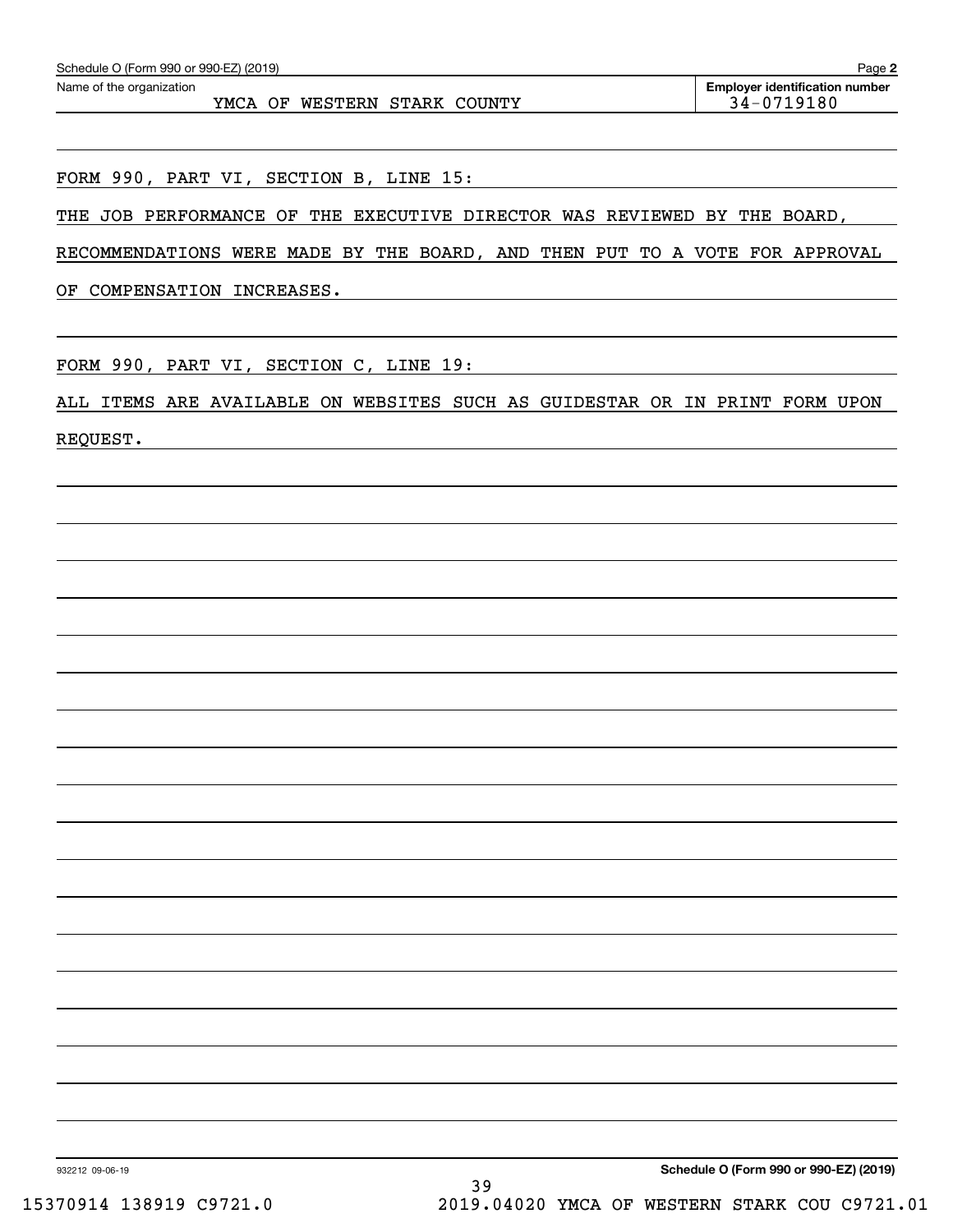Schedule O (Form 990 or 990-EZ) (2019)

Name of the organization: YMCA OF WESTERN STARK COUNTY

Employer identification number: 34-0719180

FORM 990, PART VI, SECTION B, LINE 15:

THE JOB PERFORMANCE OF THE EXECUTIVE DIRECTOR WAS REVIEWED BY THE BOARD, RECOMMENDATIONS WERE MADE BY THE BOARD, AND THEN PUT TO A VOTE FOR APPROVAL OF COMPENSATION INCREASES.

FORM 990, PART VI, SECTION C, LINE 19:

ALL ITEMS ARE AVAILABLE ON WEBSITES SUCH AS GUIDESTAR OR IN PRINT FORM UPON REQUEST.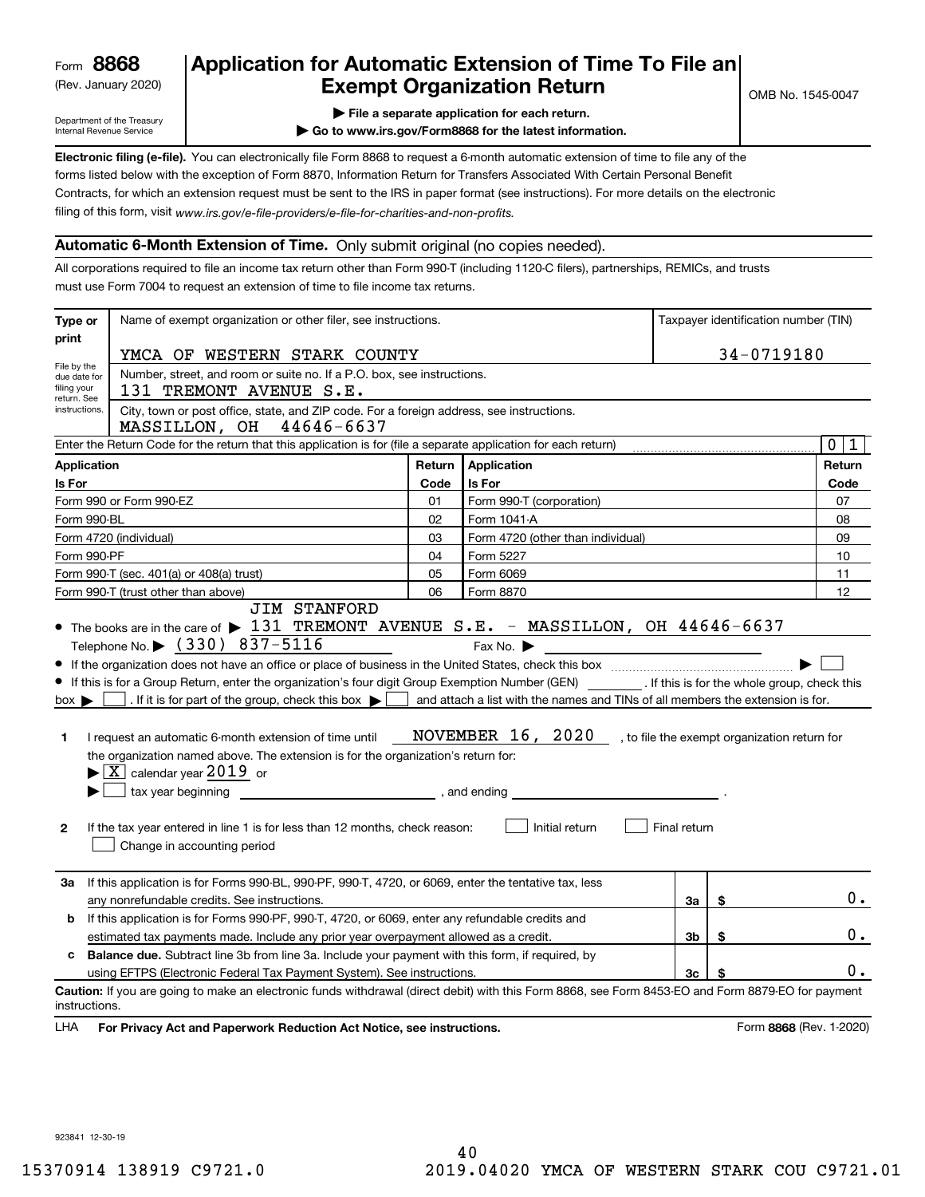Form **8868**
(Rev. January 2020)

Department of the Treasury
Internal Revenue Service

# Application for Automatic Extension of Time To File an Exempt Organization Return

OMB No. 1545-0047

▶ File a separate application for each return.

▶ Go to www.irs.gov/Form8868 for the latest information.

**Electronic filing (e-file).** You can electronically file Form 8868 to request a 6-month automatic extension of time to file any of the forms listed below with the exception of Form 8870, Information Return for Transfers Associated With Certain Personal Benefit Contracts, for which an extension request must be sent to the IRS in paper format (see instructions). For more details on the electronic filing of this form, visit *www.irs.gov/e-file-providers/e-file-for-charities-and-non-profits.*

## Automatic 6-Month Extension of Time. Only submit original (no copies needed).

All corporations required to file an income tax return other than Form 990-T (including 1120-C filers), partnerships, REMICs, and trusts must use Form 7004 to request an extension of time to file income tax returns.

| Type or print | Name of exempt organization or other filer, see instructions. | Taxpayer identification number (TIN) |
|---|---|---|
| File by the due date for filing your return. See instructions. | YMCA OF WESTERN STARK COUNTY | 34-0719180 |
| | Number, street, and room or suite no. If a P.O. box, see instructions. 131 TREMONT AVENUE S.E. | |
| | City, town or post office, state, and ZIP code. For a foreign address, see instructions. MASSILLON, OH 44646-6637 | |

Enter the Return Code for the return that this application is for (file a separate application for each return) ..... 0 1

| Application Is For | Return Code | Application Is For | Return Code |
|---|---|---|---|
| Form 990 or Form 990-EZ | 01 | Form 990-T (corporation) | 07 |
| Form 990-BL | 02 | Form 1041-A | 08 |
| Form 4720 (individual) | 03 | Form 4720 (other than individual) | 09 |
| Form 990-PF | 04 | Form 5227 | 10 |
| Form 990-T (sec. 401(a) or 408(a) trust) | 05 | Form 6069 | 11 |
| Form 990-T (trust other than above) | 06 | Form 8870 | 12 |

- The books are in the care of ▶ JIM STANFORD 131 TREMONT AVENUE S.E. - MASSILLON, OH 44646-6637
  Telephone No. ▶ (330) 837-5116 Fax No. ▶
- If the organization does not have an office or place of business in the United States, check this box ..... ▶ ☐
- If this is for a Group Return, enter the organization's four digit Group Exemption Number (GEN) ________ . If this is for the whole group, check this box ▶ ☐ . If it is for part of the group, check this box ▶ ☐ and attach a list with the names and TINs of all members the extension is for.

**1** I request an automatic 6-month extension of time until NOVEMBER 16, 2020 , to file the exempt organization return for the organization named above. The extension is for the organization's return for:
▶ ☒ calendar year 2019 or
▶ ☐ tax year beginning ________________ , and ending ________________ .

**2** If the tax year entered in line 1 is for less than 12 months, check reason: ☐ Initial return ☐ Final return
☐ Change in accounting period

| | | | |
|---|---|---|---|
| **3a** | If this application is for Forms 990-BL, 990-PF, 990-T, 4720, or 6069, enter the tentative tax, less any nonrefundable credits. See instructions. | 3a | $ 0. |
| **b** | If this application is for Forms 990-PF, 990-T, 4720, or 6069, enter any refundable credits and estimated tax payments made. Include any prior year overpayment allowed as a credit. | 3b | $ 0. |
| **c** | **Balance due.** Subtract line 3b from line 3a. Include your payment with this form, if required, by using EFTPS (Electronic Federal Tax Payment System). See instructions. | 3c | $ 0. |

**Caution:** If you are going to make an electronic funds withdrawal (direct debit) with this Form 8868, see Form 8453-EO and Form 8879-EO for payment instructions.

LHA **For Privacy Act and Paperwork Reduction Act Notice, see instructions.** Form **8868** (Rev. 1-2020)

923841 12-30-19

15370914 138919 C9721.0 2019.04020 YMCA OF WESTERN STARK COU C9721.01